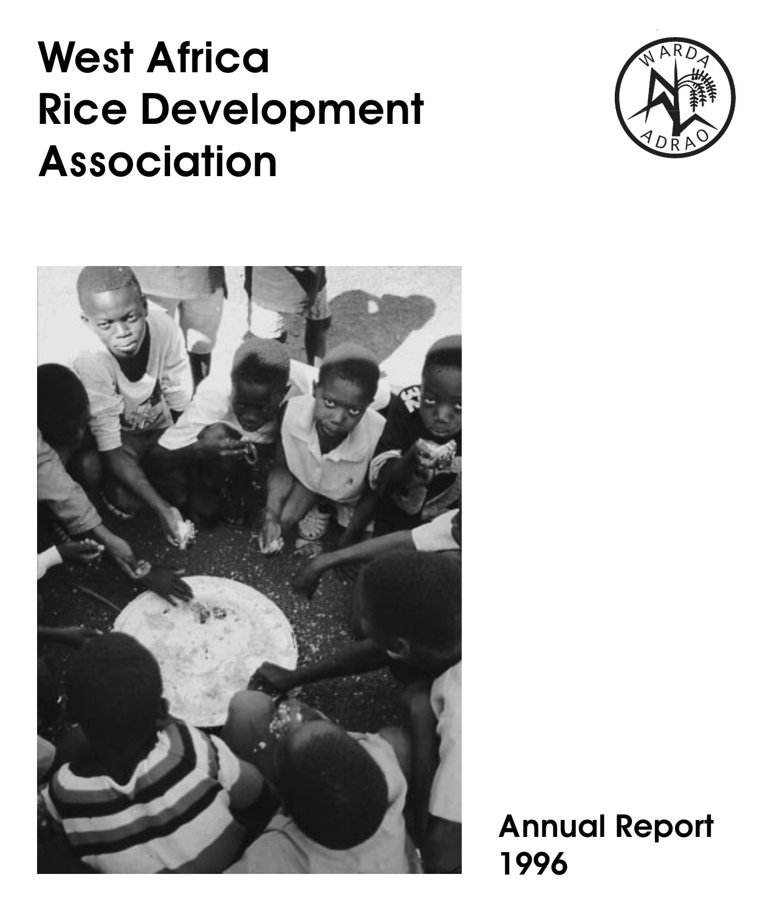# West Africa Rice Development Association

WARDA
ADRAO

Annual Report 1996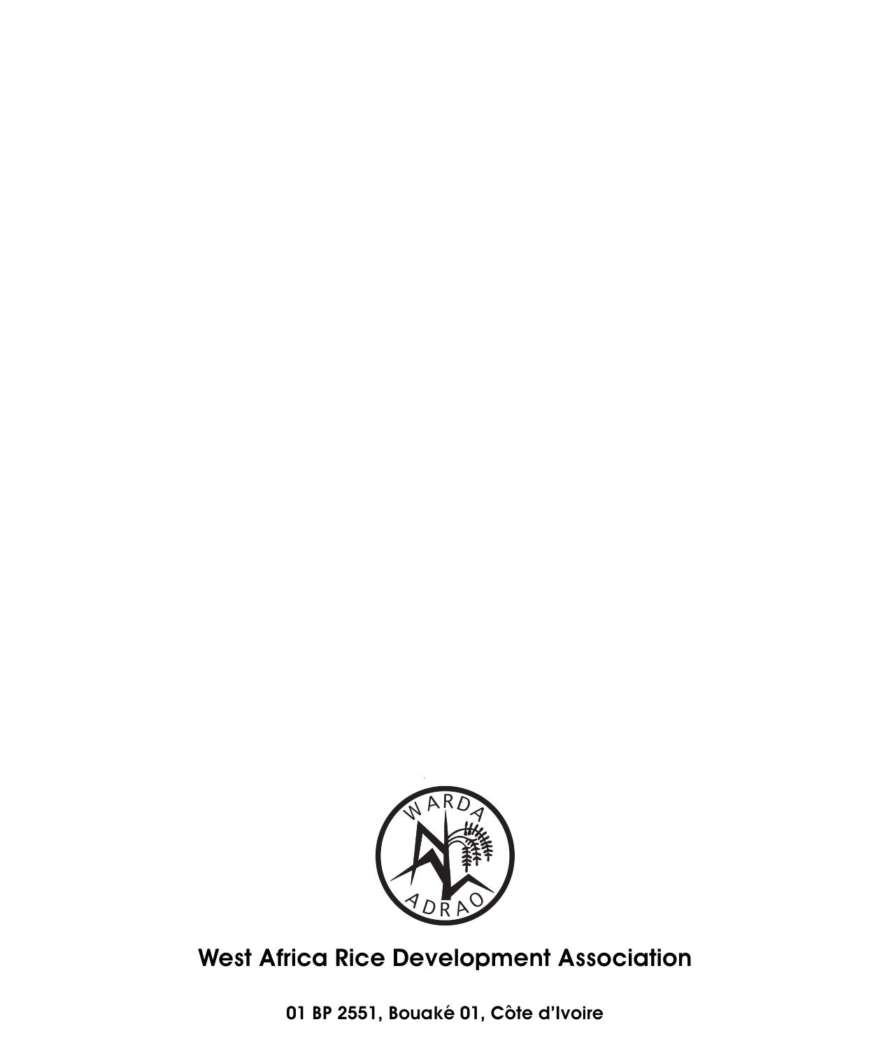West Africa Rice Development Association

01 BP 2551, Bouaké 01, Côte d'Ivoire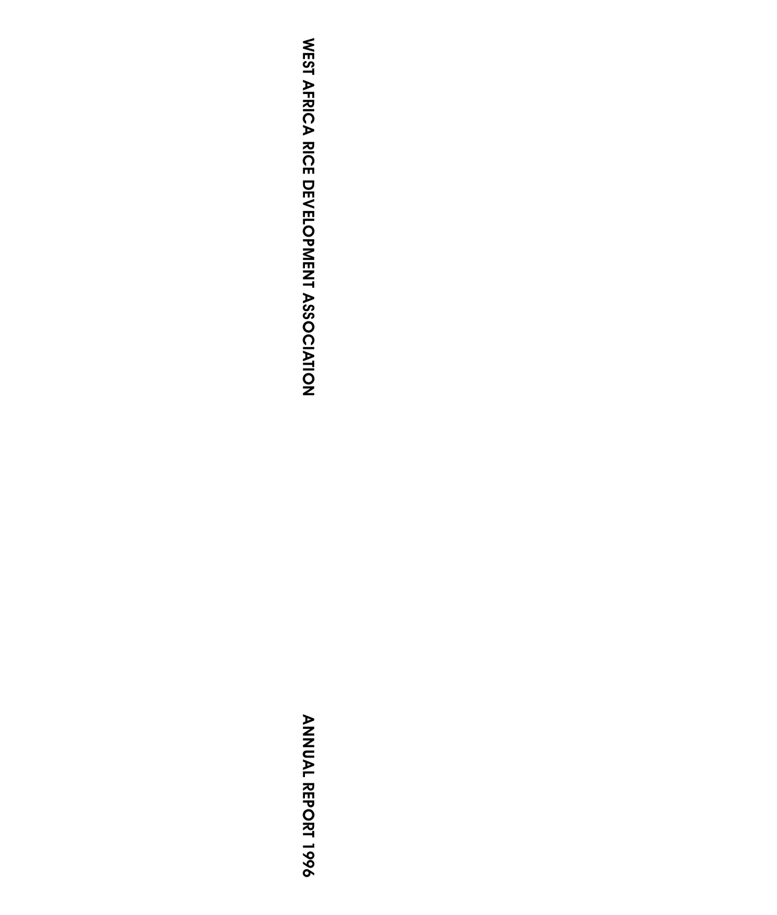WEST AFRICA RICE DEVELOPMENT ASSOCIATION

ANNUAL REPORT 1996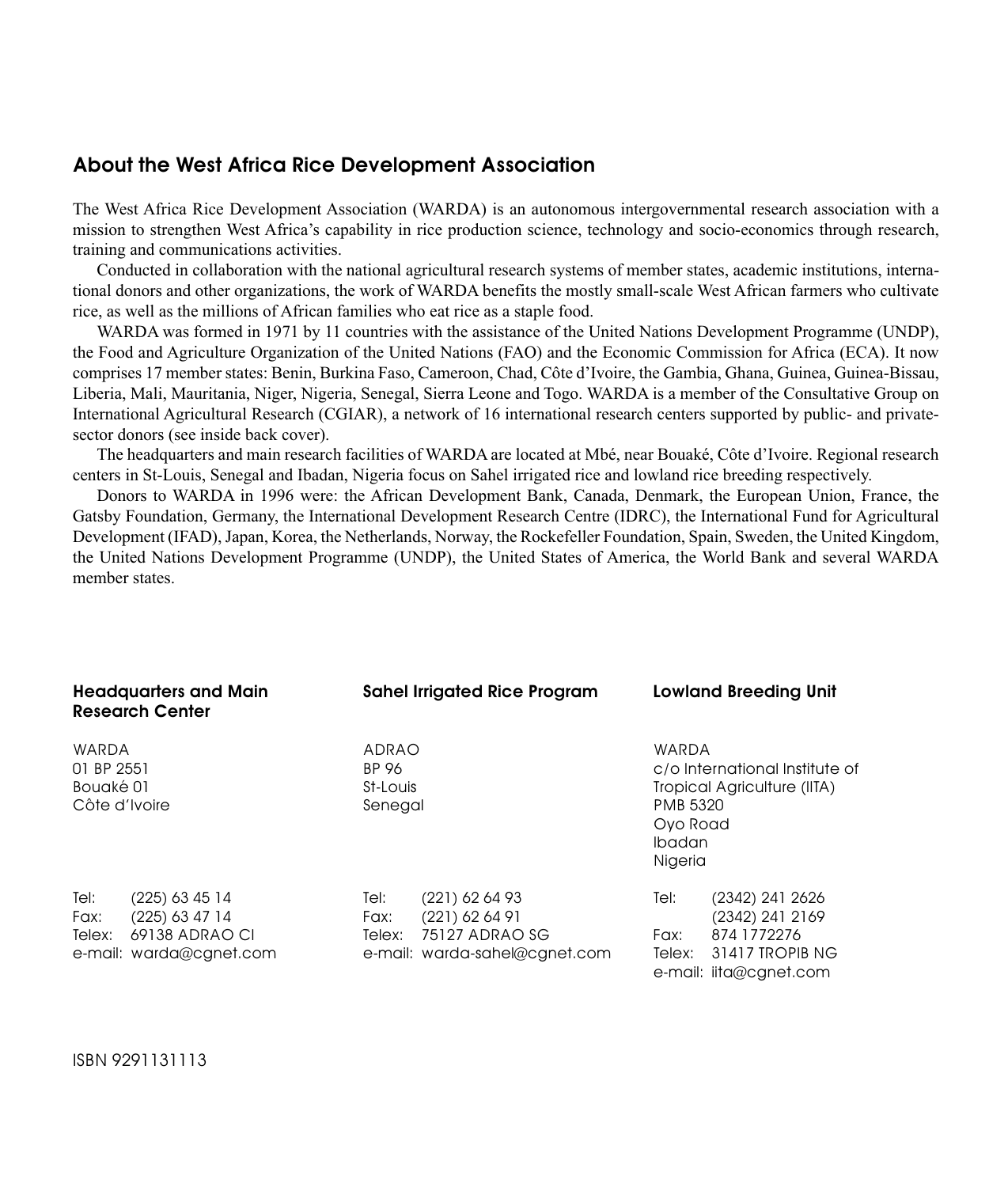## About the West Africa Rice Development Association

The West Africa Rice Development Association (WARDA) is an autonomous intergovernmental research association with a mission to strengthen West Africa's capability in rice production science, technology and socio-economics through research, training and communications activities.

Conducted in collaboration with the national agricultural research systems of member states, academic institutions, international donors and other organizations, the work of WARDA benefits the mostly small-scale West African farmers who cultivate rice, as well as the millions of African families who eat rice as a staple food.

WARDA was formed in 1971 by 11 countries with the assistance of the United Nations Development Programme (UNDP), the Food and Agriculture Organization of the United Nations (FAO) and the Economic Commission for Africa (ECA). It now comprises 17 member states: Benin, Burkina Faso, Cameroon, Chad, Côte d'Ivoire, the Gambia, Ghana, Guinea, Guinea-Bissau, Liberia, Mali, Mauritania, Niger, Nigeria, Senegal, Sierra Leone and Togo. WARDA is a member of the Consultative Group on International Agricultural Research (CGIAR), a network of 16 international research centers supported by public- and private-sector donors (see inside back cover).

The headquarters and main research facilities of WARDA are located at Mbé, near Bouaké, Côte d'Ivoire. Regional research centers in St-Louis, Senegal and Ibadan, Nigeria focus on Sahel irrigated rice and lowland rice breeding respectively.

Donors to WARDA in 1996 were: the African Development Bank, Canada, Denmark, the European Union, France, the Gatsby Foundation, Germany, the International Development Research Centre (IDRC), the International Fund for Agricultural Development (IFAD), Japan, Korea, the Netherlands, Norway, the Rockefeller Foundation, Spain, Sweden, the United Kingdom, the United Nations Development Programme (UNDP), the United States of America, the World Bank and several WARDA member states.

**Headquarters and Main Research Center**

WARDA
01 BP 2551
Bouaké 01
Côte d'Ivoire

Tel: (225) 63 45 14
Fax: (225) 63 47 14
Telex: 69138 ADRAO CI
e-mail: warda@cgnet.com

**Sahel Irrigated Rice Program**

ADRAO
BP 96
St-Louis
Senegal

Tel: (221) 62 64 93
Fax: (221) 62 64 91
Telex: 75127 ADRAO SG
e-mail: warda-sahel@cgnet.com

**Lowland Breeding Unit**

WARDA
c/o International Institute of Tropical Agriculture (IITA)
PMB 5320
Oyo Road
Ibadan
Nigeria

Tel: (2342) 241 2626
(2342) 241 2169
Fax: 874 1772276
Telex: 31417 TROPIB NG
e-mail: iita@cgnet.com

ISBN 9291131113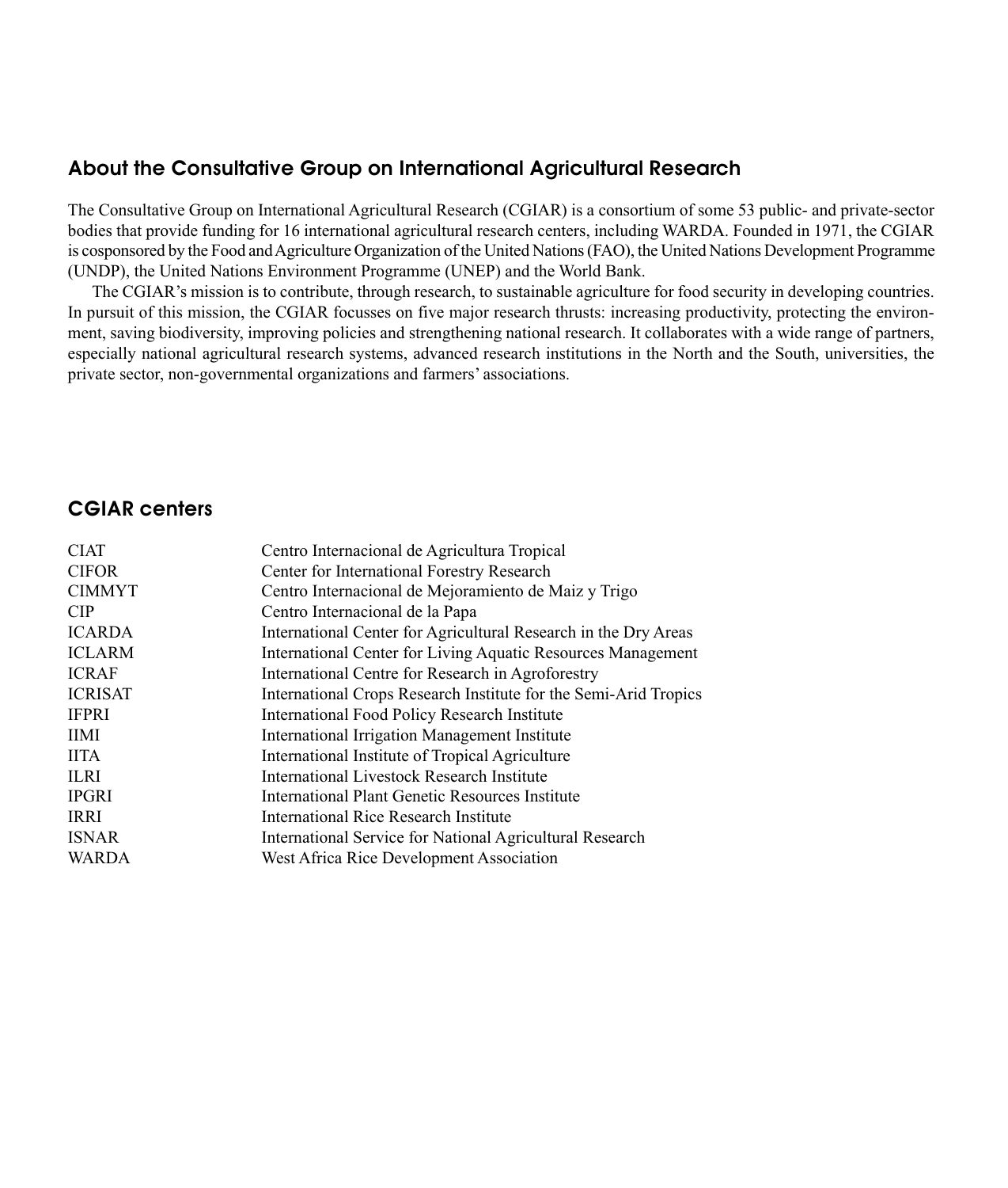## About the Consultative Group on International Agricultural Research

The Consultative Group on International Agricultural Research (CGIAR) is a consortium of some 53 public- and private-sector bodies that provide funding for 16 international agricultural research centers, including WARDA. Founded in 1971, the CGIAR is cosponsored by the Food and Agriculture Organization of the United Nations (FAO), the United Nations Development Programme (UNDP), the United Nations Environment Programme (UNEP) and the World Bank.

The CGIAR's mission is to contribute, through research, to sustainable agriculture for food security in developing countries. In pursuit of this mission, the CGIAR focusses on five major research thrusts: increasing productivity, protecting the environment, saving biodiversity, improving policies and strengthening national research. It collaborates with a wide range of partners, especially national agricultural research systems, advanced research institutions in the North and the South, universities, the private sector, non-governmental organizations and farmers' associations.

## CGIAR centers

| | |
|---|---|
| CIAT | Centro Internacional de Agricultura Tropical |
| CIFOR | Center for International Forestry Research |
| CIMMYT | Centro Internacional de Mejoramiento de Maiz y Trigo |
| CIP | Centro Internacional de la Papa |
| ICARDA | International Center for Agricultural Research in the Dry Areas |
| ICLARM | International Center for Living Aquatic Resources Management |
| ICRAF | International Centre for Research in Agroforestry |
| ICRISAT | International Crops Research Institute for the Semi-Arid Tropics |
| IFPRI | International Food Policy Research Institute |
| IIMI | International Irrigation Management Institute |
| IITA | International Institute of Tropical Agriculture |
| ILRI | International Livestock Research Institute |
| IPGRI | International Plant Genetic Resources Institute |
| IRRI | International Rice Research Institute |
| ISNAR | International Service for National Agricultural Research |
| WARDA | West Africa Rice Development Association |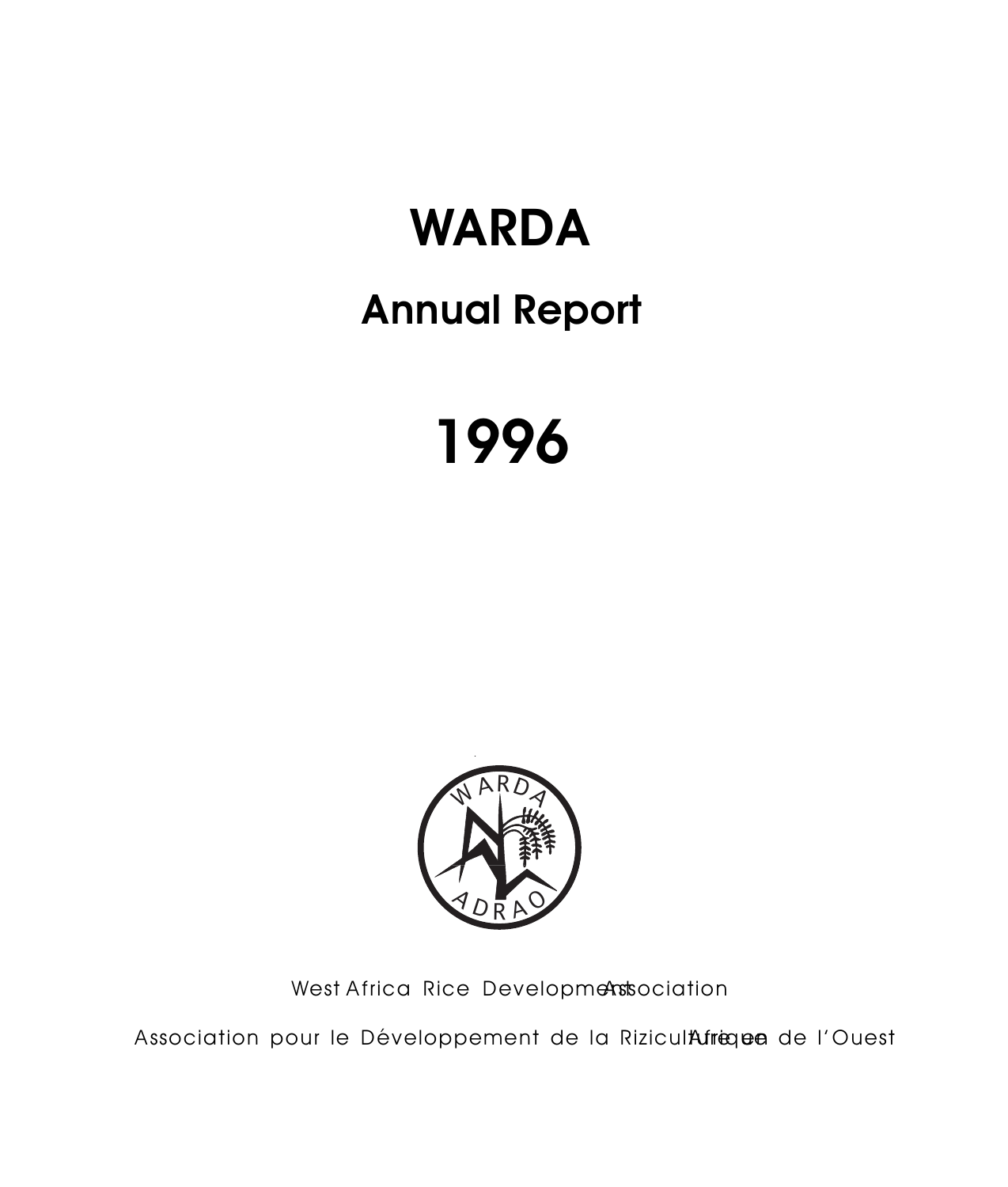# WARDA

## Annual Report

# 1996

West Africa Rice Development Association

Association pour le Développement de la Riziculture en Afrique de l'Ouest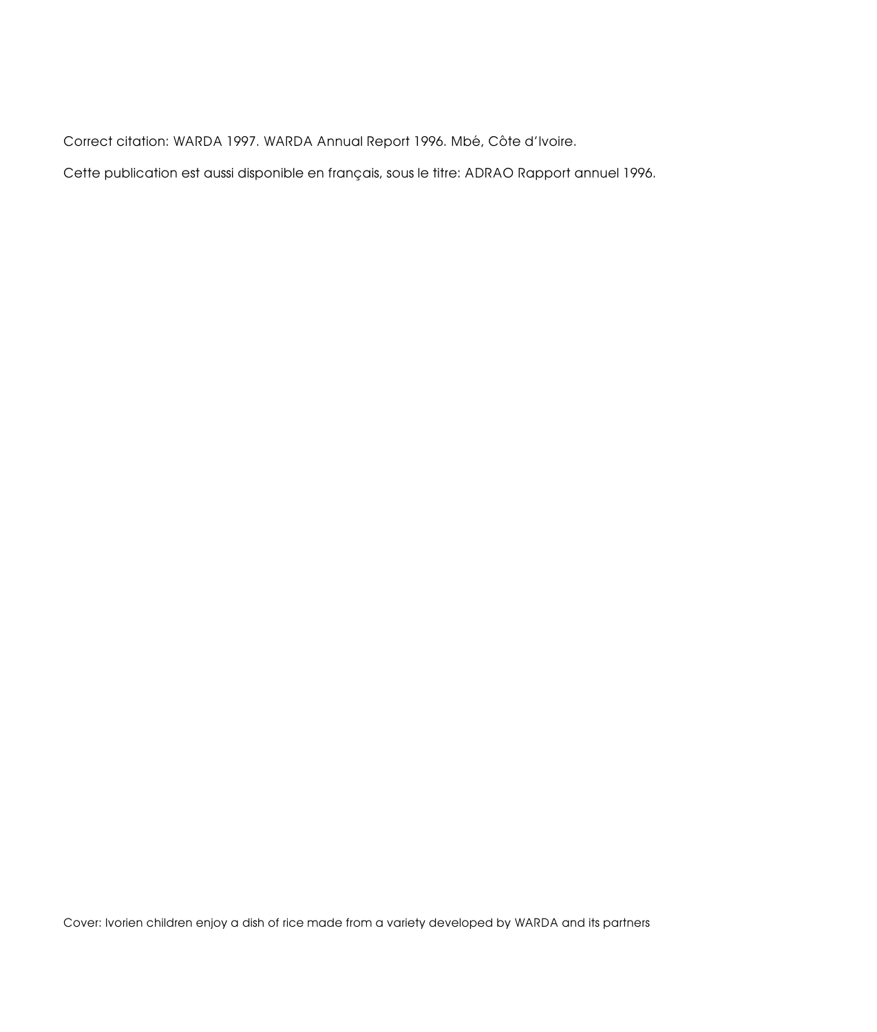Correct citation: WARDA 1997. WARDA Annual Report 1996. Mbé, Côte d'Ivoire.

Cette publication est aussi disponible en français, sous le titre: ADRAO Rapport annuel 1996.

Cover: Ivorien children enjoy a dish of rice made from a variety developed by WARDA and its partners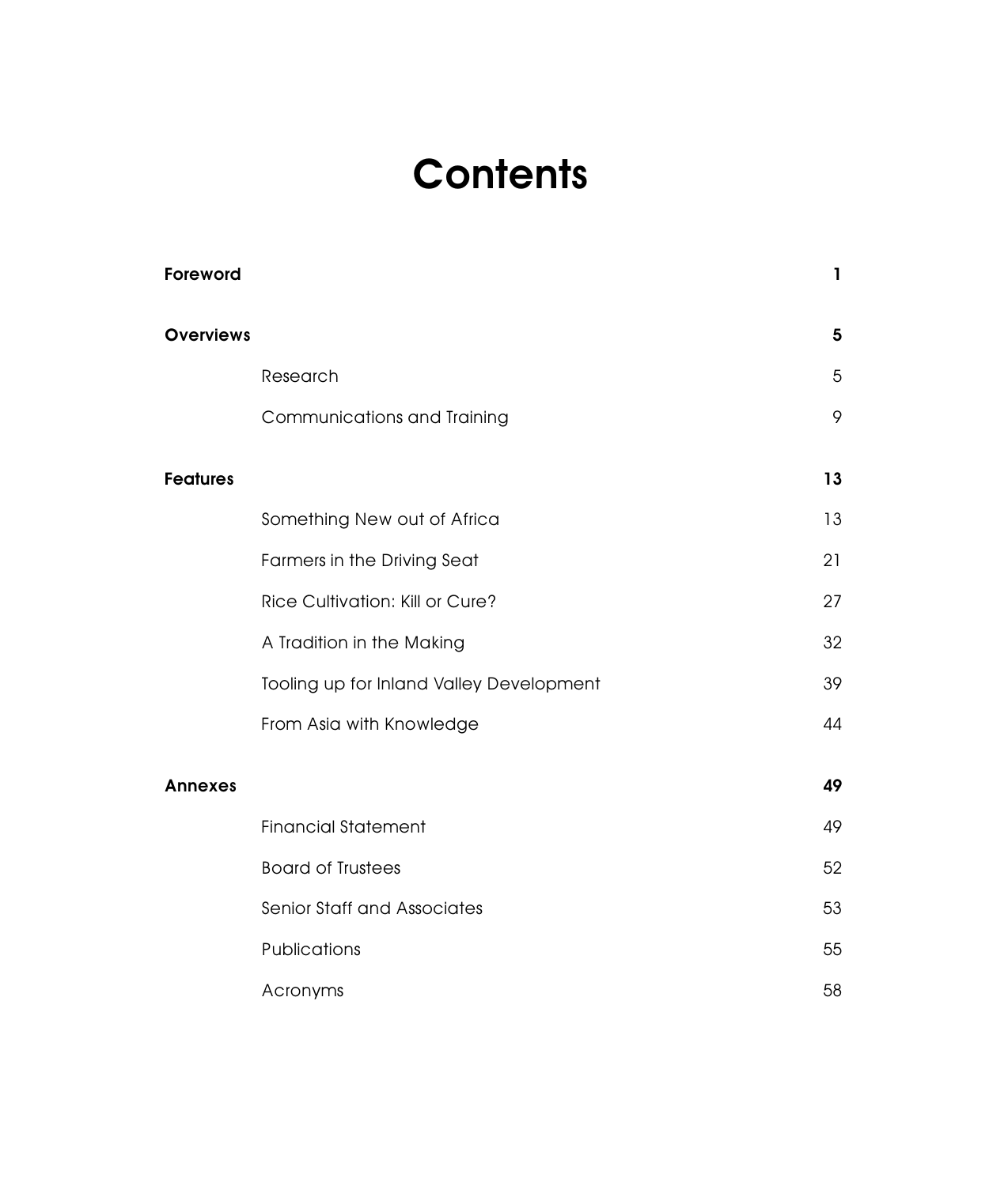# Contents

| | | |
|---|---|---|
| **Foreword** | | **1** |
| **Overviews** | | **5** |
| | Research | 5 |
| | Communications and Training | 9 |
| **Features** | | **13** |
| | Something New out of Africa | 13 |
| | Farmers in the Driving Seat | 21 |
| | Rice Cultivation: Kill or Cure? | 27 |
| | A Tradition in the Making | 32 |
| | Tooling up for Inland Valley Development | 39 |
| | From Asia with Knowledge | 44 |
| **Annexes** | | **49** |
| | Financial Statement | 49 |
| | Board of Trustees | 52 |
| | Senior Staff and Associates | 53 |
| | Publications | 55 |
| | Acronyms | 58 |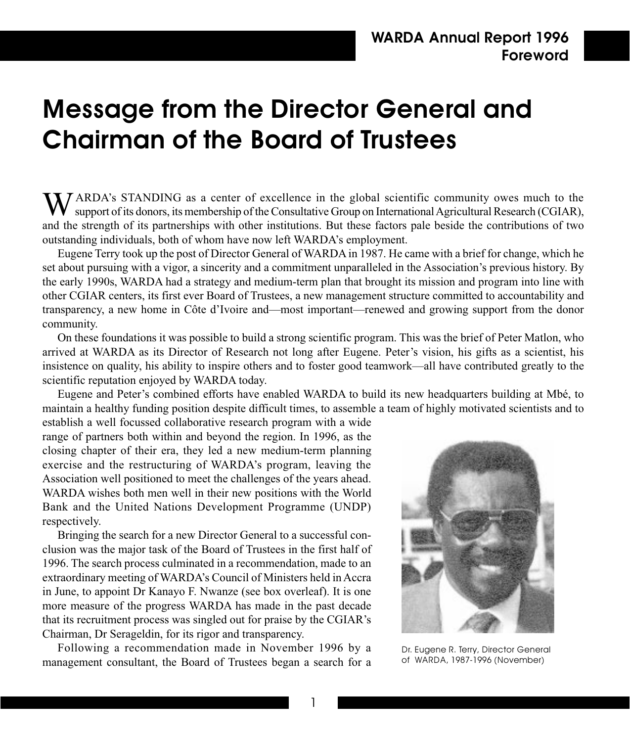# Message from the Director General and Chairman of the Board of Trustees

WARDA's STANDING as a center of excellence in the global scientific community owes much to the support of its donors, its membership of the Consultative Group on International Agricultural Research (CGIAR), and the strength of its partnerships with other institutions. But these factors pale beside the contributions of two outstanding individuals, both of whom have now left WARDA's employment.

Eugene Terry took up the post of Director General of WARDA in 1987. He came with a brief for change, which he set about pursuing with a vigor, a sincerity and a commitment unparalleled in the Association's previous history. By the early 1990s, WARDA had a strategy and medium-term plan that brought its mission and program into line with other CGIAR centers, its first ever Board of Trustees, a new management structure committed to accountability and transparency, a new home in Côte d'Ivoire and—most important—renewed and growing support from the donor community.

On these foundations it was possible to build a strong scientific program. This was the brief of Peter Matlon, who arrived at WARDA as its Director of Research not long after Eugene. Peter's vision, his gifts as a scientist, his insistence on quality, his ability to inspire others and to foster good teamwork—all have contributed greatly to the scientific reputation enjoyed by WARDA today.

Eugene and Peter's combined efforts have enabled WARDA to build its new headquarters building at Mbé, to maintain a healthy funding position despite difficult times, to assemble a team of highly motivated scientists and to establish a well focussed collaborative research program with a wide range of partners both within and beyond the region. In 1996, as the closing chapter of their era, they led a new medium-term planning exercise and the restructuring of WARDA's program, leaving the Association well positioned to meet the challenges of the years ahead. WARDA wishes both men well in their new positions with the World Bank and the United Nations Development Programme (UNDP) respectively.

Bringing the search for a new Director General to a successful conclusion was the major task of the Board of Trustees in the first half of 1996. The search process culminated in a recommendation, made to an extraordinary meeting of WARDA's Council of Ministers held in Accra in June, to appoint Dr Kanayo F. Nwanze (see box overleaf). It is one more measure of the progress WARDA has made in the past decade that its recruitment process was singled out for praise by the CGIAR's Chairman, Dr Serageldin, for its rigor and transparency.

Following a recommendation made in November 1996 by a management consultant, the Board of Trustees began a search for a

Dr. Eugene R. Terry, Director General of WARDA, 1987-1996 (November)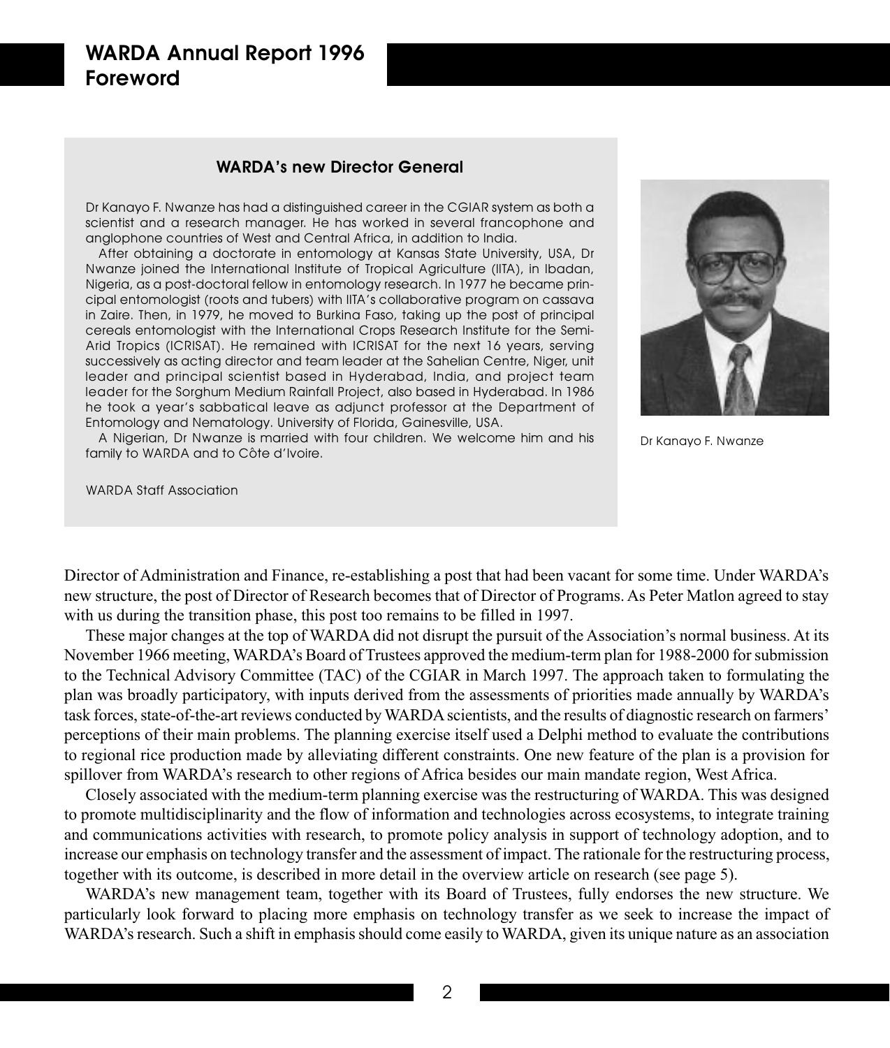### WARDA's new Director General

Dr Kanayo F. Nwanze has had a distinguished career in the CGIAR system as both a scientist and a research manager. He has worked in several francophone and anglophone countries of West and Central Africa, in addition to India.

After obtaining a doctorate in entomology at Kansas State University, USA, Dr Nwanze joined the International Institute of Tropical Agriculture (IITA), in Ibadan, Nigeria, as a post-doctoral fellow in entomology research. In 1977 he became principal entomologist (roots and tubers) with IITA's collaborative program on cassava in Zaire. Then, in 1979, he moved to Burkina Faso, taking up the post of principal cereals entomologist with the International Crops Research Institute for the Semi-Arid Tropics (ICRISAT). He remained with ICRISAT for the next 16 years, serving successively as acting director and team leader at the Sahelian Centre, Niger, unit leader and principal scientist based in Hyderabad, India, and project team leader for the Sorghum Medium Rainfall Project, also based in Hyderabad. In 1986 he took a year's sabbatical leave as adjunct professor at the Department of Entomology and Nematology. University of Florida, Gainesville, USA.

A Nigerian, Dr Nwanze is married with four children. We welcome him and his family to WARDA and to Côte d'Ivoire.

WARDA Staff Association

Dr Kanayo F. Nwanze

Director of Administration and Finance, re-establishing a post that had been vacant for some time. Under WARDA's new structure, the post of Director of Research becomes that of Director of Programs. As Peter Matlon agreed to stay with us during the transition phase, this post too remains to be filled in 1997.

These major changes at the top of WARDA did not disrupt the pursuit of the Association's normal business. At its November 1966 meeting, WARDA's Board of Trustees approved the medium-term plan for 1988-2000 for submission to the Technical Advisory Committee (TAC) of the CGIAR in March 1997. The approach taken to formulating the plan was broadly participatory, with inputs derived from the assessments of priorities made annually by WARDA's task forces, state-of-the-art reviews conducted by WARDA scientists, and the results of diagnostic research on farmers' perceptions of their main problems. The planning exercise itself used a Delphi method to evaluate the contributions to regional rice production made by alleviating different constraints. One new feature of the plan is a provision for spillover from WARDA's research to other regions of Africa besides our main mandate region, West Africa.

Closely associated with the medium-term planning exercise was the restructuring of WARDA. This was designed to promote multidisciplinarity and the flow of information and technologies across ecosystems, to integrate training and communications activities with research, to promote policy analysis in support of technology adoption, and to increase our emphasis on technology transfer and the assessment of impact. The rationale for the restructuring process, together with its outcome, is described in more detail in the overview article on research (see page 5).

WARDA's new management team, together with its Board of Trustees, fully endorses the new structure. We particularly look forward to placing more emphasis on technology transfer as we seek to increase the impact of WARDA's research. Such a shift in emphasis should come easily to WARDA, given its unique nature as an association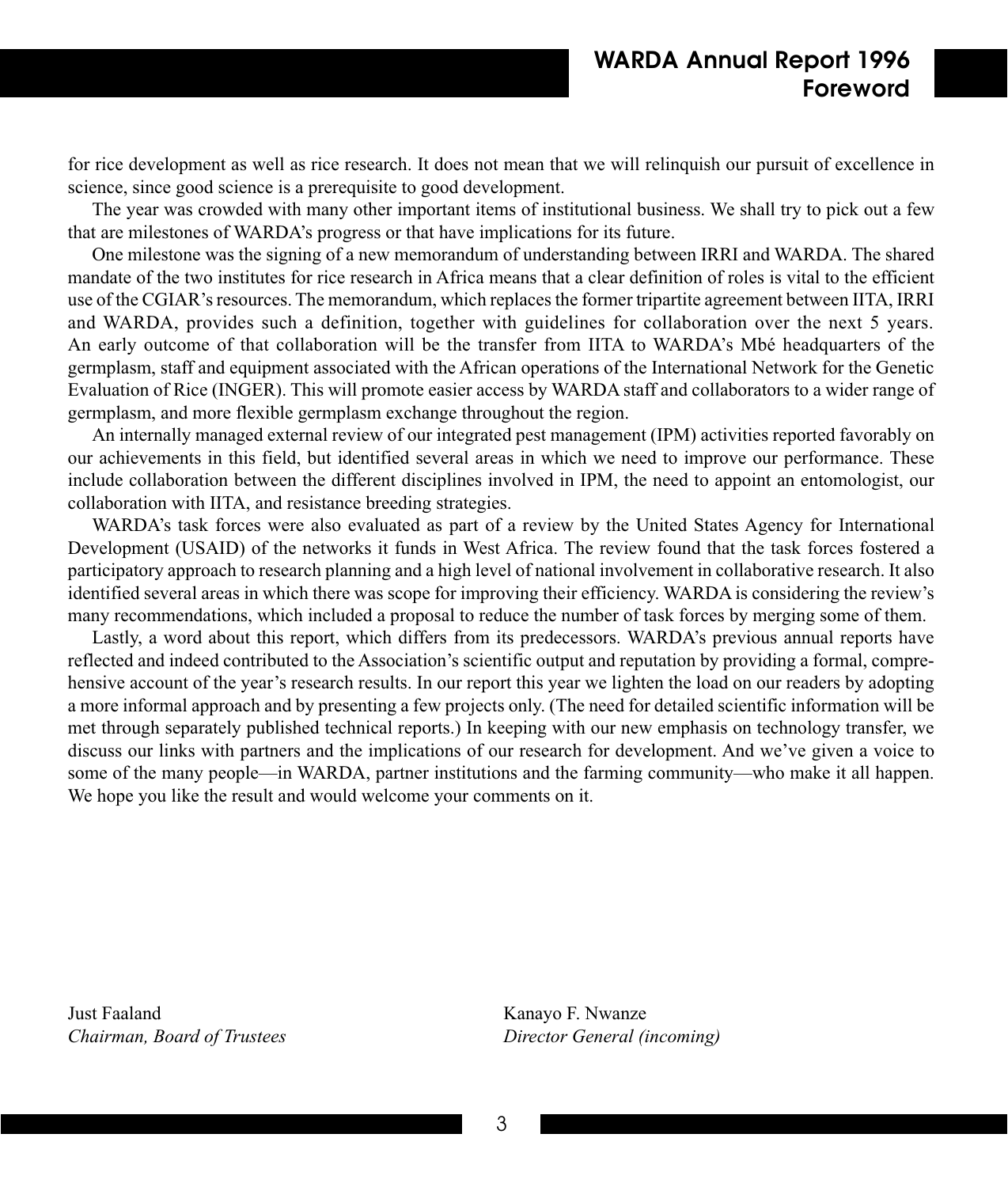for rice development as well as rice research. It does not mean that we will relinquish our pursuit of excellence in science, since good science is a prerequisite to good development.

The year was crowded with many other important items of institutional business. We shall try to pick out a few that are milestones of WARDA's progress or that have implications for its future.

One milestone was the signing of a new memorandum of understanding between IRRI and WARDA. The shared mandate of the two institutes for rice research in Africa means that a clear definition of roles is vital to the efficient use of the CGIAR's resources. The memorandum, which replaces the former tripartite agreement between IITA, IRRI and WARDA, provides such a definition, together with guidelines for collaboration over the next 5 years. An early outcome of that collaboration will be the transfer from IITA to WARDA's Mbé headquarters of the germplasm, staff and equipment associated with the African operations of the International Network for the Genetic Evaluation of Rice (INGER). This will promote easier access by WARDA staff and collaborators to a wider range of germplasm, and more flexible germplasm exchange throughout the region.

An internally managed external review of our integrated pest management (IPM) activities reported favorably on our achievements in this field, but identified several areas in which we need to improve our performance. These include collaboration between the different disciplines involved in IPM, the need to appoint an entomologist, our collaboration with IITA, and resistance breeding strategies.

WARDA's task forces were also evaluated as part of a review by the United States Agency for International Development (USAID) of the networks it funds in West Africa. The review found that the task forces fostered a participatory approach to research planning and a high level of national involvement in collaborative research. It also identified several areas in which there was scope for improving their efficiency. WARDA is considering the review's many recommendations, which included a proposal to reduce the number of task forces by merging some of them.

Lastly, a word about this report, which differs from its predecessors. WARDA's previous annual reports have reflected and indeed contributed to the Association's scientific output and reputation by providing a formal, comprehensive account of the year's research results. In our report this year we lighten the load on our readers by adopting a more informal approach and by presenting a few projects only. (The need for detailed scientific information will be met through separately published technical reports.) In keeping with our new emphasis on technology transfer, we discuss our links with partners and the implications of our research for development. And we've given a voice to some of the many people—in WARDA, partner institutions and the farming community—who make it all happen. We hope you like the result and would welcome your comments on it.

Just Faaland
*Chairman, Board of Trustees*

Kanayo F. Nwanze
*Director General (incoming)*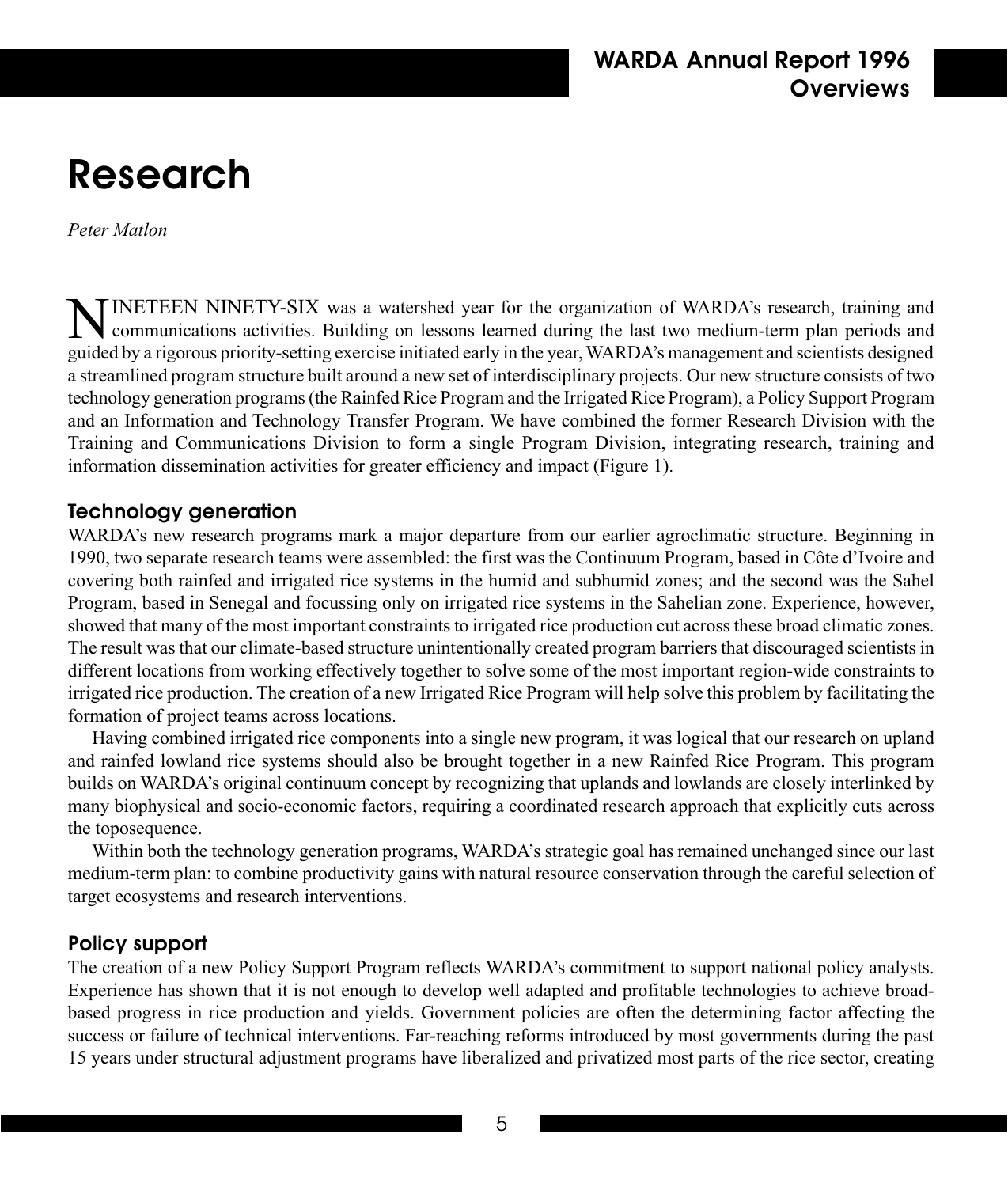# Research

*Peter Matlon*

NINETEEN NINETY-SIX was a watershed year for the organization of WARDA's research, training and communications activities. Building on lessons learned during the last two medium-term plan periods and guided by a rigorous priority-setting exercise initiated early in the year, WARDA's management and scientists designed a streamlined program structure built around a new set of interdisciplinary projects. Our new structure consists of two technology generation programs (the Rainfed Rice Program and the Irrigated Rice Program), a Policy Support Program and an Information and Technology Transfer Program. We have combined the former Research Division with the Training and Communications Division to form a single Program Division, integrating research, training and information dissemination activities for greater efficiency and impact (Figure 1).

### Technology generation

WARDA's new research programs mark a major departure from our earlier agroclimatic structure. Beginning in 1990, two separate research teams were assembled: the first was the Continuum Program, based in Côte d'Ivoire and covering both rainfed and irrigated rice systems in the humid and subhumid zones; and the second was the Sahel Program, based in Senegal and focussing only on irrigated rice systems in the Sahelian zone. Experience, however, showed that many of the most important constraints to irrigated rice production cut across these broad climatic zones. The result was that our climate-based structure unintentionally created program barriers that discouraged scientists in different locations from working effectively together to solve some of the most important region-wide constraints to irrigated rice production. The creation of a new Irrigated Rice Program will help solve this problem by facilitating the formation of project teams across locations.

Having combined irrigated rice components into a single new program, it was logical that our research on upland and rainfed lowland rice systems should also be brought together in a new Rainfed Rice Program. This program builds on WARDA's original continuum concept by recognizing that uplands and lowlands are closely interlinked by many biophysical and socio-economic factors, requiring a coordinated research approach that explicitly cuts across the toposequence.

Within both the technology generation programs, WARDA's strategic goal has remained unchanged since our last medium-term plan: to combine productivity gains with natural resource conservation through the careful selection of target ecosystems and research interventions.

### Policy support

The creation of a new Policy Support Program reflects WARDA's commitment to support national policy analysts. Experience has shown that it is not enough to develop well adapted and profitable technologies to achieve broad-based progress in rice production and yields. Government policies are often the determining factor affecting the success or failure of technical interventions. Far-reaching reforms introduced by most governments during the past 15 years under structural adjustment programs have liberalized and privatized most parts of the rice sector, creating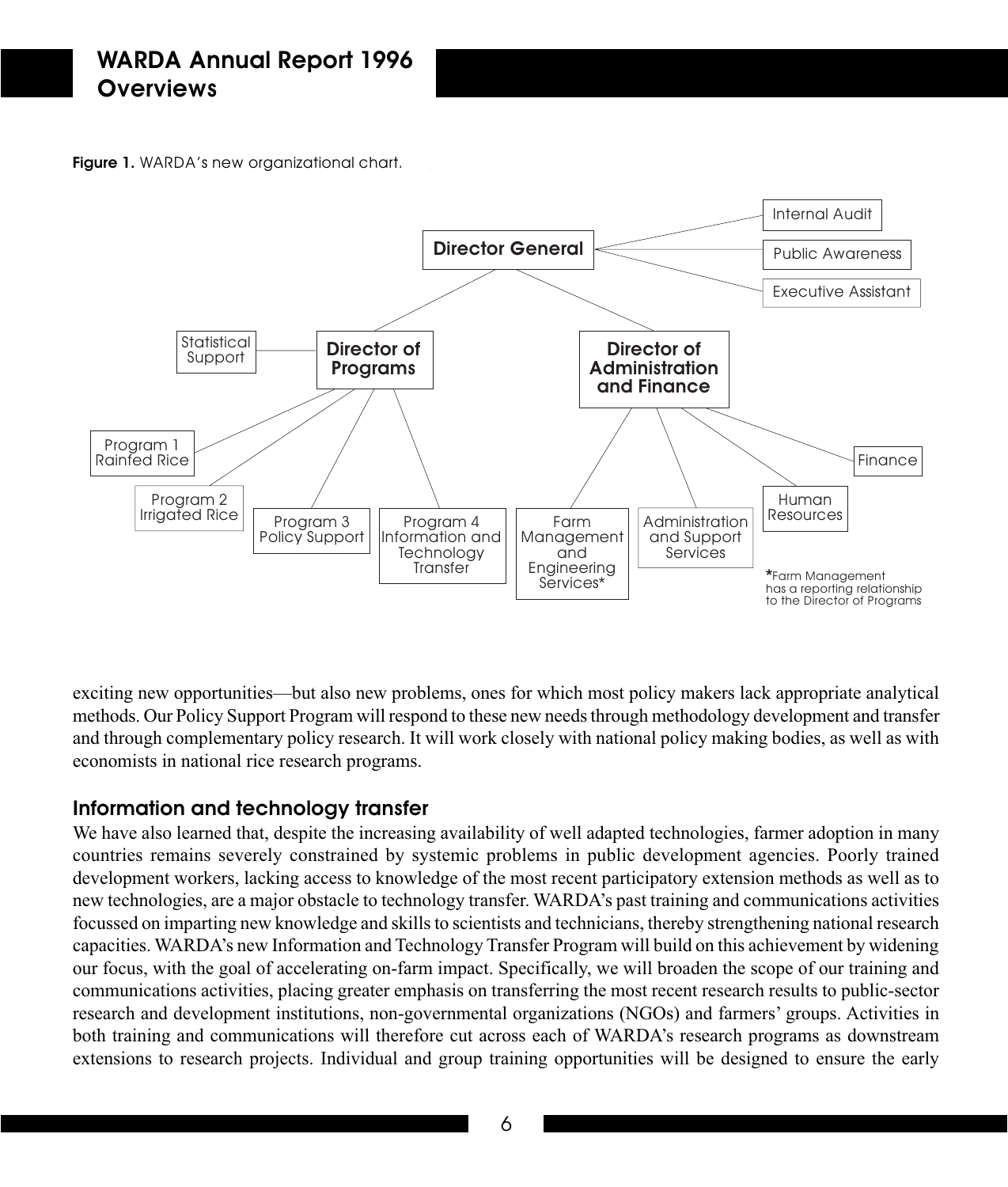**Figure 1.** WARDA's new organizational chart.

- Director General
  - Internal Audit
  - Public Awareness
  - Executive Assistant
  - Director of Programs
    - Statistical Support
    - Program 1 Rainfed Rice
    - Program 2 Irrigated Rice
    - Program 3 Policy Support
    - Program 4 Information and Technology Transfer
  - Director of Administration and Finance
    - Farm Management and Engineering Services*
    - Administration and Support Services
    - Human Resources
    - Finance

*Farm Management has a reporting relationship to the Director of Programs

exciting new opportunities—but also new problems, ones for which most policy makers lack appropriate analytical methods. Our Policy Support Program will respond to these new needs through methodology development and transfer and through complementary policy research. It will work closely with national policy making bodies, as well as with economists in national rice research programs.

## Information and technology transfer

We have also learned that, despite the increasing availability of well adapted technologies, farmer adoption in many countries remains severely constrained by systemic problems in public development agencies. Poorly trained development workers, lacking access to knowledge of the most recent participatory extension methods as well as to new technologies, are a major obstacle to technology transfer. WARDA's past training and communications activities focussed on imparting new knowledge and skills to scientists and technicians, thereby strengthening national research capacities. WARDA's new Information and Technology Transfer Program will build on this achievement by widening our focus, with the goal of accelerating on-farm impact. Specifically, we will broaden the scope of our training and communications activities, placing greater emphasis on transferring the most recent research results to public-sector research and development institutions, non-governmental organizations (NGOs) and farmers' groups. Activities in both training and communications will therefore cut across each of WARDA's research programs as downstream extensions to research projects. Individual and group training opportunities will be designed to ensure the early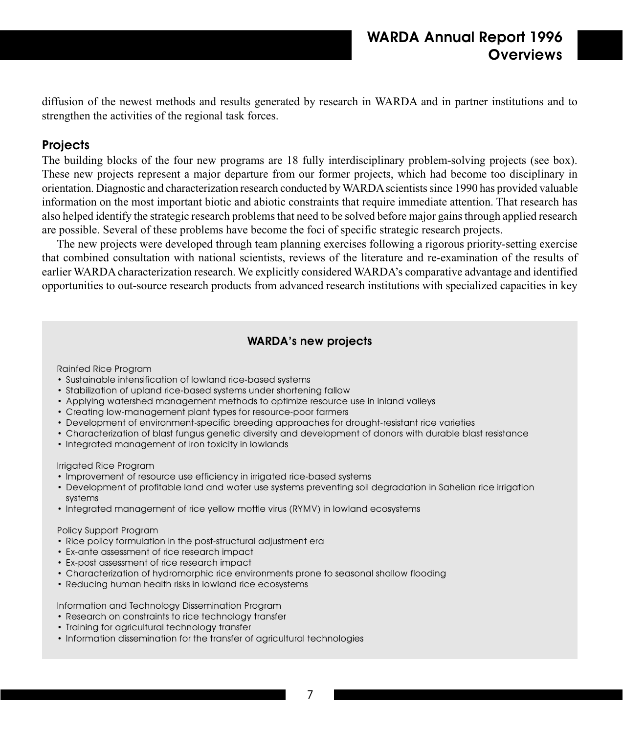diffusion of the newest methods and results generated by research in WARDA and in partner institutions and to strengthen the activities of the regional task forces.

## Projects

The building blocks of the four new programs are 18 fully interdisciplinary problem-solving projects (see box). These new projects represent a major departure from our former projects, which had become too disciplinary in orientation. Diagnostic and characterization research conducted by WARDA scientists since 1990 has provided valuable information on the most important biotic and abiotic constraints that require immediate attention. That research has also helped identify the strategic research problems that need to be solved before major gains through applied research are possible. Several of these problems have become the foci of specific strategic research projects.

The new projects were developed through team planning exercises following a rigorous priority-setting exercise that combined consultation with national scientists, reviews of the literature and re-examination of the results of earlier WARDA characterization research. We explicitly considered WARDA's comparative advantage and identified opportunities to out-source research products from advanced research institutions with specialized capacities in key

### WARDA's new projects

Rainfed Rice Program

- Sustainable intensification of lowland rice-based systems
- Stabilization of upland rice-based systems under shortening fallow
- Applying watershed management methods to optimize resource use in inland valleys
- Creating low-management plant types for resource-poor farmers
- Development of environment-specific breeding approaches for drought-resistant rice varieties
- Characterization of blast fungus genetic diversity and development of donors with durable blast resistance
- Integrated management of iron toxicity in lowlands

Irrigated Rice Program

- Improvement of resource use efficiency in irrigated rice-based systems
- Development of profitable land and water use systems preventing soil degradation in Sahelian rice irrigation systems
- Integrated management of rice yellow mottle virus (RYMV) in lowland ecosystems

Policy Support Program

- Rice policy formulation in the post-structural adjustment era
- Ex-ante assessment of rice research impact
- Ex-post assessment of rice research impact
- Characterization of hydromorphic rice environments prone to seasonal shallow flooding
- Reducing human health risks in lowland rice ecosystems

Information and Technology Dissemination Program

- Research on constraints to rice technology transfer
- Training for agricultural technology transfer
- Information dissemination for the transfer of agricultural technologies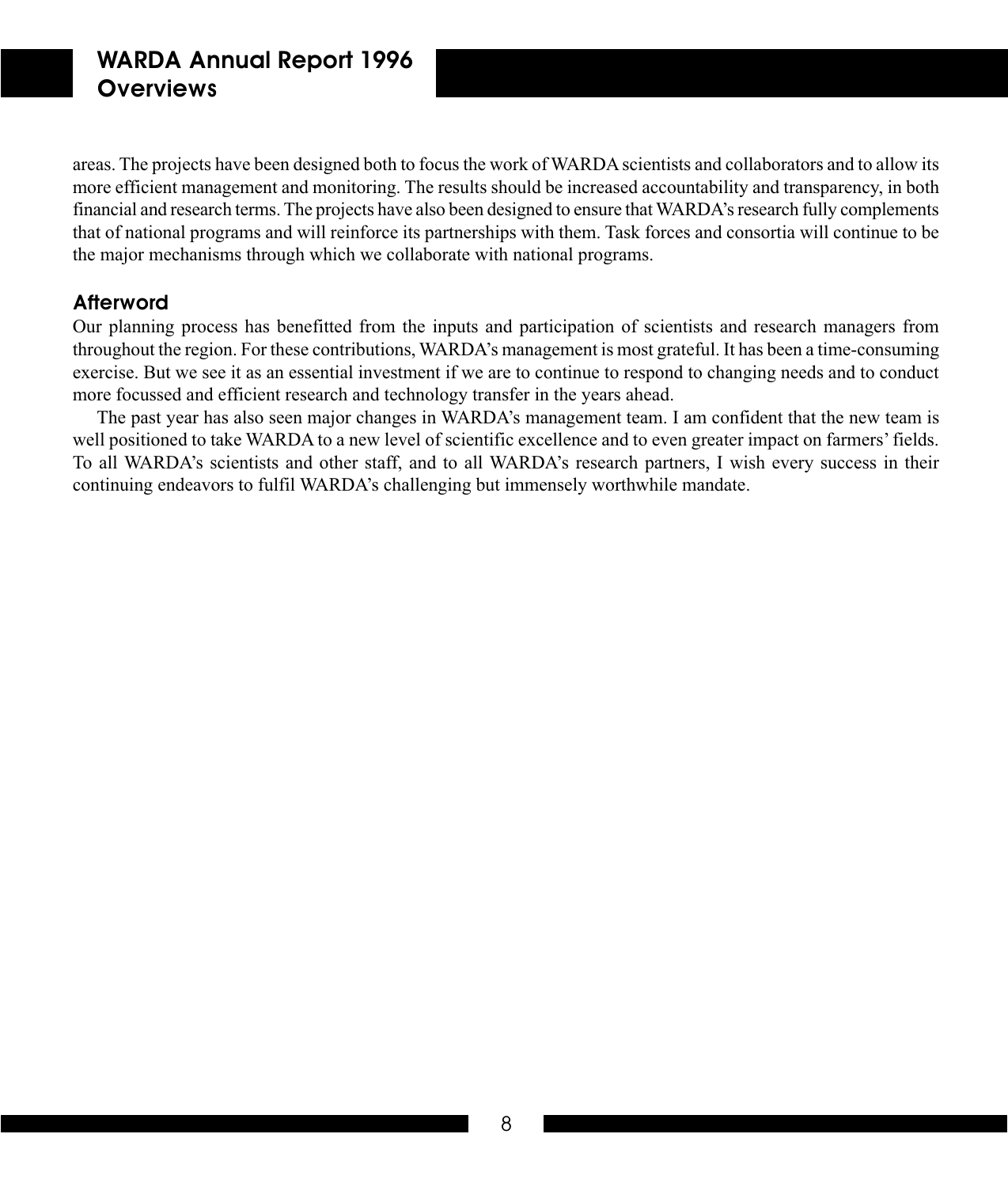areas. The projects have been designed both to focus the work of WARDA scientists and collaborators and to allow its more efficient management and monitoring. The results should be increased accountability and transparency, in both financial and research terms. The projects have also been designed to ensure that WARDA's research fully complements that of national programs and will reinforce its partnerships with them. Task forces and consortia will continue to be the major mechanisms through which we collaborate with national programs.

### Afterword

Our planning process has benefitted from the inputs and participation of scientists and research managers from throughout the region. For these contributions, WARDA's management is most grateful. It has been a time-consuming exercise. But we see it as an essential investment if we are to continue to respond to changing needs and to conduct more focussed and efficient research and technology transfer in the years ahead.

The past year has also seen major changes in WARDA's management team. I am confident that the new team is well positioned to take WARDA to a new level of scientific excellence and to even greater impact on farmers' fields. To all WARDA's scientists and other staff, and to all WARDA's research partners, I wish every success in their continuing endeavors to fulfil WARDA's challenging but immensely worthwhile mandate.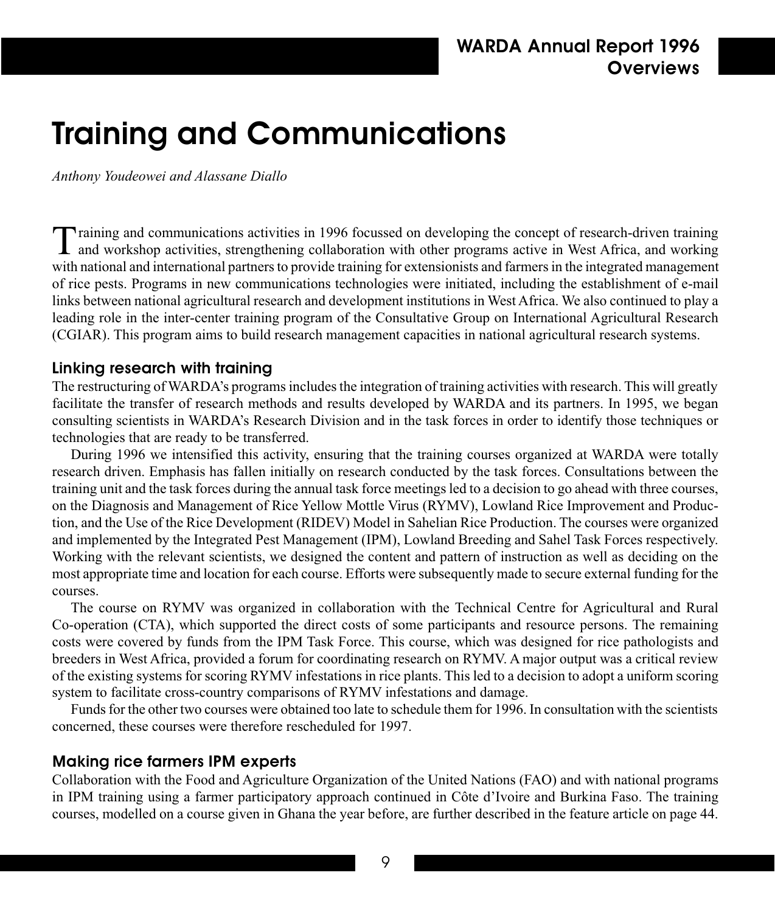# Training and Communications

*Anthony Youdeowei and Alassane Diallo*

Training and communications activities in 1996 focussed on developing the concept of research-driven training and workshop activities, strengthening collaboration with other programs active in West Africa, and working with national and international partners to provide training for extensionists and farmers in the integrated management of rice pests. Programs in new communications technologies were initiated, including the establishment of e-mail links between national agricultural research and development institutions in West Africa. We also continued to play a leading role in the inter-center training program of the Consultative Group on International Agricultural Research (CGIAR). This program aims to build research management capacities in national agricultural research systems.

### Linking research with training

The restructuring of WARDA's programs includes the integration of training activities with research. This will greatly facilitate the transfer of research methods and results developed by WARDA and its partners. In 1995, we began consulting scientists in WARDA's Research Division and in the task forces in order to identify those techniques or technologies that are ready to be transferred.

During 1996 we intensified this activity, ensuring that the training courses organized at WARDA were totally research driven. Emphasis has fallen initially on research conducted by the task forces. Consultations between the training unit and the task forces during the annual task force meetings led to a decision to go ahead with three courses, on the Diagnosis and Management of Rice Yellow Mottle Virus (RYMV), Lowland Rice Improvement and Production, and the Use of the Rice Development (RIDEV) Model in Sahelian Rice Production. The courses were organized and implemented by the Integrated Pest Management (IPM), Lowland Breeding and Sahel Task Forces respectively. Working with the relevant scientists, we designed the content and pattern of instruction as well as deciding on the most appropriate time and location for each course. Efforts were subsequently made to secure external funding for the courses.

The course on RYMV was organized in collaboration with the Technical Centre for Agricultural and Rural Co-operation (CTA), which supported the direct costs of some participants and resource persons. The remaining costs were covered by funds from the IPM Task Force. This course, which was designed for rice pathologists and breeders in West Africa, provided a forum for coordinating research on RYMV. A major output was a critical review of the existing systems for scoring RYMV infestations in rice plants. This led to a decision to adopt a uniform scoring system to facilitate cross-country comparisons of RYMV infestations and damage.

Funds for the other two courses were obtained too late to schedule them for 1996. In consultation with the scientists concerned, these courses were therefore rescheduled for 1997.

### Making rice farmers IPM experts

Collaboration with the Food and Agriculture Organization of the United Nations (FAO) and with national programs in IPM training using a farmer participatory approach continued in Côte d'Ivoire and Burkina Faso. The training courses, modelled on a course given in Ghana the year before, are further described in the feature article on page 44.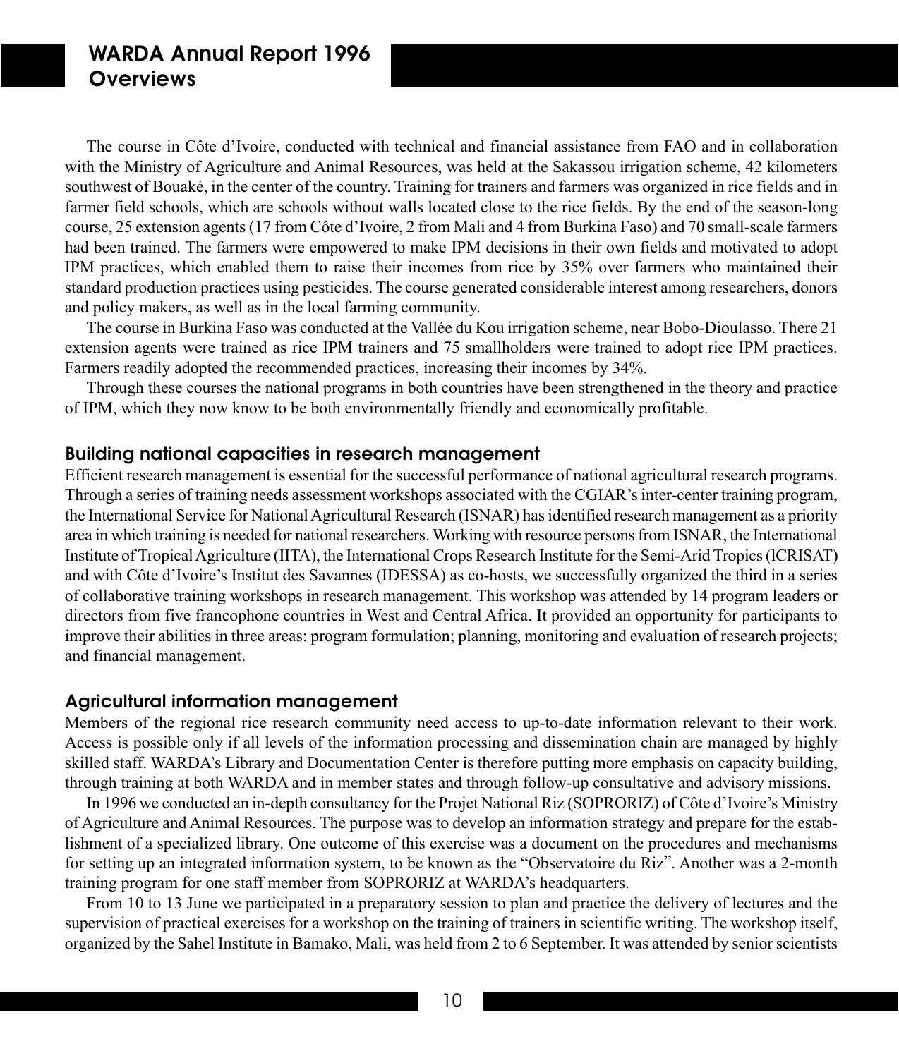The course in Côte d'Ivoire, conducted with technical and financial assistance from FAO and in collaboration with the Ministry of Agriculture and Animal Resources, was held at the Sakassou irrigation scheme, 42 kilometers southwest of Bouaké, in the center of the country. Training for trainers and farmers was organized in rice fields and in farmer field schools, which are schools without walls located close to the rice fields. By the end of the season-long course, 25 extension agents (17 from Côte d'Ivoire, 2 from Mali and 4 from Burkina Faso) and 70 small-scale farmers had been trained. The farmers were empowered to make IPM decisions in their own fields and motivated to adopt IPM practices, which enabled them to raise their incomes from rice by 35% over farmers who maintained their standard production practices using pesticides. The course generated considerable interest among researchers, donors and policy makers, as well as in the local farming community.

The course in Burkina Faso was conducted at the Vallée du Kou irrigation scheme, near Bobo-Dioulasso. There 21 extension agents were trained as rice IPM trainers and 75 smallholders were trained to adopt rice IPM practices. Farmers readily adopted the recommended practices, increasing their incomes by 34%.

Through these courses the national programs in both countries have been strengthened in the theory and practice of IPM, which they now know to be both environmentally friendly and economically profitable.

## Building national capacities in research management

Efficient research management is essential for the successful performance of national agricultural research programs. Through a series of training needs assessment workshops associated with the CGIAR's inter-center training program, the International Service for National Agricultural Research (ISNAR) has identified research management as a priority area in which training is needed for national researchers. Working with resource persons from ISNAR, the International Institute of Tropical Agriculture (IITA), the International Crops Research Institute for the Semi-Arid Tropics (ICRISAT) and with Côte d'Ivoire's Institut des Savannes (IDESSA) as co-hosts, we successfully organized the third in a series of collaborative training workshops in research management. This workshop was attended by 14 program leaders or directors from five francophone countries in West and Central Africa. It provided an opportunity for participants to improve their abilities in three areas: program formulation; planning, monitoring and evaluation of research projects; and financial management.

## Agricultural information management

Members of the regional rice research community need access to up-to-date information relevant to their work. Access is possible only if all levels of the information processing and dissemination chain are managed by highly skilled staff. WARDA's Library and Documentation Center is therefore putting more emphasis on capacity building, through training at both WARDA and in member states and through follow-up consultative and advisory missions.

In 1996 we conducted an in-depth consultancy for the Projet National Riz (SOPRORIZ) of Côte d'Ivoire's Ministry of Agriculture and Animal Resources. The purpose was to develop an information strategy and prepare for the establishment of a specialized library. One outcome of this exercise was a document on the procedures and mechanisms for setting up an integrated information system, to be known as the "Observatoire du Riz". Another was a 2-month training program for one staff member from SOPRORIZ at WARDA's headquarters.

From 10 to 13 June we participated in a preparatory session to plan and practice the delivery of lectures and the supervision of practical exercises for a workshop on the training of trainers in scientific writing. The workshop itself, organized by the Sahel Institute in Bamako, Mali, was held from 2 to 6 September. It was attended by senior scientists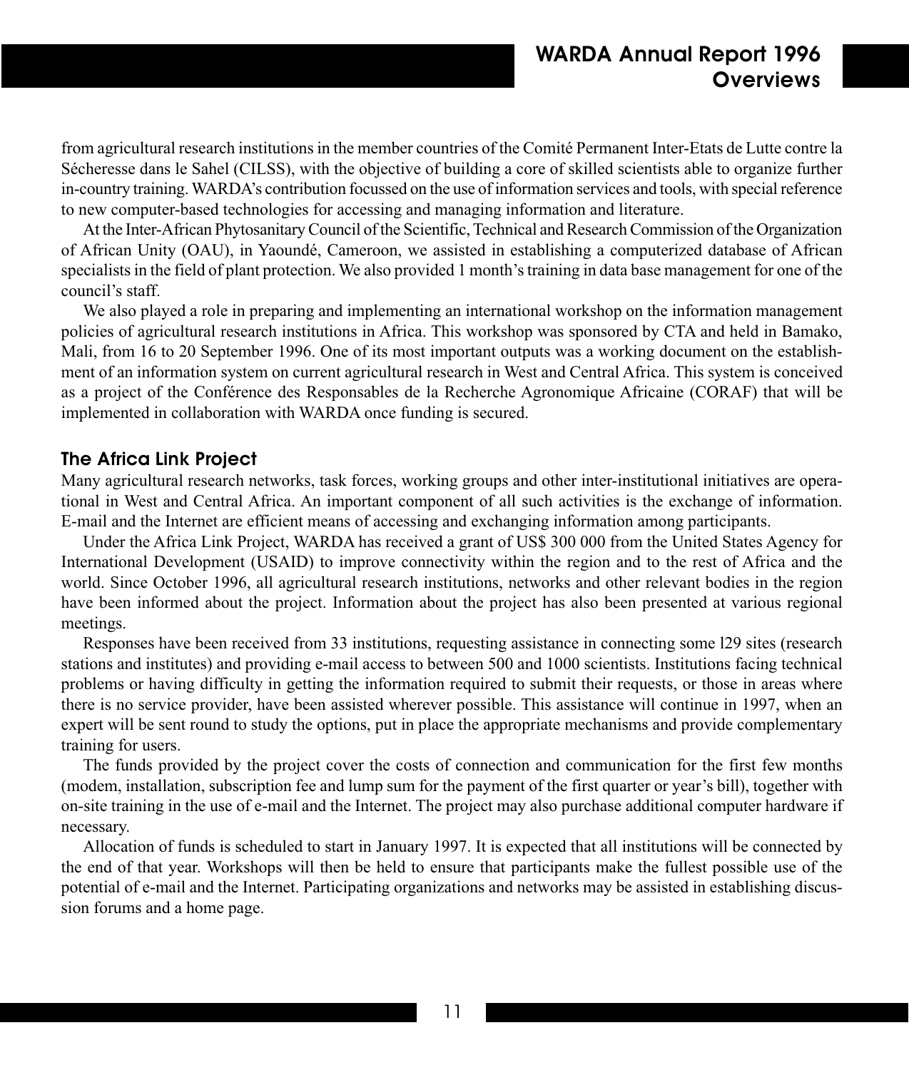from agricultural research institutions in the member countries of the Comité Permanent Inter-Etats de Lutte contre la Sécheresse dans le Sahel (CILSS), with the objective of building a core of skilled scientists able to organize further in-country training. WARDA's contribution focussed on the use of information services and tools, with special reference to new computer-based technologies for accessing and managing information and literature.

At the Inter-African Phytosanitary Council of the Scientific, Technical and Research Commission of the Organization of African Unity (OAU), in Yaoundé, Cameroon, we assisted in establishing a computerized database of African specialists in the field of plant protection. We also provided 1 month's training in data base management for one of the council's staff.

We also played a role in preparing and implementing an international workshop on the information management policies of agricultural research institutions in Africa. This workshop was sponsored by CTA and held in Bamako, Mali, from 16 to 20 September 1996. One of its most important outputs was a working document on the establishment of an information system on current agricultural research in West and Central Africa. This system is conceived as a project of the Conférence des Responsables de la Recherche Agronomique Africaine (CORAF) that will be implemented in collaboration with WARDA once funding is secured.

### The Africa Link Project

Many agricultural research networks, task forces, working groups and other inter-institutional initiatives are operational in West and Central Africa. An important component of all such activities is the exchange of information. E-mail and the Internet are efficient means of accessing and exchanging information among participants.

Under the Africa Link Project, WARDA has received a grant of US$ 300 000 from the United States Agency for International Development (USAID) to improve connectivity within the region and to the rest of Africa and the world. Since October 1996, all agricultural research institutions, networks and other relevant bodies in the region have been informed about the project. Information about the project has also been presented at various regional meetings.

Responses have been received from 33 institutions, requesting assistance in connecting some l29 sites (research stations and institutes) and providing e-mail access to between 500 and 1000 scientists. Institutions facing technical problems or having difficulty in getting the information required to submit their requests, or those in areas where there is no service provider, have been assisted wherever possible. This assistance will continue in 1997, when an expert will be sent round to study the options, put in place the appropriate mechanisms and provide complementary training for users.

The funds provided by the project cover the costs of connection and communication for the first few months (modem, installation, subscription fee and lump sum for the payment of the first quarter or year's bill), together with on-site training in the use of e-mail and the Internet. The project may also purchase additional computer hardware if necessary.

Allocation of funds is scheduled to start in January 1997. It is expected that all institutions will be connected by the end of that year. Workshops will then be held to ensure that participants make the fullest possible use of the potential of e-mail and the Internet. Participating organizations and networks may be assisted in establishing discussion forums and a home page.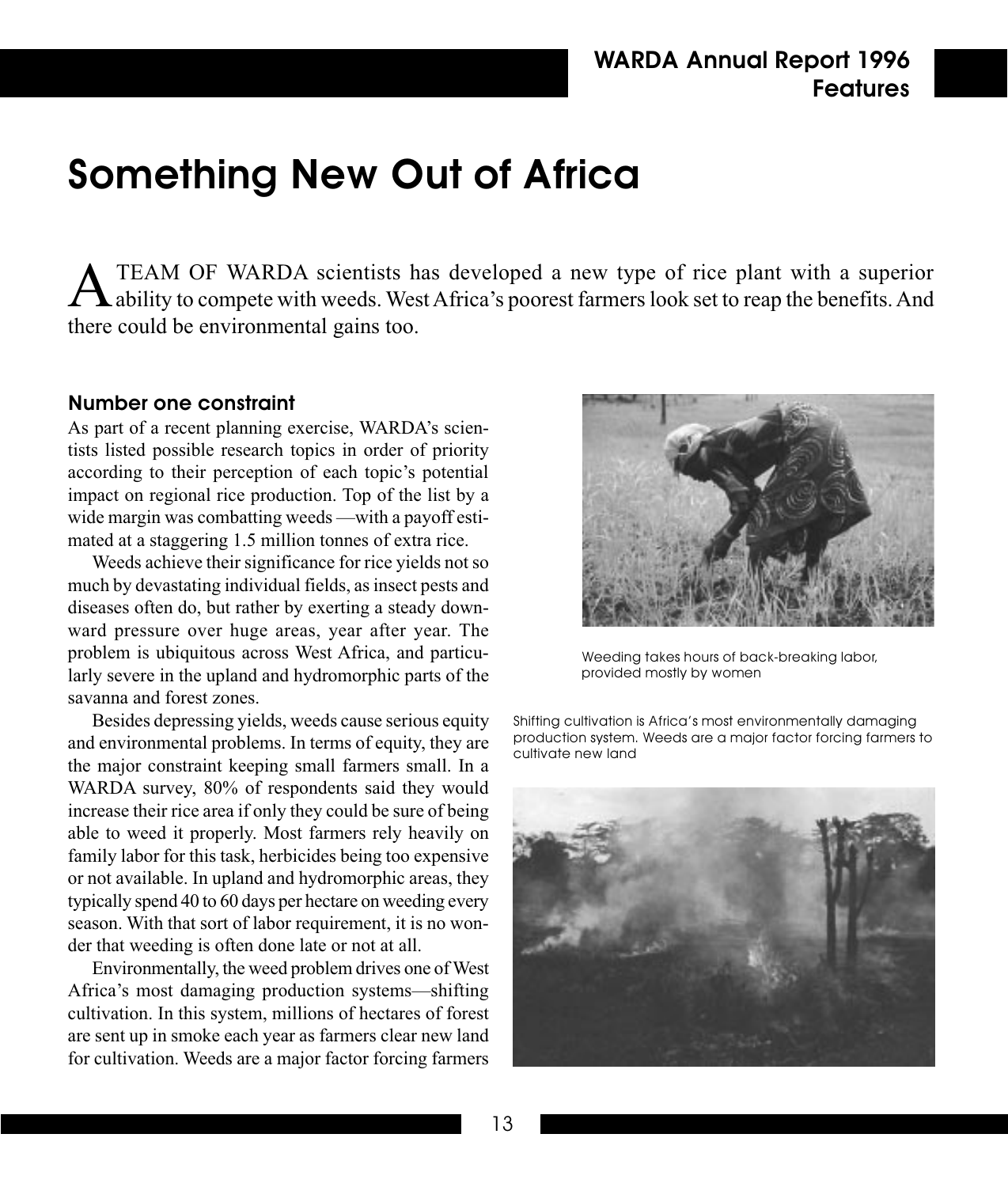# Something New Out of Africa

A TEAM OF WARDA scientists has developed a new type of rice plant with a superior ability to compete with weeds. West Africa's poorest farmers look set to reap the benefits. And there could be environmental gains too.

## Number one constraint

As part of a recent planning exercise, WARDA's scientists listed possible research topics in order of priority according to their perception of each topic's potential impact on regional rice production. Top of the list by a wide margin was combatting weeds —with a payoff estimated at a staggering 1.5 million tonnes of extra rice.

Weeds achieve their significance for rice yields not so much by devastating individual fields, as insect pests and diseases often do, but rather by exerting a steady downward pressure over huge areas, year after year. The problem is ubiquitous across West Africa, and particularly severe in the upland and hydromorphic parts of the savanna and forest zones.

Besides depressing yields, weeds cause serious equity and environmental problems. In terms of equity, they are the major constraint keeping small farmers small. In a WARDA survey, 80% of respondents said they would increase their rice area if only they could be sure of being able to weed it properly. Most farmers rely heavily on family labor for this task, herbicides being too expensive or not available. In upland and hydromorphic areas, they typically spend 40 to 60 days per hectare on weeding every season. With that sort of labor requirement, it is no wonder that weeding is often done late or not at all.

Environmentally, the weed problem drives one of West Africa's most damaging production systems—shifting cultivation. In this system, millions of hectares of forest are sent up in smoke each year as farmers clear new land for cultivation. Weeds are a major factor forcing farmers

Weeding takes hours of back-breaking labor, provided mostly by women

Shifting cultivation is Africa's most environmentally damaging production system. Weeds are a major factor forcing farmers to cultivate new land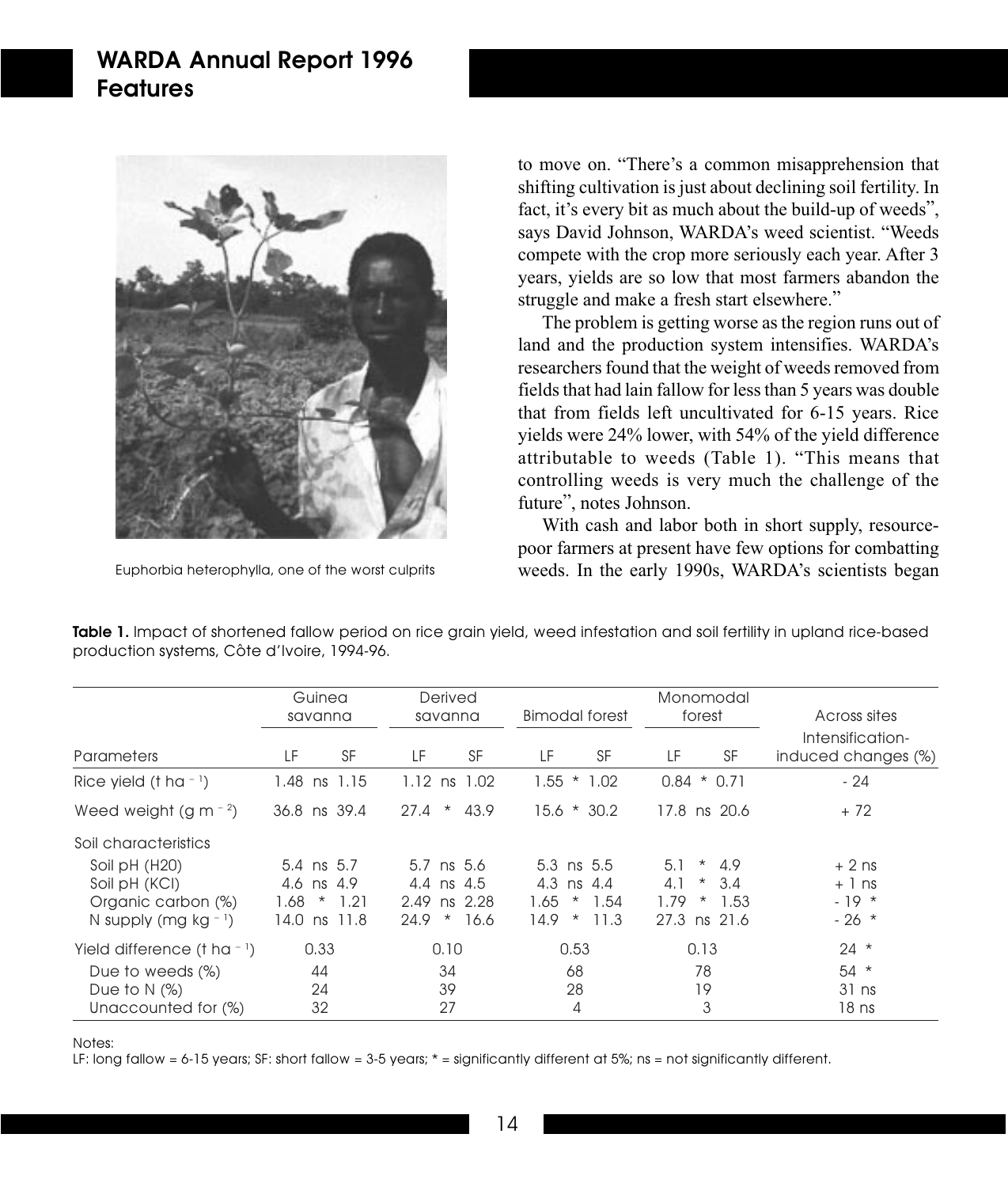Euphorbia heterophylla, one of the worst culprits

to move on. "There's a common misapprehension that shifting cultivation is just about declining soil fertility. In fact, it's every bit as much about the build-up of weeds", says David Johnson, WARDA's weed scientist. "Weeds compete with the crop more seriously each year. After 3 years, yields are so low that most farmers abandon the struggle and make a fresh start elsewhere."

The problem is getting worse as the region runs out of land and the production system intensifies. WARDA's researchers found that the weight of weeds removed from fields that had lain fallow for less than 5 years was double that from fields left uncultivated for 6-15 years. Rice yields were 24% lower, with 54% of the yield difference attributable to weeds (Table 1). "This means that controlling weeds is very much the challenge of the future", notes Johnson.

With cash and labor both in short supply, resource-poor farmers at present have few options for combatting weeds. In the early 1990s, WARDA's scientists began

**Table 1.** Impact of shortened fallow period on rice grain yield, weed infestation and soil fertility in upland rice-based production systems, Côte d'Ivoire, 1994-96.

| Parameters | Guinea savanna | | | Derived savanna | | | Bimodal forest | | | Monomodal forest | | | Across sites |
|---|---|---|---|---|---|---|---|---|---|---|---|---|---|
| | LF | | SF | LF | | SF | LF | | SF | LF | | SF | Intensification-induced changes (%) |
| Rice yield (t ha$^{-1}$) | 1.48 | ns | 1.15 | 1.12 | ns | 1.02 | 1.55 | * | 1.02 | 0.84 | * | 0.71 | - 24 |
| Weed weight (g m$^{-2}$) | 36.8 | ns | 39.4 | 27.4 | * | 43.9 | 15.6 | * | 30.2 | 17.8 | ns | 20.6 | + 72 |
| Soil characteristics | | | | | | | | | | | | | |
| Soil pH (H20) | 5.4 | ns | 5.7 | 5.7 | ns | 5.6 | 5.3 | ns | 5.5 | 5.1 | * | 4.9 | + 2 ns |
| Soil pH (KCl) | 4.6 | ns | 4.9 | 4.4 | ns | 4.5 | 4.3 | ns | 4.4 | 4.1 | * | 3.4 | + 1 ns |
| Organic carbon (%) | 1.68 | * | 1.21 | 2.49 | ns | 2.28 | 1.65 | * | 1.54 | 1.79 | * | 1.53 | - 19 * |
| N supply (mg kg$^{-1}$) | 14.0 | ns | 11.8 | 24.9 | * | 16.6 | 14.9 | * | 11.3 | 27.3 | ns | 21.6 | - 26 * |
| Yield difference (t ha$^{-1}$) | | 0.33 | | | 0.10 | | | 0.53 | | | 0.13 | | 24 * |
| Due to weeds (%) | | 44 | | | 34 | | | 68 | | | 78 | | 54 * |
| Due to N (%) | | 24 | | | 39 | | | 28 | | | 19 | | 31 ns |
| Unaccounted for (%) | | 32 | | | 27 | | | 4 | | | 3 | | 18 ns |

Notes:
LF: long fallow = 6-15 years; SF: short fallow = 3-5 years; * = significantly different at 5%; ns = not significantly different.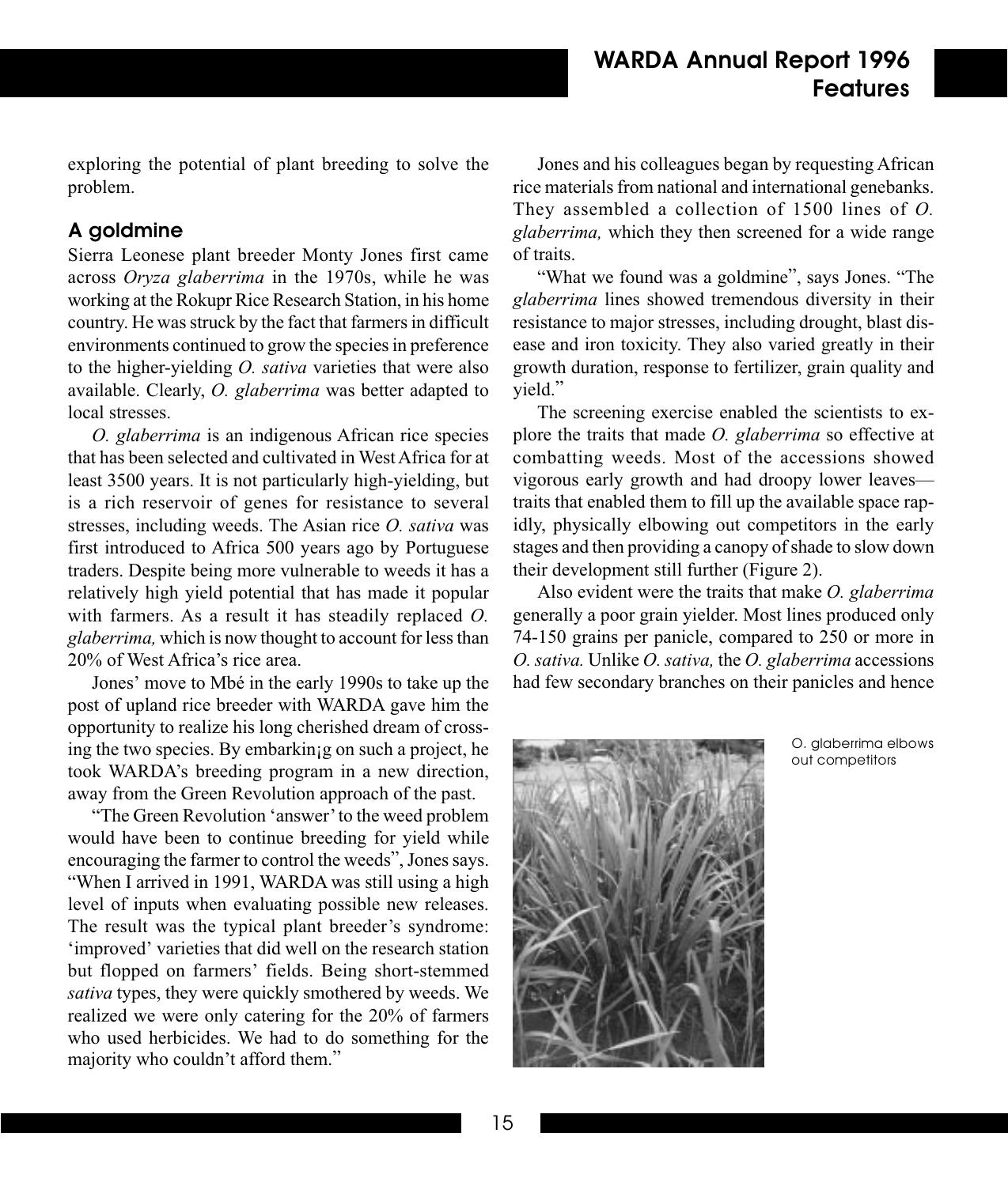exploring the potential of plant breeding to solve the problem.

### A goldmine

Sierra Leonese plant breeder Monty Jones first came across *Oryza glaberrima* in the 1970s, while he was working at the Rokupr Rice Research Station, in his home country. He was struck by the fact that farmers in difficult environments continued to grow the species in preference to the higher-yielding *O. sativa* varieties that were also available. Clearly, *O. glaberrima* was better adapted to local stresses.

*O. glaberrima* is an indigenous African rice species that has been selected and cultivated in West Africa for at least 3500 years. It is not particularly high-yielding, but is a rich reservoir of genes for resistance to several stresses, including weeds. The Asian rice *O. sativa* was first introduced to Africa 500 years ago by Portuguese traders. Despite being more vulnerable to weeds it has a relatively high yield potential that has made it popular with farmers. As a result it has steadily replaced *O. glaberrima,* which is now thought to account for less than 20% of West Africa's rice area.

Jones' move to Mbé in the early 1990s to take up the post of upland rice breeder with WARDA gave him the opportunity to realize his long cherished dream of crossing the two species. By embarkin¡g on such a project, he took WARDA's breeding program in a new direction, away from the Green Revolution approach of the past.

"The Green Revolution 'answer' to the weed problem would have been to continue breeding for yield while encouraging the farmer to control the weeds", Jones says. "When I arrived in 1991, WARDA was still using a high level of inputs when evaluating possible new releases. The result was the typical plant breeder's syndrome: 'improved' varieties that did well on the research station but flopped on farmers' fields. Being short-stemmed *sativa* types, they were quickly smothered by weeds. We realized we were only catering for the 20% of farmers who used herbicides. We had to do something for the majority who couldn't afford them."

Jones and his colleagues began by requesting African rice materials from national and international genebanks. They assembled a collection of 1500 lines of *O. glaberrima,* which they then screened for a wide range of traits.

"What we found was a goldmine", says Jones. "The *glaberrima* lines showed tremendous diversity in their resistance to major stresses, including drought, blast disease and iron toxicity. They also varied greatly in their growth duration, response to fertilizer, grain quality and yield."

The screening exercise enabled the scientists to explore the traits that made *O. glaberrima* so effective at combatting weeds. Most of the accessions showed vigorous early growth and had droopy lower leaves—traits that enabled them to fill up the available space rapidly, physically elbowing out competitors in the early stages and then providing a canopy of shade to slow down their development still further (Figure 2).

Also evident were the traits that make *O. glaberrima* generally a poor grain yielder. Most lines produced only 74-150 grains per panicle, compared to 250 or more in *O. sativa.* Unlike *O. sativa,* the *O. glaberrima* accessions had few secondary branches on their panicles and hence

O. glaberrima elbows out competitors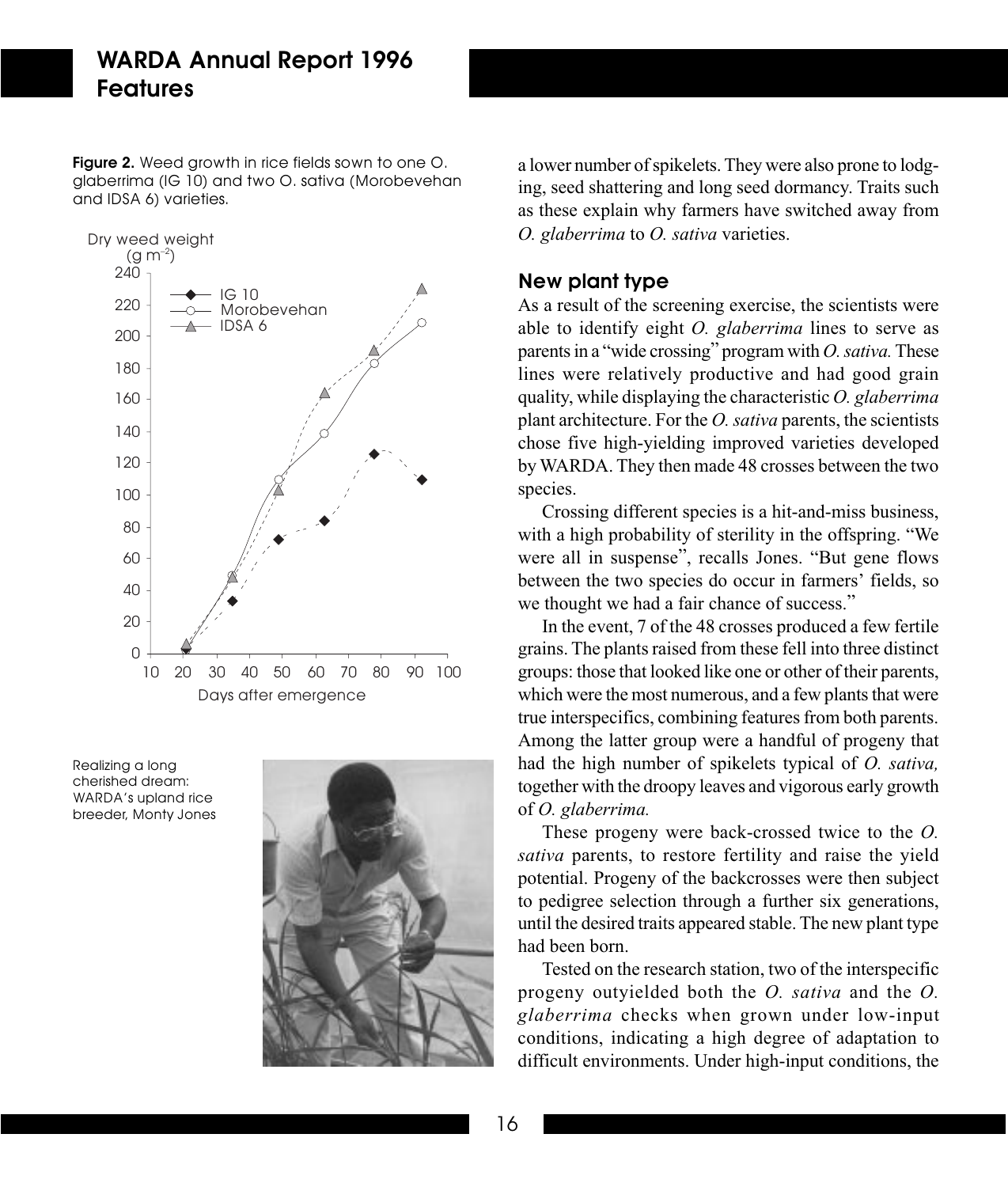**Figure 2.** Weed growth in rice fields sown to one O. glaberrima (IG 10) and two O. sativa (Morobevehan and IDSA 6) varieties.

Realizing a long cherished dream: WARDA's upland rice breeder, Monty Jones

a lower number of spikelets. They were also prone to lodging, seed shattering and long seed dormancy. Traits such as these explain why farmers have switched away from *O. glaberrima* to *O. sativa* varieties.

## New plant type

As a result of the screening exercise, the scientists were able to identify eight *O. glaberrima* lines to serve as parents in a "wide crossing" program with *O. sativa.* These lines were relatively productive and had good grain quality, while displaying the characteristic *O. glaberrima* plant architecture. For the *O. sativa* parents, the scientists chose five high-yielding improved varieties developed by WARDA. They then made 48 crosses between the two species.

Crossing different species is a hit-and-miss business, with a high probability of sterility in the offspring. "We were all in suspense", recalls Jones. "But gene flows between the two species do occur in farmers' fields, so we thought we had a fair chance of success."

In the event, 7 of the 48 crosses produced a few fertile grains. The plants raised from these fell into three distinct groups: those that looked like one or other of their parents, which were the most numerous, and a few plants that were true interspecifics, combining features from both parents. Among the latter group were a handful of progeny that had the high number of spikelets typical of *O. sativa,* together with the droopy leaves and vigorous early growth of *O. glaberrima.*

These progeny were back-crossed twice to the *O. sativa* parents, to restore fertility and raise the yield potential. Progeny of the backcrosses were then subject to pedigree selection through a further six generations, until the desired traits appeared stable. The new plant type had been born.

Tested on the research station, two of the interspecific progeny outyielded both the *O. sativa* and the *O. glaberrima* checks when grown under low-input conditions, indicating a high degree of adaptation to difficult environments. Under high-input conditions, the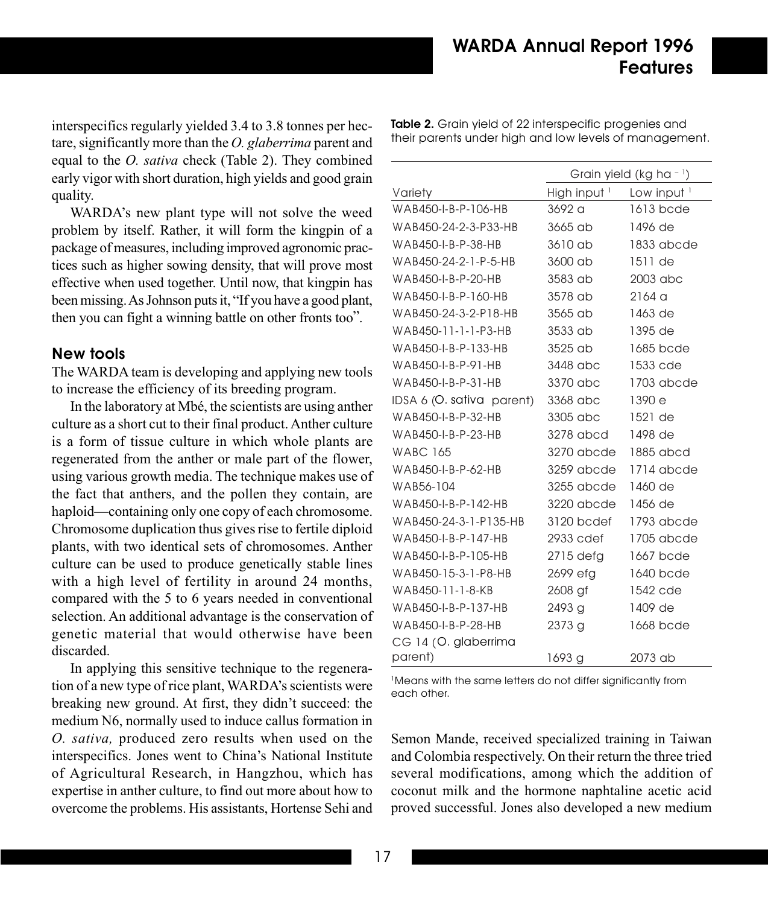interspecifics regularly yielded 3.4 to 3.8 tonnes per hectare, significantly more than the *O. glaberrima* parent and equal to the *O. sativa* check (Table 2). They combined early vigor with short duration, high yields and good grain quality.

WARDA's new plant type will not solve the weed problem by itself. Rather, it will form the kingpin of a package of measures, including improved agronomic practices such as higher sowing density, that will prove most effective when used together. Until now, that kingpin has been missing. As Johnson puts it, "If you have a good plant, then you can fight a winning battle on other fronts too".

## New tools

The WARDA team is developing and applying new tools to increase the efficiency of its breeding program.

In the laboratory at Mbé, the scientists are using anther culture as a short cut to their final product. Anther culture is a form of tissue culture in which whole plants are regenerated from the anther or male part of the flower, using various growth media. The technique makes use of the fact that anthers, and the pollen they contain, are haploid—containing only one copy of each chromosome. Chromosome duplication thus gives rise to fertile diploid plants, with two identical sets of chromosomes. Anther culture can be used to produce genetically stable lines with a high level of fertility in around 24 months, compared with the 5 to 6 years needed in conventional selection. An additional advantage is the conservation of genetic material that would otherwise have been discarded.

In applying this sensitive technique to the regeneration of a new type of rice plant, WARDA's scientists were breaking new ground. At first, they didn't succeed: the medium N6, normally used to induce callus formation in *O. sativa,* produced zero results when used on the interspecifics. Jones went to China's National Institute of Agricultural Research, in Hangzhou, which has expertise in anther culture, to find out more about how to overcome the problems. His assistants, Hortense Sehi and Semon Mande, received specialized training in Taiwan and Colombia respectively. On their return the three tried several modifications, among which the addition of coconut milk and the hormone naphtaline acetic acid proved successful. Jones also developed a new medium

**Table 2.** Grain yield of 22 interspecific progenies and their parents under high and low levels of management.

| Variety | Grain yield (kg ha$^{-1}$) | |
|---|---|---|
| | High input [1] | Low input [1] |
| WAB450-I-B-P-106-HB | 3692 a | 1613 bcde |
| WAB450-24-2-3-P33-HB | 3665 ab | 1496 de |
| WAB450-I-B-P-38-HB | 3610 ab | 1833 abcde |
| WAB450-24-2-1-P-5-HB | 3600 ab | 1511 de |
| WAB450-I-B-P-20-HB | 3583 ab | 2003 abc |
| WAB450-I-B-P-160-HB | 3578 ab | 2164 a |
| WAB450-24-3-2-P18-HB | 3565 ab | 1463 de |
| WAB450-11-1-1-P3-HB | 3533 ab | 1395 de |
| WAB450-I-B-P-133-HB | 3525 ab | 1685 bcde |
| WAB450-I-B-P-91-HB | 3448 abc | 1533 cde |
| WAB450-I-B-P-31-HB | 3370 abc | 1703 abcde |
| IDSA 6 (*O. sativa* parent) | 3368 abc | 1390 e |
| WAB450-I-B-P-32-HB | 3305 abc | 1521 de |
| WAB450-I-B-P-23-HB | 3278 abcd | 1498 de |
| WABC 165 | 3270 abcde | 1885 abcd |
| WAB450-I-B-P-62-HB | 3259 abcde | 1714 abcde |
| WAB56-104 | 3255 abcde | 1460 de |
| WAB450-I-B-P-142-HB | 3220 abcde | 1456 de |
| WAB450-24-3-1-P135-HB | 3120 bcdef | 1793 abcde |
| WAB450-I-B-P-147-HB | 2933 cdef | 1705 abcde |
| WAB450-I-B-P-105-HB | 2715 defg | 1667 bcde |
| WAB450-15-3-1-P8-HB | 2699 efg | 1640 bcde |
| WAB450-11-1-8-KB | 2608 gf | 1542 cde |
| WAB450-I-B-P-137-HB | 2493 g | 1409 de |
| WAB450-I-B-P-28-HB | 2373 g | 1668 bcde |
| CG 14 (*O. glaberrima* parent) | 1693 g | 2073 ab |

[1]Means with the same letters do not differ significantly from each other.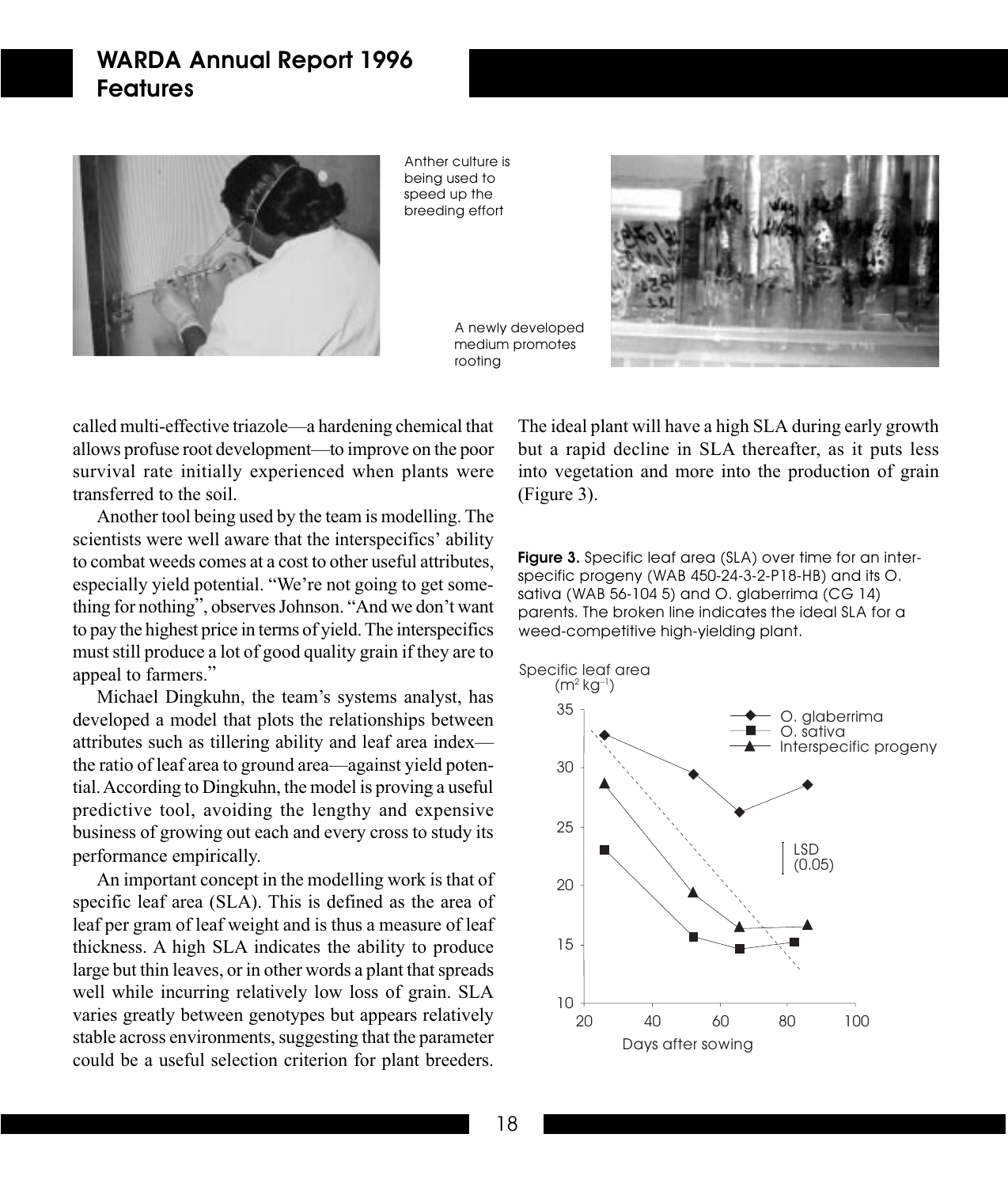Anther culture is being used to speed up the breeding effort

A newly developed medium promotes rooting

called multi-effective triazole—a hardening chemical that allows profuse root development—to improve on the poor survival rate initially experienced when plants were transferred to the soil.

Another tool being used by the team is modelling. The scientists were well aware that the interspecifics' ability to combat weeds comes at a cost to other useful attributes, especially yield potential. "We're not going to get something for nothing", observes Johnson. "And we don't want to pay the highest price in terms of yield. The interspecifics must still produce a lot of good quality grain if they are to appeal to farmers."

Michael Dingkuhn, the team's systems analyst, has developed a model that plots the relationships between attributes such as tillering ability and leaf area index—the ratio of leaf area to ground area—against yield potential. According to Dingkuhn, the model is proving a useful predictive tool, avoiding the lengthy and expensive business of growing out each and every cross to study its performance empirically.

An important concept in the modelling work is that of specific leaf area (SLA). This is defined as the area of leaf per gram of leaf weight and is thus a measure of leaf thickness. A high SLA indicates the ability to produce large but thin leaves, or in other words a plant that spreads well while incurring relatively low loss of grain. SLA varies greatly between genotypes but appears relatively stable across environments, suggesting that the parameter could be a useful selection criterion for plant breeders. The ideal plant will have a high SLA during early growth but a rapid decline in SLA thereafter, as it puts less into vegetation and more into the production of grain (Figure 3).

**Figure 3.** Specific leaf area (SLA) over time for an interspecific progeny (WAB 450-24-3-2-P18-HB) and its O. sativa (WAB 56-104 5) and O. glaberrima (CG 14) parents. The broken line indicates the ideal SLA for a weed-competitive high-yielding plant.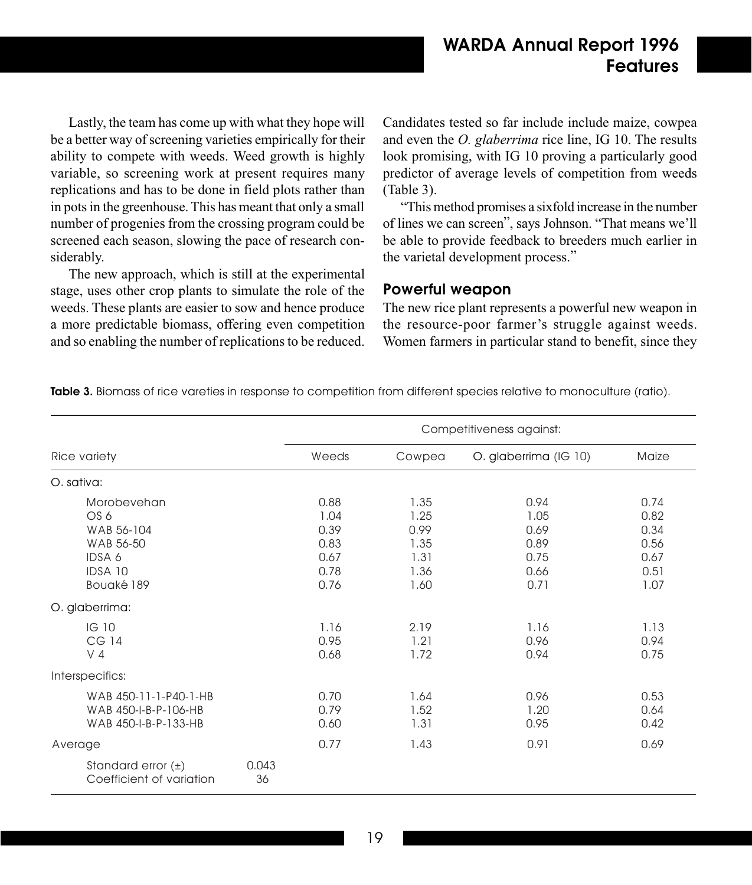Lastly, the team has come up with what they hope will be a better way of screening varieties empirically for their ability to compete with weeds. Weed growth is highly variable, so screening work at present requires many replications and has to be done in field plots rather than in pots in the greenhouse. This has meant that only a small number of progenies from the crossing program could be screened each season, slowing the pace of research considerably.

The new approach, which is still at the experimental stage, uses other crop plants to simulate the role of the weeds. These plants are easier to sow and hence produce a more predictable biomass, offering even competition and so enabling the number of replications to be reduced. Candidates tested so far include include maize, cowpea and even the *O. glaberrima* rice line, IG 10. The results look promising, with IG 10 proving a particularly good predictor of average levels of competition from weeds (Table 3).

"This method promises a sixfold increase in the number of lines we can screen", says Johnson. "That means we'll be able to provide feedback to breeders much earlier in the varietal development process."

## Powerful weapon

The new rice plant represents a powerful new weapon in the resource-poor farmer's struggle against weeds. Women farmers in particular stand to benefit, since they

**Table 3.** Biomass of rice varieties in response to competition from different species relative to monoculture (ratio).

| Rice variety | | Competitiveness against: | | | |
|---|---|---|---|---|---|
| | | Weeds | Cowpea | O. glaberrima (IG 10) | Maize |
| O. sativa: | | | | | |
| Morobevehan | | 0.88 | 1.35 | 0.94 | 0.74 |
| OS 6 | | 1.04 | 1.25 | 1.05 | 0.82 |
| WAB 56-104 | | 0.39 | 0.99 | 0.69 | 0.34 |
| WAB 56-50 | | 0.83 | 1.35 | 0.89 | 0.56 |
| IDSA 6 | | 0.67 | 1.31 | 0.75 | 0.67 |
| IDSA 10 | | 0.78 | 1.36 | 0.66 | 0.51 |
| Bouaké 189 | | 0.76 | 1.60 | 0.71 | 1.07 |
| O. glaberrima: | | | | | |
| IG 10 | | 1.16 | 2.19 | 1.16 | 1.13 |
| CG 14 | | 0.95 | 1.21 | 0.96 | 0.94 |
| V 4 | | 0.68 | 1.72 | 0.94 | 0.75 |
| Interspecifics: | | | | | |
| WAB 450-11-1-P40-1-HB | | 0.70 | 1.64 | 0.96 | 0.53 |
| WAB 450-I-B-P-106-HB | | 0.79 | 1.52 | 1.20 | 0.64 |
| WAB 450-I-B-P-133-HB | | 0.60 | 1.31 | 0.95 | 0.42 |
| Average | | 0.77 | 1.43 | 0.91 | 0.69 |
| Standard error (±) | 0.043 | | | | |
| Coefficient of variation | 36 | | | | |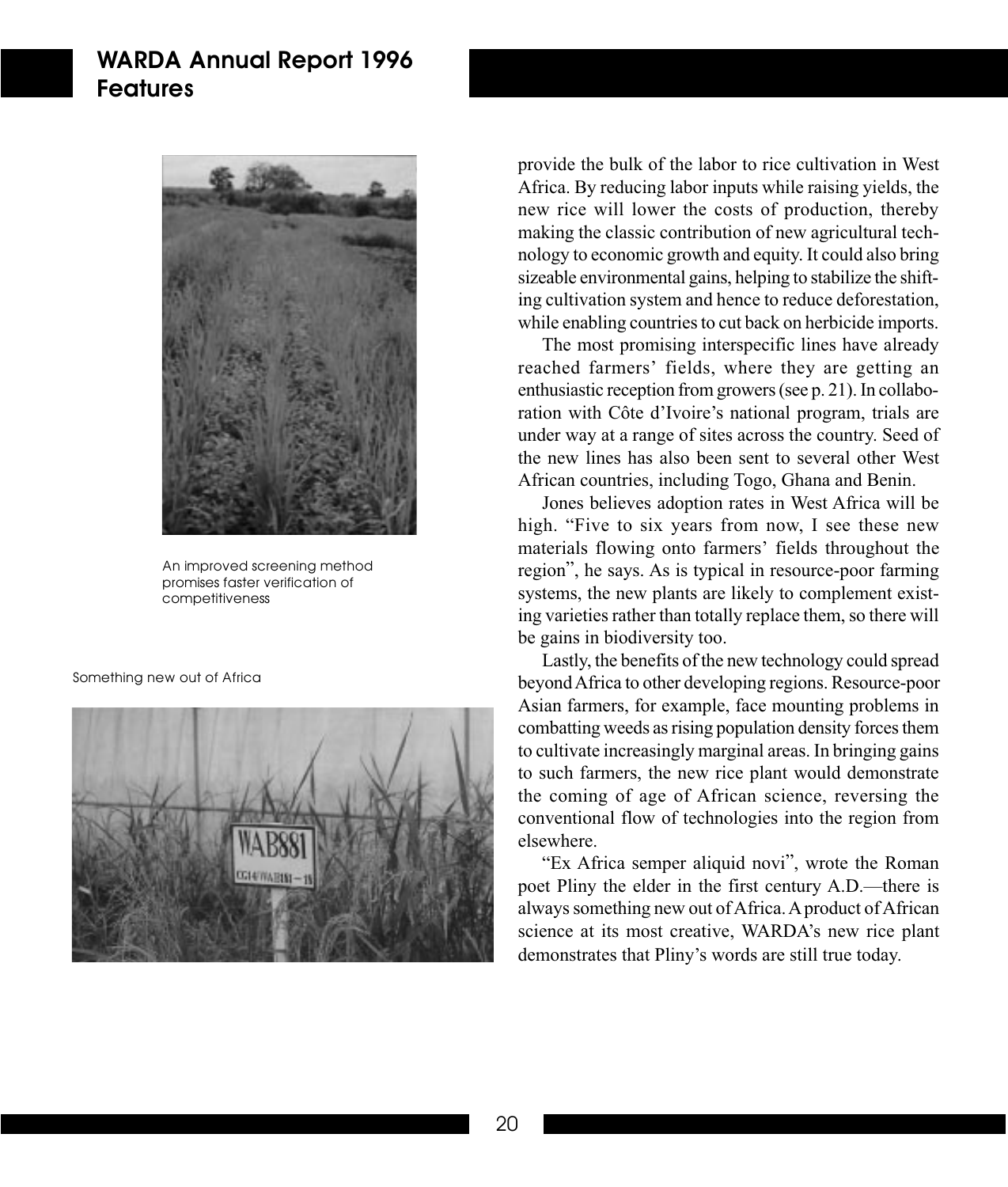An improved screening method promises faster verification of competitiveness

Something new out of Africa

provide the bulk of the labor to rice cultivation in West Africa. By reducing labor inputs while raising yields, the new rice will lower the costs of production, thereby making the classic contribution of new agricultural technology to economic growth and equity. It could also bring sizeable environmental gains, helping to stabilize the shifting cultivation system and hence to reduce deforestation, while enabling countries to cut back on herbicide imports.

The most promising interspecific lines have already reached farmers' fields, where they are getting an enthusiastic reception from growers (see p. 21). In collaboration with Côte d'Ivoire's national program, trials are under way at a range of sites across the country. Seed of the new lines has also been sent to several other West African countries, including Togo, Ghana and Benin.

Jones believes adoption rates in West Africa will be high. "Five to six years from now, I see these new materials flowing onto farmers' fields throughout the region", he says. As is typical in resource-poor farming systems, the new plants are likely to complement existing varieties rather than totally replace them, so there will be gains in biodiversity too.

Lastly, the benefits of the new technology could spread beyond Africa to other developing regions. Resource-poor Asian farmers, for example, face mounting problems in combatting weeds as rising population density forces them to cultivate increasingly marginal areas. In bringing gains to such farmers, the new rice plant would demonstrate the coming of age of African science, reversing the conventional flow of technologies into the region from elsewhere.

"Ex Africa semper aliquid novi", wrote the Roman poet Pliny the elder in the first century A.D.—there is always something new out of Africa. A product of African science at its most creative, WARDA's new rice plant demonstrates that Pliny's words are still true today.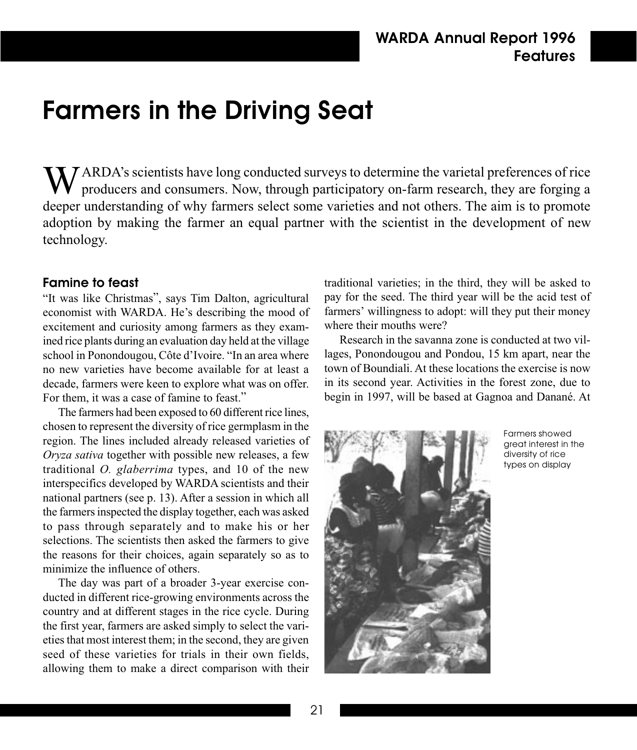# Farmers in the Driving Seat

WARDA's scientists have long conducted surveys to determine the varietal preferences of rice producers and consumers. Now, through participatory on-farm research, they are forging a deeper understanding of why farmers select some varieties and not others. The aim is to promote adoption by making the farmer an equal partner with the scientist in the development of new technology.

### Famine to feast

"It was like Christmas", says Tim Dalton, agricultural economist with WARDA. He's describing the mood of excitement and curiosity among farmers as they examined rice plants during an evaluation day held at the village school in Ponondougou, Côte d'Ivoire. "In an area where no new varieties have become available for at least a decade, farmers were keen to explore what was on offer. For them, it was a case of famine to feast."

The farmers had been exposed to 60 different rice lines, chosen to represent the diversity of rice germplasm in the region. The lines included already released varieties of *Oryza sativa* together with possible new releases, a few traditional *O. glaberrima* types, and 10 of the new interspecifics developed by WARDA scientists and their national partners (see p. 13). After a session in which all the farmers inspected the display together, each was asked to pass through separately and to make his or her selections. The scientists then asked the farmers to give the reasons for their choices, again separately so as to minimize the influence of others.

The day was part of a broader 3-year exercise conducted in different rice-growing environments across the country and at different stages in the rice cycle. During the first year, farmers are asked simply to select the varieties that most interest them; in the second, they are given seed of these varieties for trials in their own fields, allowing them to make a direct comparison with their traditional varieties; in the third, they will be asked to pay for the seed. The third year will be the acid test of farmers' willingness to adopt: will they put their money where their mouths were?

Research in the savanna zone is conducted at two villages, Ponondougou and Pondou, 15 km apart, near the town of Boundiali. At these locations the exercise is now in its second year. Activities in the forest zone, due to begin in 1997, will be based at Gagnoa and Danané. At

Farmers showed great interest in the diversity of rice types on display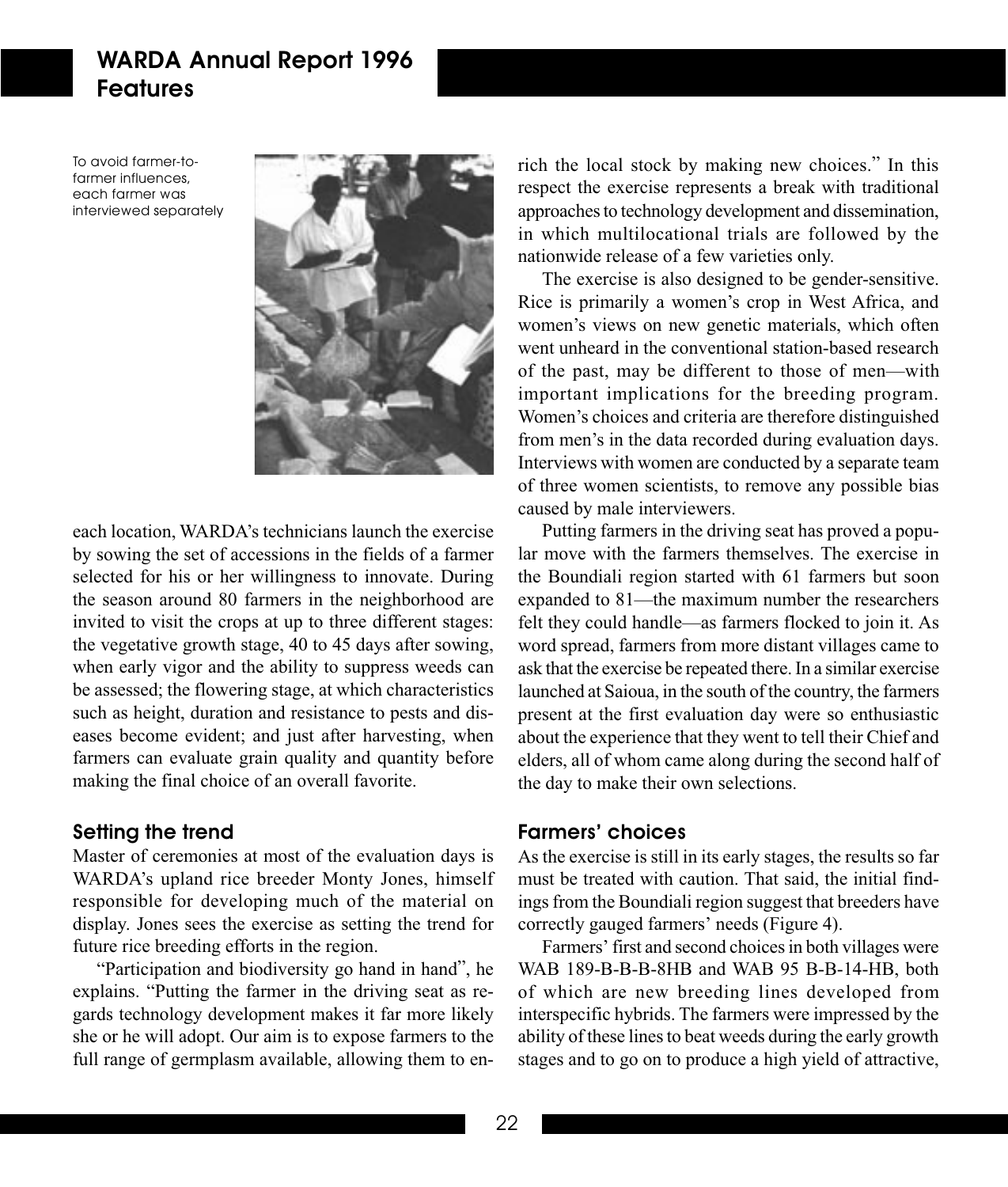To avoid farmer-to-farmer influences, each farmer was interviewed separately

each location, WARDA's technicians launch the exercise by sowing the set of accessions in the fields of a farmer selected for his or her willingness to innovate. During the season around 80 farmers in the neighborhood are invited to visit the crops at up to three different stages: the vegetative growth stage, 40 to 45 days after sowing, when early vigor and the ability to suppress weeds can be assessed; the flowering stage, at which characteristics such as height, duration and resistance to pests and diseases become evident; and just after harvesting, when farmers can evaluate grain quality and quantity before making the final choice of an overall favorite.

## Setting the trend

Master of ceremonies at most of the evaluation days is WARDA's upland rice breeder Monty Jones, himself responsible for developing much of the material on display. Jones sees the exercise as setting the trend for future rice breeding efforts in the region.

"Participation and biodiversity go hand in hand", he explains. "Putting the farmer in the driving seat as regards technology development makes it far more likely she or he will adopt. Our aim is to expose farmers to the full range of germplasm available, allowing them to enrich the local stock by making new choices." In this respect the exercise represents a break with traditional approaches to technology development and dissemination, in which multilocational trials are followed by the nationwide release of a few varieties only.

The exercise is also designed to be gender-sensitive. Rice is primarily a women's crop in West Africa, and women's views on new genetic materials, which often went unheard in the conventional station-based research of the past, may be different to those of men—with important implications for the breeding program. Women's choices and criteria are therefore distinguished from men's in the data recorded during evaluation days. Interviews with women are conducted by a separate team of three women scientists, to remove any possible bias caused by male interviewers.

Putting farmers in the driving seat has proved a popular move with the farmers themselves. The exercise in the Boundiali region started with 61 farmers but soon expanded to 81—the maximum number the researchers felt they could handle—as farmers flocked to join it. As word spread, farmers from more distant villages came to ask that the exercise be repeated there. In a similar exercise launched at Saioua, in the south of the country, the farmers present at the first evaluation day were so enthusiastic about the experience that they went to tell their Chief and elders, all of whom came along during the second half of the day to make their own selections.

## Farmers' choices

As the exercise is still in its early stages, the results so far must be treated with caution. That said, the initial findings from the Boundiali region suggest that breeders have correctly gauged farmers' needs (Figure 4).

Farmers' first and second choices in both villages were WAB 189-B-B-B-8HB and WAB 95 B-B-14-HB, both of which are new breeding lines developed from interspecific hybrids. The farmers were impressed by the ability of these lines to beat weeds during the early growth stages and to go on to produce a high yield of attractive,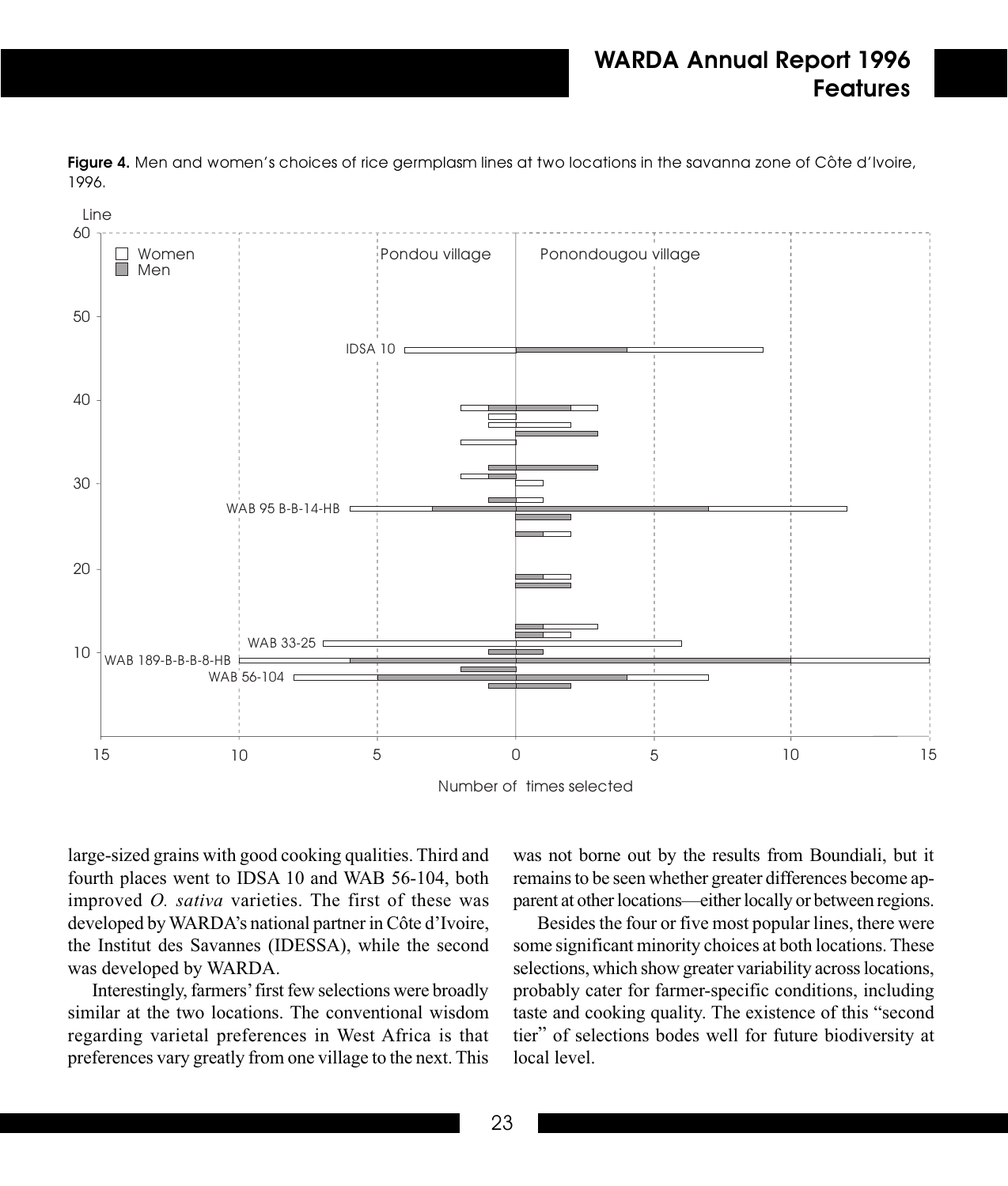**Figure 4.** Men and women's choices of rice germplasm lines at two locations in the savanna zone of Côte d'Ivoire, 1996.

large-sized grains with good cooking qualities. Third and fourth places went to IDSA 10 and WAB 56-104, both improved *O. sativa* varieties. The first of these was developed by WARDA's national partner in Côte d'Ivoire, the Institut des Savannes (IDESSA), while the second was developed by WARDA.

Interestingly, farmers' first few selections were broadly similar at the two locations. The conventional wisdom regarding varietal preferences in West Africa is that preferences vary greatly from one village to the next. This was not borne out by the results from Boundiali, but it remains to be seen whether greater differences become apparent at other locations—either locally or between regions.

Besides the four or five most popular lines, there were some significant minority choices at both locations. These selections, which show greater variability across locations, probably cater for farmer-specific conditions, including taste and cooking quality. The existence of this "second tier" of selections bodes well for future biodiversity at local level.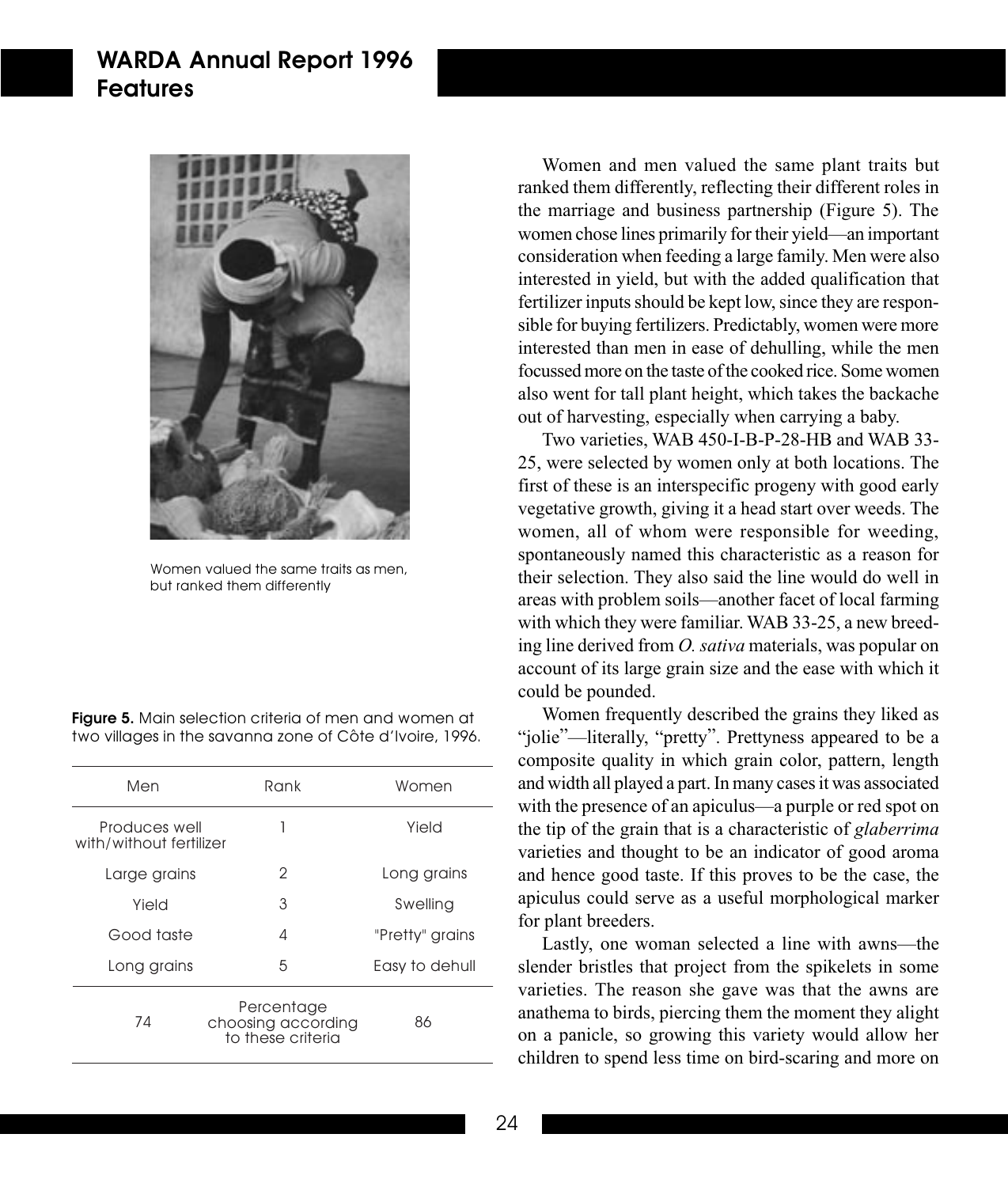Women valued the same traits as men, but ranked them differently

**Figure 5.** Main selection criteria of men and women at two villages in the savanna zone of Côte d'Ivoire, 1996.

| Men | Rank | Women |
|---|---|---|
| Produces well with/without fertilizer | 1 | Yield |
| Large grains | 2 | Long grains |
| Yield | 3 | Swelling |
| Good taste | 4 | "Pretty" grains |
| Long grains | 5 | Easy to dehull |
| 74 | Percentage choosing according to these criteria | 86 |

Women and men valued the same plant traits but ranked them differently, reflecting their different roles in the marriage and business partnership (Figure 5). The women chose lines primarily for their yield—an important consideration when feeding a large family. Men were also interested in yield, but with the added qualification that fertilizer inputs should be kept low, since they are responsible for buying fertilizers. Predictably, women were more interested than men in ease of dehulling, while the men focussed more on the taste of the cooked rice. Some women also went for tall plant height, which takes the backache out of harvesting, especially when carrying a baby.

Two varieties, WAB 450-I-B-P-28-HB and WAB 33-25, were selected by women only at both locations. The first of these is an interspecific progeny with good early vegetative growth, giving it a head start over weeds. The women, all of whom were responsible for weeding, spontaneously named this characteristic as a reason for their selection. They also said the line would do well in areas with problem soils—another facet of local farming with which they were familiar. WAB 33-25, a new breeding line derived from *O. sativa* materials, was popular on account of its large grain size and the ease with which it could be pounded.

Women frequently described the grains they liked as "jolie"—literally, "pretty". Prettyness appeared to be a composite quality in which grain color, pattern, length and width all played a part. In many cases it was associated with the presence of an apiculus—a purple or red spot on the tip of the grain that is a characteristic of *glaberrima* varieties and thought to be an indicator of good aroma and hence good taste. If this proves to be the case, the apiculus could serve as a useful morphological marker for plant breeders.

Lastly, one woman selected a line with awns—the slender bristles that project from the spikelets in some varieties. The reason she gave was that the awns are anathema to birds, piercing them the moment they alight on a panicle, so growing this variety would allow her children to spend less time on bird-scaring and more on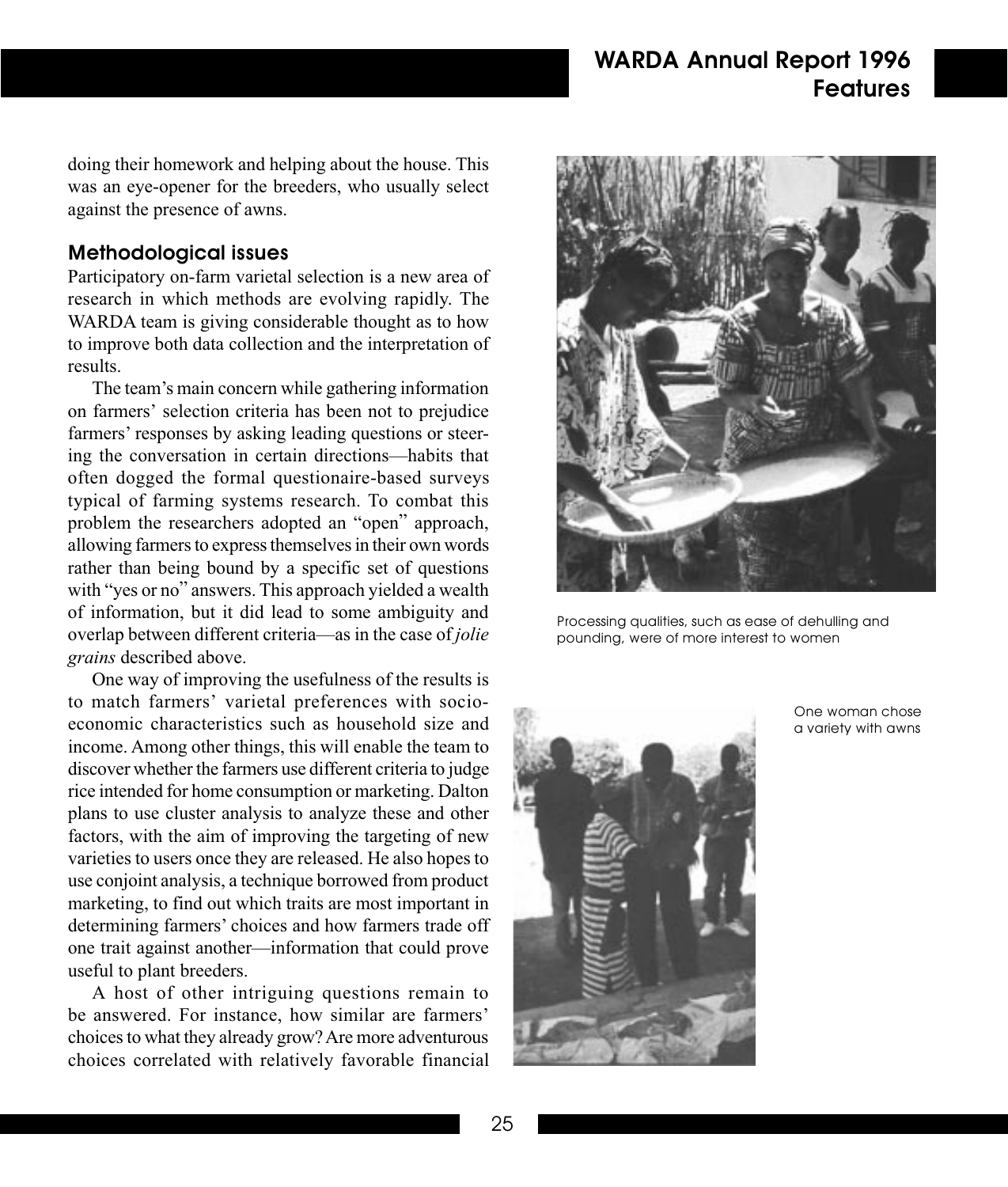doing their homework and helping about the house. This was an eye-opener for the breeders, who usually select against the presence of awns.

### Methodological issues

Participatory on-farm varietal selection is a new area of research in which methods are evolving rapidly. The WARDA team is giving considerable thought as to how to improve both data collection and the interpretation of results.

The team's main concern while gathering information on farmers' selection criteria has been not to prejudice farmers' responses by asking leading questions or steering the conversation in certain directions—habits that often dogged the formal questionaire-based surveys typical of farming systems research. To combat this problem the researchers adopted an "open" approach, allowing farmers to express themselves in their own words rather than being bound by a specific set of questions with "yes or no" answers. This approach yielded a wealth of information, but it did lead to some ambiguity and overlap between different criteria—as in the case of *jolie grains* described above.

One way of improving the usefulness of the results is to match farmers' varietal preferences with socio-economic characteristics such as household size and income. Among other things, this will enable the team to discover whether the farmers use different criteria to judge rice intended for home consumption or marketing. Dalton plans to use cluster analysis to analyze these and other factors, with the aim of improving the targeting of new varieties to users once they are released. He also hopes to use conjoint analysis, a technique borrowed from product marketing, to find out which traits are most important in determining farmers' choices and how farmers trade off one trait against another—information that could prove useful to plant breeders.

A host of other intriguing questions remain to be answered. For instance, how similar are farmers' choices to what they already grow? Are more adventurous choices correlated with relatively favorable financial

Processing qualities, such as ease of dehulling and pounding, were of more interest to women

One woman chose a variety with awns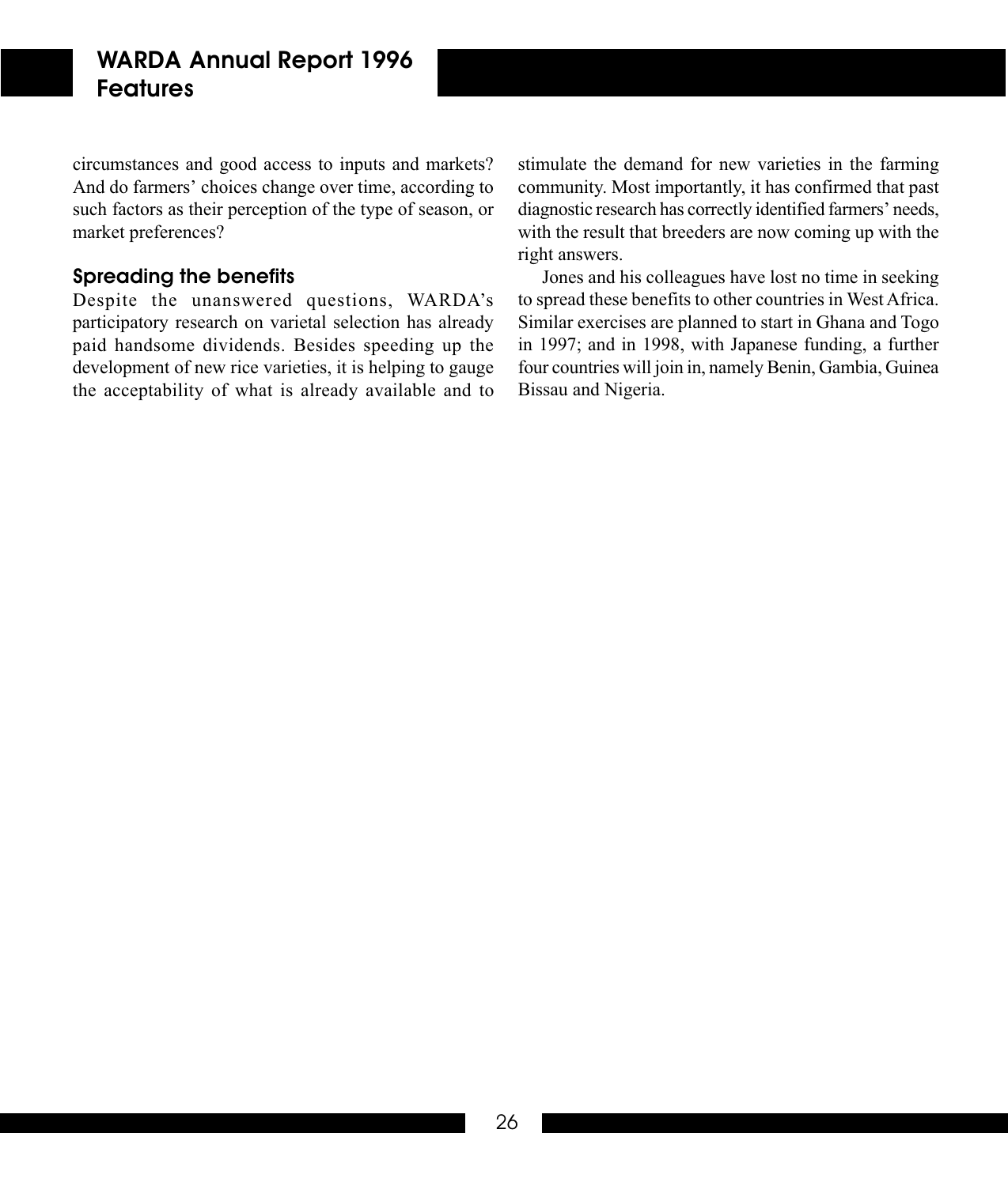circumstances and good access to inputs and markets? And do farmers' choices change over time, according to such factors as their perception of the type of season, or market preferences?

### Spreading the benefits

Despite the unanswered questions, WARDA's participatory research on varietal selection has already paid handsome dividends. Besides speeding up the development of new rice varieties, it is helping to gauge the acceptability of what is already available and to stimulate the demand for new varieties in the farming community. Most importantly, it has confirmed that past diagnostic research has correctly identified farmers' needs, with the result that breeders are now coming up with the right answers.

Jones and his colleagues have lost no time in seeking to spread these benefits to other countries in West Africa. Similar exercises are planned to start in Ghana and Togo in 1997; and in 1998, with Japanese funding, a further four countries will join in, namely Benin, Gambia, Guinea Bissau and Nigeria.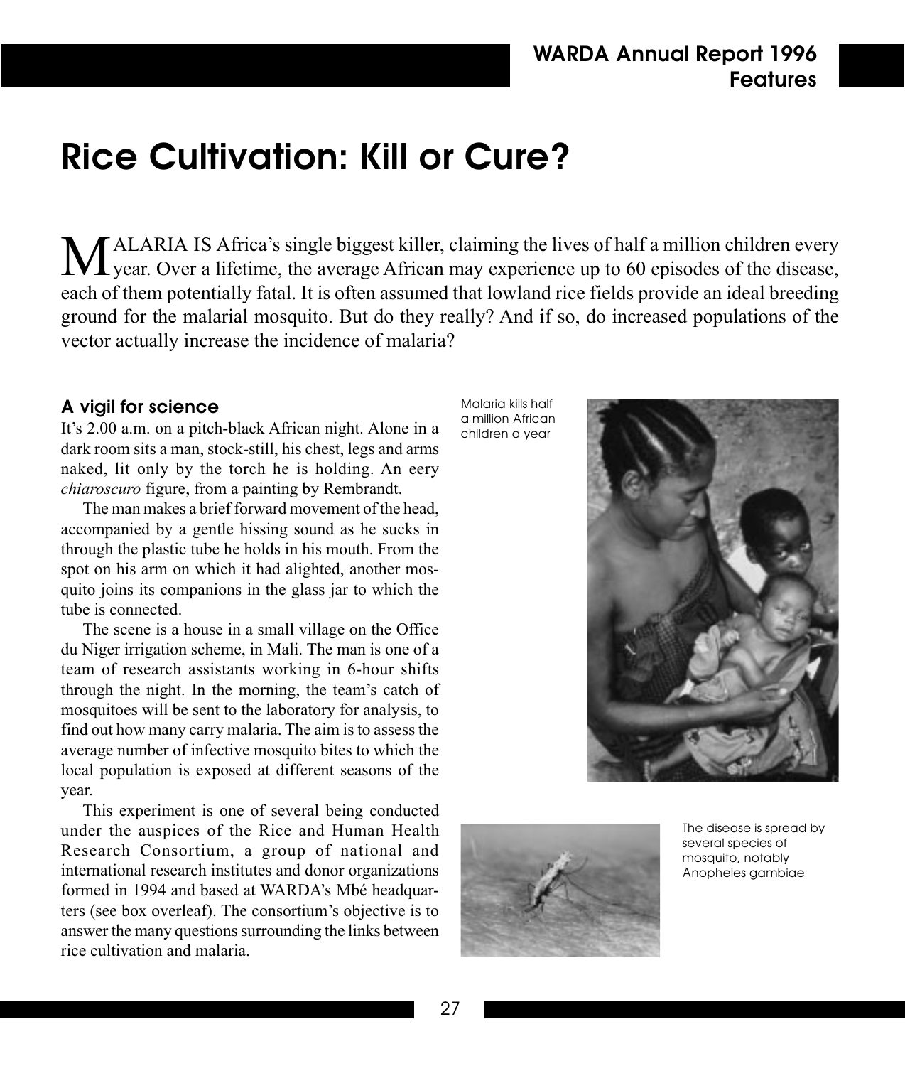# Rice Cultivation: Kill or Cure?

MALARIA IS Africa's single biggest killer, claiming the lives of half a million children every year. Over a lifetime, the average African may experience up to 60 episodes of the disease, each of them potentially fatal. It is often assumed that lowland rice fields provide an ideal breeding ground for the malarial mosquito. But do they really? And if so, do increased populations of the vector actually increase the incidence of malaria?

## A vigil for science

It's 2.00 a.m. on a pitch-black African night. Alone in a dark room sits a man, stock-still, his chest, legs and arms naked, lit only by the torch he is holding. An eery *chiaroscuro* figure, from a painting by Rembrandt.

The man makes a brief forward movement of the head, accompanied by a gentle hissing sound as he sucks in through the plastic tube he holds in his mouth. From the spot on his arm on which it had alighted, another mosquito joins its companions in the glass jar to which the tube is connected.

The scene is a house in a small village on the Office du Niger irrigation scheme, in Mali. The man is one of a team of research assistants working in 6-hour shifts through the night. In the morning, the team's catch of mosquitoes will be sent to the laboratory for analysis, to find out how many carry malaria. The aim is to assess the average number of infective mosquito bites to which the local population is exposed at different seasons of the year.

This experiment is one of several being conducted under the auspices of the Rice and Human Health Research Consortium, a group of national and international research institutes and donor organizations formed in 1994 and based at WARDA's Mbé headquarters (see box overleaf). The consortium's objective is to answer the many questions surrounding the links between rice cultivation and malaria.

Malaria kills half a million African children a year

The disease is spread by several species of mosquito, notably Anopheles gambiae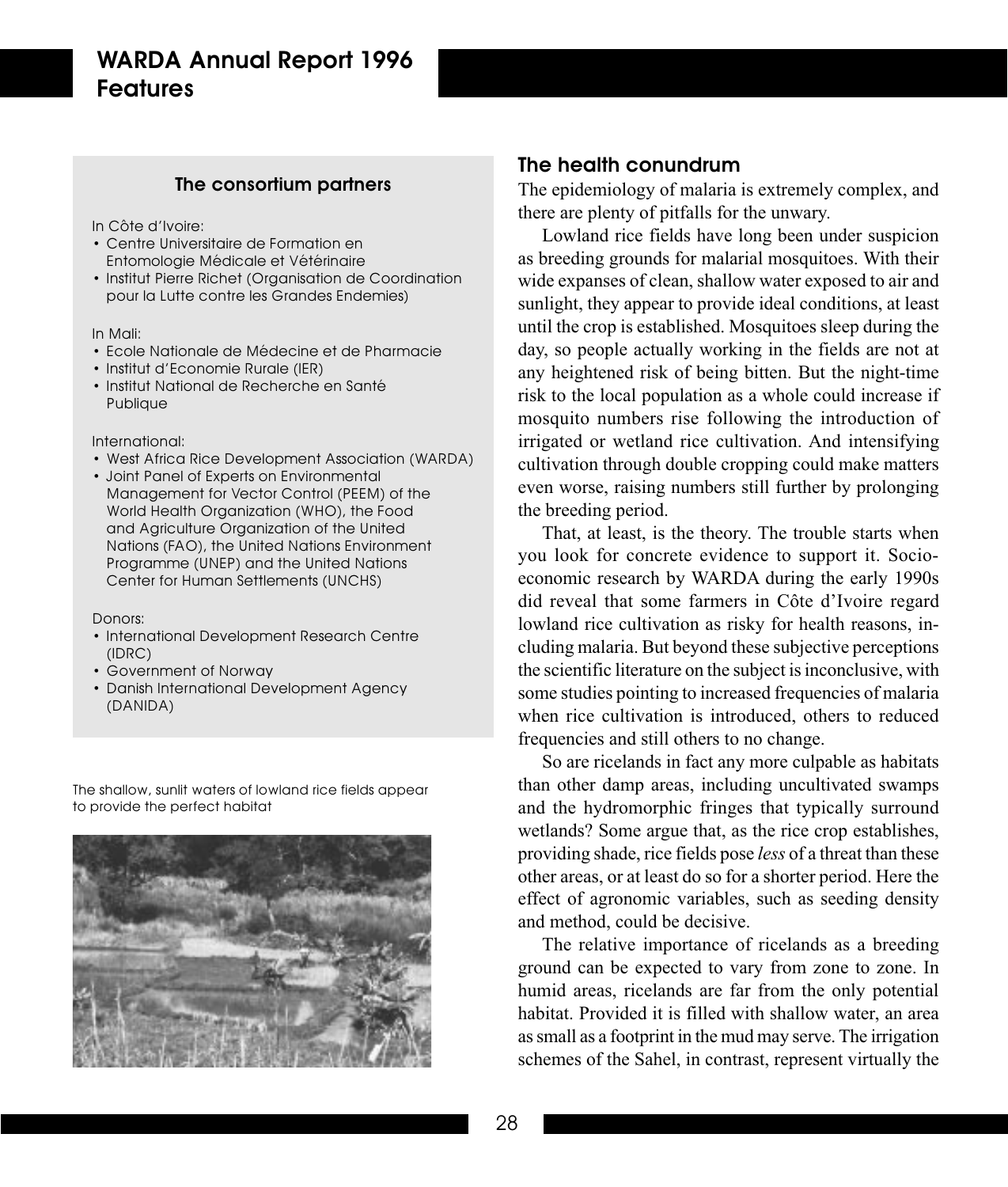## The consortium partners

In Côte d'Ivoire:

- Centre Universitaire de Formation en Entomologie Médicale et Vétérinaire
- Institut Pierre Richet (Organisation de Coordination pour la Lutte contre les Grandes Endemies)

In Mali:

- Ecole Nationale de Médecine et de Pharmacie
- Institut d'Economie Rurale (IER)
- Institut National de Recherche en Santé Publique

International:

- West Africa Rice Development Association (WARDA)
- Joint Panel of Experts on Environmental Management for Vector Control (PEEM) of the World Health Organization (WHO), the Food and Agriculture Organization of the United Nations (FAO), the United Nations Environment Programme (UNEP) and the United Nations Center for Human Settlements (UNCHS)

Donors:

- International Development Research Centre (IDRC)
- Government of Norway
- Danish International Development Agency (DANIDA)

The shallow, sunlit waters of lowland rice fields appear to provide the perfect habitat

## The health conundrum

The epidemiology of malaria is extremely complex, and there are plenty of pitfalls for the unwary.

Lowland rice fields have long been under suspicion as breeding grounds for malarial mosquitoes. With their wide expanses of clean, shallow water exposed to air and sunlight, they appear to provide ideal conditions, at least until the crop is established. Mosquitoes sleep during the day, so people actually working in the fields are not at any heightened risk of being bitten. But the night-time risk to the local population as a whole could increase if mosquito numbers rise following the introduction of irrigated or wetland rice cultivation. And intensifying cultivation through double cropping could make matters even worse, raising numbers still further by prolonging the breeding period.

That, at least, is the theory. The trouble starts when you look for concrete evidence to support it. Socio-economic research by WARDA during the early 1990s did reveal that some farmers in Côte d'Ivoire regard lowland rice cultivation as risky for health reasons, including malaria. But beyond these subjective perceptions the scientific literature on the subject is inconclusive, with some studies pointing to increased frequencies of malaria when rice cultivation is introduced, others to reduced frequencies and still others to no change.

So are ricelands in fact any more culpable as habitats than other damp areas, including uncultivated swamps and the hydromorphic fringes that typically surround wetlands? Some argue that, as the rice crop establishes, providing shade, rice fields pose *less* of a threat than these other areas, or at least do so for a shorter period. Here the effect of agronomic variables, such as seeding density and method, could be decisive.

The relative importance of ricelands as a breeding ground can be expected to vary from zone to zone. In humid areas, ricelands are far from the only potential habitat. Provided it is filled with shallow water, an area as small as a footprint in the mud may serve. The irrigation schemes of the Sahel, in contrast, represent virtually the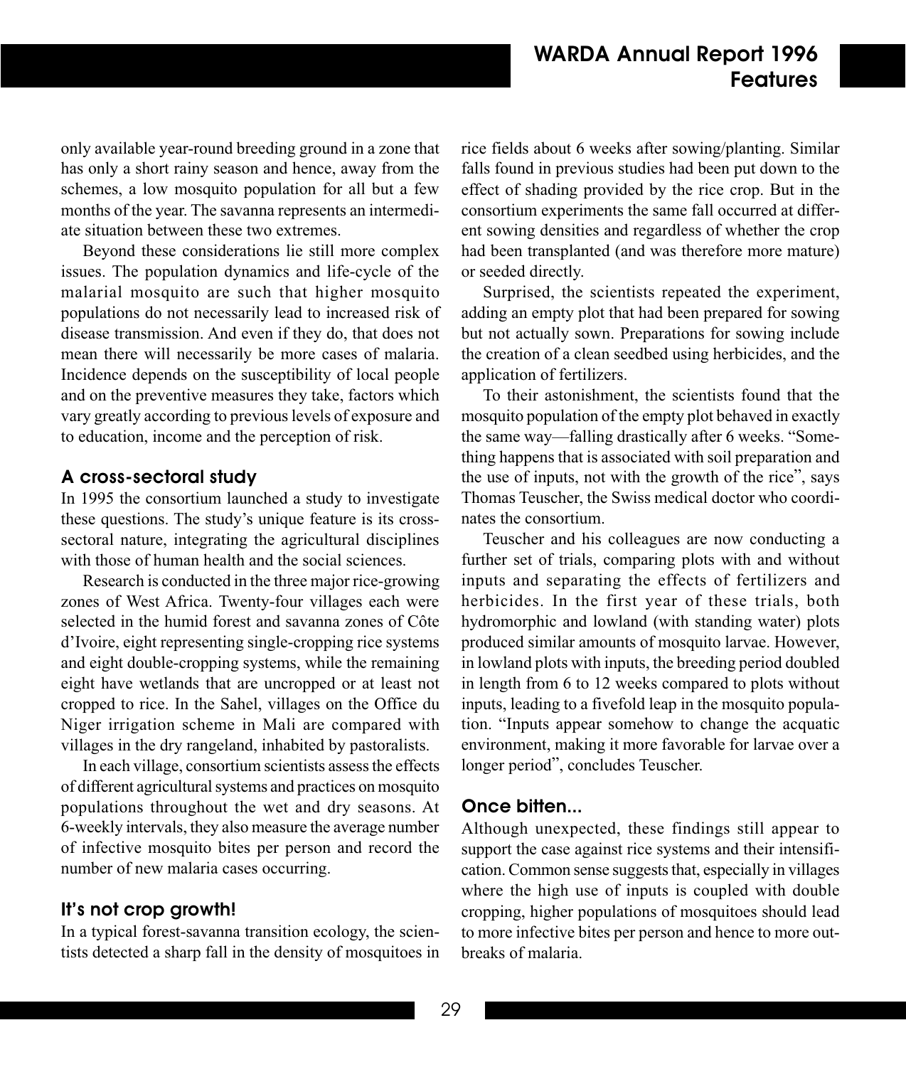only available year-round breeding ground in a zone that has only a short rainy season and hence, away from the schemes, a low mosquito population for all but a few months of the year. The savanna represents an intermediate situation between these two extremes.

Beyond these considerations lie still more complex issues. The population dynamics and life-cycle of the malarial mosquito are such that higher mosquito populations do not necessarily lead to increased risk of disease transmission. And even if they do, that does not mean there will necessarily be more cases of malaria. Incidence depends on the susceptibility of local people and on the preventive measures they take, factors which vary greatly according to previous levels of exposure and to education, income and the perception of risk.

### A cross-sectoral study

In 1995 the consortium launched a study to investigate these questions. The study's unique feature is its cross-sectoral nature, integrating the agricultural disciplines with those of human health and the social sciences.

Research is conducted in the three major rice-growing zones of West Africa. Twenty-four villages each were selected in the humid forest and savanna zones of Côte d'Ivoire, eight representing single-cropping rice systems and eight double-cropping systems, while the remaining eight have wetlands that are uncropped or at least not cropped to rice. In the Sahel, villages on the Office du Niger irrigation scheme in Mali are compared with villages in the dry rangeland, inhabited by pastoralists.

In each village, consortium scientists assess the effects of different agricultural systems and practices on mosquito populations throughout the wet and dry seasons. At 6-weekly intervals, they also measure the average number of infective mosquito bites per person and record the number of new malaria cases occurring.

### It's not crop growth!

In a typical forest-savanna transition ecology, the scientists detected a sharp fall in the density of mosquitoes in rice fields about 6 weeks after sowing/planting. Similar falls found in previous studies had been put down to the effect of shading provided by the rice crop. But in the consortium experiments the same fall occurred at different sowing densities and regardless of whether the crop had been transplanted (and was therefore more mature) or seeded directly.

Surprised, the scientists repeated the experiment, adding an empty plot that had been prepared for sowing but not actually sown. Preparations for sowing include the creation of a clean seedbed using herbicides, and the application of fertilizers.

To their astonishment, the scientists found that the mosquito population of the empty plot behaved in exactly the same way—falling drastically after 6 weeks. "Something happens that is associated with soil preparation and the use of inputs, not with the growth of the rice", says Thomas Teuscher, the Swiss medical doctor who coordinates the consortium.

Teuscher and his colleagues are now conducting a further set of trials, comparing plots with and without inputs and separating the effects of fertilizers and herbicides. In the first year of these trials, both hydromorphic and lowland (with standing water) plots produced similar amounts of mosquito larvae. However, in lowland plots with inputs, the breeding period doubled in length from 6 to 12 weeks compared to plots without inputs, leading to a fivefold leap in the mosquito population. "Inputs appear somehow to change the acquatic environment, making it more favorable for larvae over a longer period", concludes Teuscher.

### Once bitten...

Although unexpected, these findings still appear to support the case against rice systems and their intensification. Common sense suggests that, especially in villages where the high use of inputs is coupled with double cropping, higher populations of mosquitoes should lead to more infective bites per person and hence to more outbreaks of malaria.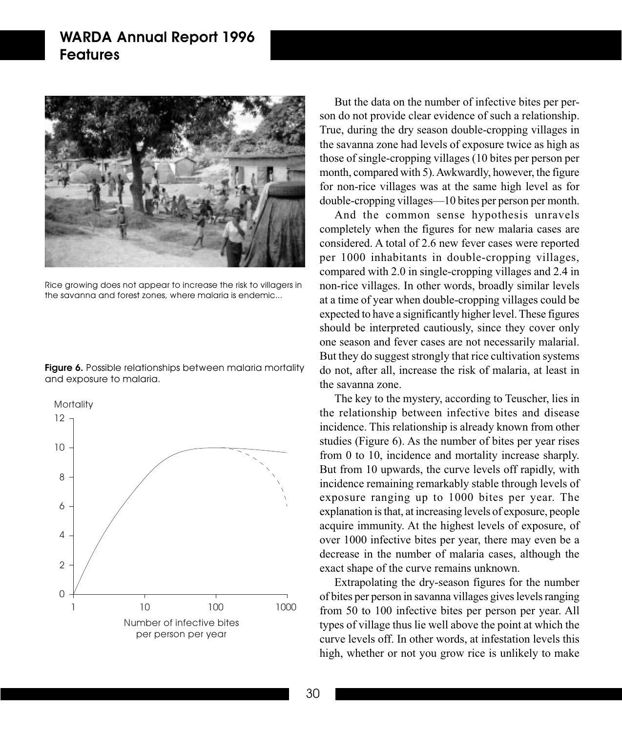Rice growing does not appear to increase the risk to villagers in the savanna and forest zones, where malaria is endemic...

**Figure 6.** Possible relationships between malaria mortality and exposure to malaria.

But the data on the number of infective bites per person do not provide clear evidence of such a relationship. True, during the dry season double-cropping villages in the savanna zone had levels of exposure twice as high as those of single-cropping villages (10 bites per person per month, compared with 5). Awkwardly, however, the figure for non-rice villages was at the same high level as for double-cropping villages—10 bites per person per month.

And the common sense hypothesis unravels completely when the figures for new malaria cases are considered. A total of 2.6 new fever cases were reported per 1000 inhabitants in double-cropping villages, compared with 2.0 in single-cropping villages and 2.4 in non-rice villages. In other words, broadly similar levels at a time of year when double-cropping villages could be expected to have a significantly higher level. These figures should be interpreted cautiously, since they cover only one season and fever cases are not necessarily malarial. But they do suggest strongly that rice cultivation systems do not, after all, increase the risk of malaria, at least in the savanna zone.

The key to the mystery, according to Teuscher, lies in the relationship between infective bites and disease incidence. This relationship is already known from other studies (Figure 6). As the number of bites per year rises from 0 to 10, incidence and mortality increase sharply. But from 10 upwards, the curve levels off rapidly, with incidence remaining remarkably stable through levels of exposure ranging up to 1000 bites per year. The explanation is that, at increasing levels of exposure, people acquire immunity. At the highest levels of exposure, of over 1000 infective bites per year, there may even be a decrease in the number of malaria cases, although the exact shape of the curve remains unknown.

Extrapolating the dry-season figures for the number of bites per person in savanna villages gives levels ranging from 50 to 100 infective bites per person per year. All types of village thus lie well above the point at which the curve levels off. In other words, at infestation levels this high, whether or not you grow rice is unlikely to make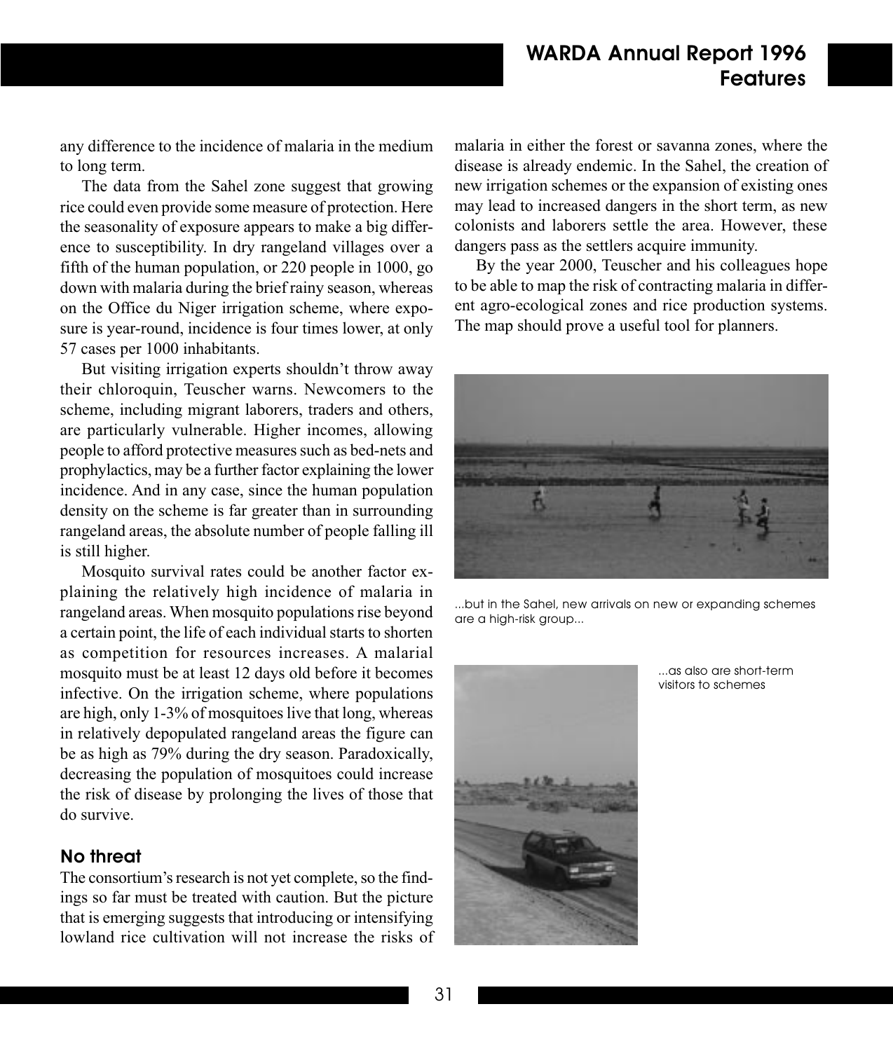any difference to the incidence of malaria in the medium to long term.

The data from the Sahel zone suggest that growing rice could even provide some measure of protection. Here the seasonality of exposure appears to make a big difference to susceptibility. In dry rangeland villages over a fifth of the human population, or 220 people in 1000, go down with malaria during the brief rainy season, whereas on the Office du Niger irrigation scheme, where exposure is year-round, incidence is four times lower, at only 57 cases per 1000 inhabitants.

But visiting irrigation experts shouldn't throw away their chloroquin, Teuscher warns. Newcomers to the scheme, including migrant laborers, traders and others, are particularly vulnerable. Higher incomes, allowing people to afford protective measures such as bed-nets and prophylactics, may be a further factor explaining the lower incidence. And in any case, since the human population density on the scheme is far greater than in surrounding rangeland areas, the absolute number of people falling ill is still higher.

Mosquito survival rates could be another factor explaining the relatively high incidence of malaria in rangeland areas. When mosquito populations rise beyond a certain point, the life of each individual starts to shorten as competition for resources increases. A malarial mosquito must be at least 12 days old before it becomes infective. On the irrigation scheme, where populations are high, only 1-3% of mosquitoes live that long, whereas in relatively depopulated rangeland areas the figure can be as high as 79% during the dry season. Paradoxically, decreasing the population of mosquitoes could increase the risk of disease by prolonging the lives of those that do survive.

### No threat

The consortium's research is not yet complete, so the findings so far must be treated with caution. But the picture that is emerging suggests that introducing or intensifying lowland rice cultivation will not increase the risks of malaria in either the forest or savanna zones, where the disease is already endemic. In the Sahel, the creation of new irrigation schemes or the expansion of existing ones may lead to increased dangers in the short term, as new colonists and laborers settle the area. However, these dangers pass as the settlers acquire immunity.

By the year 2000, Teuscher and his colleagues hope to be able to map the risk of contracting malaria in different agro-ecological zones and rice production systems. The map should prove a useful tool for planners.

...but in the Sahel, new arrivals on new or expanding schemes are a high-risk group...

...as also are short-term visitors to schemes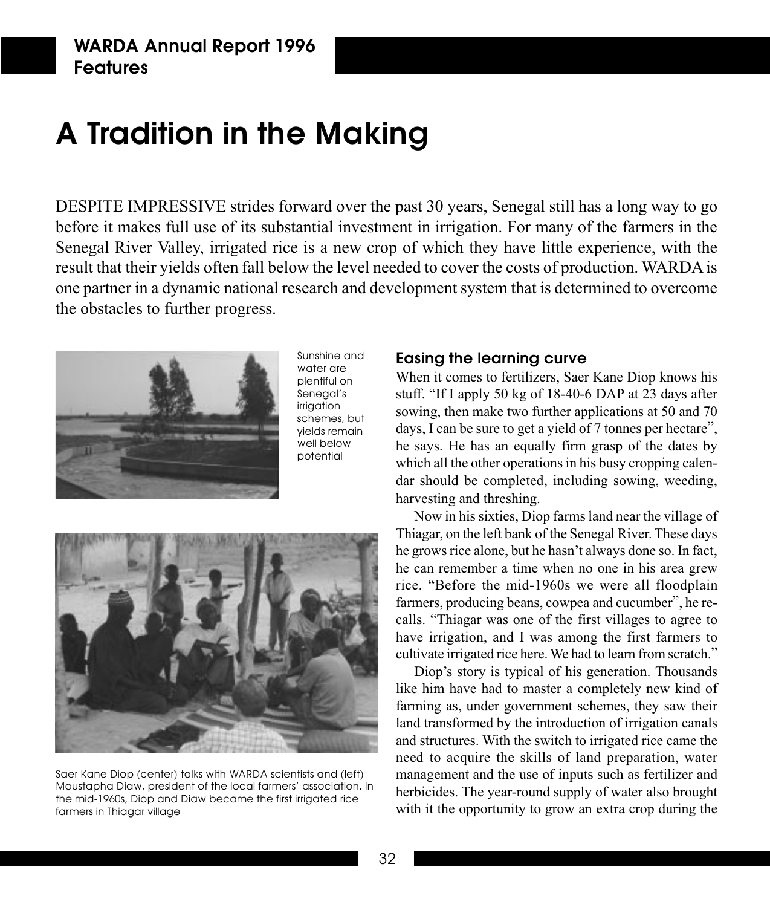// A Tradition in the Making

DESPITE IMPRESSIVE strides forward over the past 30 years, Senegal still has a long way to go before it makes full use of its substantial investment in irrigation. For many of the farmers in the Senegal River Valley, irrigated rice is a new crop of which they have little experience, with the result that their yields often fall below the level needed to cover the costs of production. WARDA is one partner in a dynamic national research and development system that is determined to overcome the obstacles to further progress.

Sunshine and water are plentiful on Senegal's irrigation schemes, but yields remain well below potential

Saer Kane Diop (center) talks with WARDA scientists and (left) Moustapha Diaw, president of the local farmers' association. In the mid-1960s, Diop and Diaw became the first irrigated rice farmers in Thiagar village

## Easing the learning curve

When it comes to fertilizers, Saer Kane Diop knows his stuff. "If I apply 50 kg of 18-40-6 DAP at 23 days after sowing, then make two further applications at 50 and 70 days, I can be sure to get a yield of 7 tonnes per hectare", he says. He has an equally firm grasp of the dates by which all the other operations in his busy cropping calendar should be completed, including sowing, weeding, harvesting and threshing.

Now in his sixties, Diop farms land near the village of Thiagar, on the left bank of the Senegal River. These days he grows rice alone, but he hasn't always done so. In fact, he can remember a time when no one in his area grew rice. "Before the mid-1960s we were all floodplain farmers, producing beans, cowpea and cucumber", he recalls. "Thiagar was one of the first villages to agree to have irrigation, and I was among the first farmers to cultivate irrigated rice here. We had to learn from scratch."

Diop's story is typical of his generation. Thousands like him have had to master a completely new kind of farming as, under government schemes, they saw their land transformed by the introduction of irrigation canals and structures. With the switch to irrigated rice came the need to acquire the skills of land preparation, water management and the use of inputs such as fertilizer and herbicides. The year-round supply of water also brought with it the opportunity to grow an extra crop during the

# A Tradition in the Making

DESPITE IMPRESSIVE strides forward over the past 30 years, Senegal still has a long way to go before it makes full use of its substantial investment in irrigation. For many of the farmers in the Senegal River Valley, irrigated rice is a new crop of which they have little experience, with the result that their yields often fall below the level needed to cover the costs of production. WARDA is one partner in a dynamic national research and development system that is determined to overcome the obstacles to further progress.

Sunshine and water are plentiful on Senegal's irrigation schemes, but yields remain well below potential

Saer Kane Diop (center) talks with WARDA scientists and (left) Moustapha Diaw, president of the local farmers' association. In the mid-1960s, Diop and Diaw became the first irrigated rice farmers in Thiagar village

## Easing the learning curve

When it comes to fertilizers, Saer Kane Diop knows his stuff. "If I apply 50 kg of 18-40-6 DAP at 23 days after sowing, then make two further applications at 50 and 70 days, I can be sure to get a yield of 7 tonnes per hectare", he says. He has an equally firm grasp of the dates by which all the other operations in his busy cropping calendar should be completed, including sowing, weeding, harvesting and threshing.

Now in his sixties, Diop farms land near the village of Thiagar, on the left bank of the Senegal River. These days he grows rice alone, but he hasn't always done so. In fact, he can remember a time when no one in his area grew rice. "Before the mid-1960s we were all floodplain farmers, producing beans, cowpea and cucumber", he recalls. "Thiagar was one of the first villages to agree to have irrigation, and I was among the first farmers to cultivate irrigated rice here. We had to learn from scratch."

Diop's story is typical of his generation. Thousands like him have had to master a completely new kind of farming as, under government schemes, they saw their land transformed by the introduction of irrigation canals and structures. With the switch to irrigated rice came the need to acquire the skills of land preparation, water management and the use of inputs such as fertilizer and herbicides. The year-round supply of water also brought with it the opportunity to grow an extra crop during the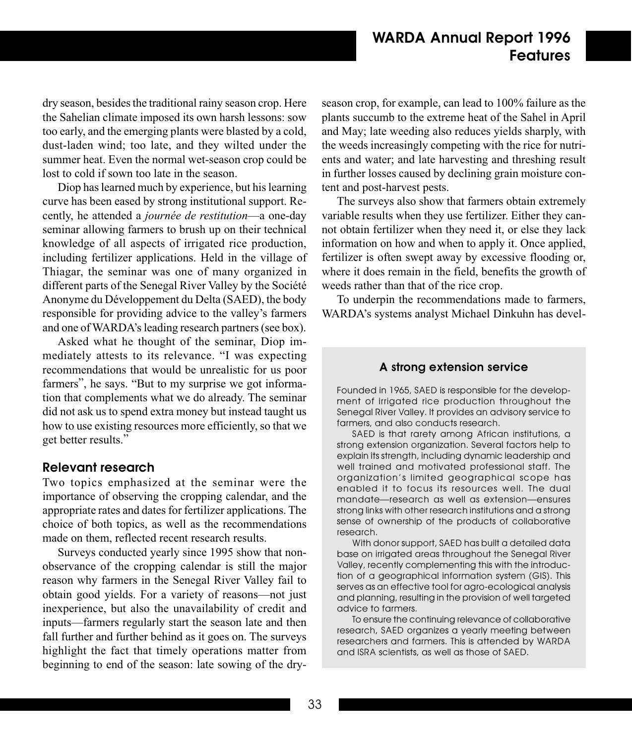dry season, besides the traditional rainy season crop. Here the Sahelian climate imposed its own harsh lessons: sow too early, and the emerging plants were blasted by a cold, dust-laden wind; too late, and they wilted under the summer heat. Even the normal wet-season crop could be lost to cold if sown too late in the season.

Diop has learned much by experience, but his learning curve has been eased by strong institutional support. Recently, he attended a *journée de restitution*—a one-day seminar allowing farmers to brush up on their technical knowledge of all aspects of irrigated rice production, including fertilizer applications. Held in the village of Thiagar, the seminar was one of many organized in different parts of the Senegal River Valley by the Société Anonyme du Développement du Delta (SAED), the body responsible for providing advice to the valley's farmers and one of WARDA's leading research partners (see box).

Asked what he thought of the seminar, Diop immediately attests to its relevance. "I was expecting recommendations that would be unrealistic for us poor farmers", he says. "But to my surprise we got information that complements what we do already. The seminar did not ask us to spend extra money but instead taught us how to use existing resources more efficiently, so that we get better results."

## Relevant research

Two topics emphasized at the seminar were the importance of observing the cropping calendar, and the appropriate rates and dates for fertilizer applications. The choice of both topics, as well as the recommendations made on them, reflected recent research results.

Surveys conducted yearly since 1995 show that non-observance of the cropping calendar is still the major reason why farmers in the Senegal River Valley fail to obtain good yields. For a variety of reasons—not just inexperience, but also the unavailability of credit and inputs—farmers regularly start the season late and then fall further and further behind as it goes on. The surveys highlight the fact that timely operations matter from beginning to end of the season: late sowing of the dry-season crop, for example, can lead to 100% failure as the plants succumb to the extreme heat of the Sahel in April and May; late weeding also reduces yields sharply, with the weeds increasingly competing with the rice for nutrients and water; and late harvesting and threshing result in further losses caused by declining grain moisture content and post-harvest pests.

The surveys also show that farmers obtain extremely variable results when they use fertilizer. Either they cannot obtain fertilizer when they need it, or else they lack information on how and when to apply it. Once applied, fertilizer is often swept away by excessive flooding or, where it does remain in the field, benefits the growth of weeds rather than that of the rice crop.

To underpin the recommendations made to farmers, WARDA's systems analyst Michael Dinkuhn has devel-

### A strong extension service

Founded in 1965, SAED is responsible for the development of irrigated rice production throughout the Senegal River Valley. It provides an advisory service to farmers, and also conducts research.

SAED is that rarety among African institutions, a strong extension organization. Several factors help to explain its strength, including dynamic leadership and well trained and motivated professional staff. The organization's limited geographical scope has enabled it to focus its resources well. The dual mandate—research as well as extension—ensures strong links with other research institutions and a strong sense of ownership of the products of collaborative research.

With donor support, SAED has built a detailed data base on irrigated areas throughout the Senegal River Valley, recently complementing this with the introduction of a geographical information system (GIS). This serves as an effective tool for agro-ecological analysis and planning, resulting in the provision of well targeted advice to farmers.

To ensure the continuing relevance of collaborative research, SAED organizes a yearly meeting between researchers and farmers. This is attended by WARDA and ISRA scientists, as well as those of SAED.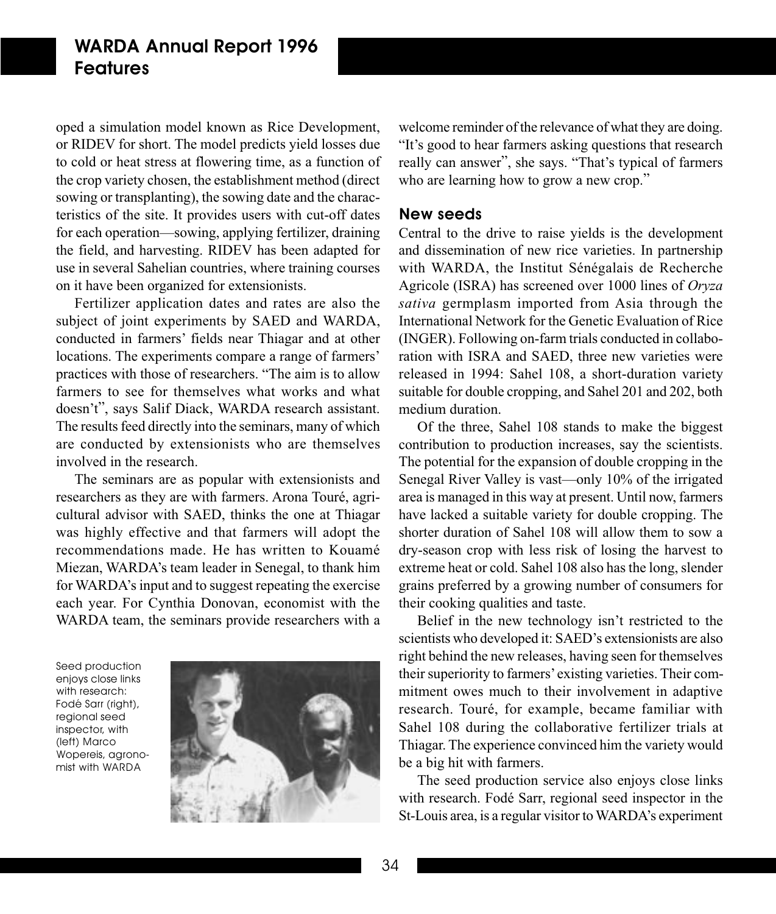oped a simulation model known as Rice Development, or RIDEV for short. The model predicts yield losses due to cold or heat stress at flowering time, as a function of the crop variety chosen, the establishment method (direct sowing or transplanting), the sowing date and the characteristics of the site. It provides users with cut-off dates for each operation—sowing, applying fertilizer, draining the field, and harvesting. RIDEV has been adapted for use in several Sahelian countries, where training courses on it have been organized for extensionists.

Fertilizer application dates and rates are also the subject of joint experiments by SAED and WARDA, conducted in farmers' fields near Thiagar and at other locations. The experiments compare a range of farmers' practices with those of researchers. "The aim is to allow farmers to see for themselves what works and what doesn't", says Salif Diack, WARDA research assistant. The results feed directly into the seminars, many of which are conducted by extensionists who are themselves involved in the research.

The seminars are as popular with extensionists and researchers as they are with farmers. Arona Touré, agricultural advisor with SAED, thinks the one at Thiagar was highly effective and that farmers will adopt the recommendations made. He has written to Kouamé Miezan, WARDA's team leader in Senegal, to thank him for WARDA's input and to suggest repeating the exercise each year. For Cynthia Donovan, economist with the WARDA team, the seminars provide researchers with a welcome reminder of the relevance of what they are doing. "It's good to hear farmers asking questions that research really can answer", she says. "That's typical of farmers who are learning how to grow a new crop."

Seed production enjoys close links with research: Fodé Sarr (right), regional seed inspector, with (left) Marco Wopereis, agronomist with WARDA

## New seeds

Central to the drive to raise yields is the development and dissemination of new rice varieties. In partnership with WARDA, the Institut Sénégalais de Recherche Agricole (ISRA) has screened over 1000 lines of *Oryza sativa* germplasm imported from Asia through the International Network for the Genetic Evaluation of Rice (INGER). Following on-farm trials conducted in collaboration with ISRA and SAED, three new varieties were released in 1994: Sahel 108, a short-duration variety suitable for double cropping, and Sahel 201 and 202, both medium duration.

Of the three, Sahel 108 stands to make the biggest contribution to production increases, say the scientists. The potential for the expansion of double cropping in the Senegal River Valley is vast—only 10% of the irrigated area is managed in this way at present. Until now, farmers have lacked a suitable variety for double cropping. The shorter duration of Sahel 108 will allow them to sow a dry-season crop with less risk of losing the harvest to extreme heat or cold. Sahel 108 also has the long, slender grains preferred by a growing number of consumers for their cooking qualities and taste.

Belief in the new technology isn't restricted to the scientists who developed it: SAED's extensionists are also right behind the new releases, having seen for themselves their superiority to farmers' existing varieties. Their commitment owes much to their involvement in adaptive research. Touré, for example, became familiar with Sahel 108 during the collaborative fertilizer trials at Thiagar. The experience convinced him the variety would be a big hit with farmers.

The seed production service also enjoys close links with research. Fodé Sarr, regional seed inspector in the St-Louis area, is a regular visitor to WARDA's experiment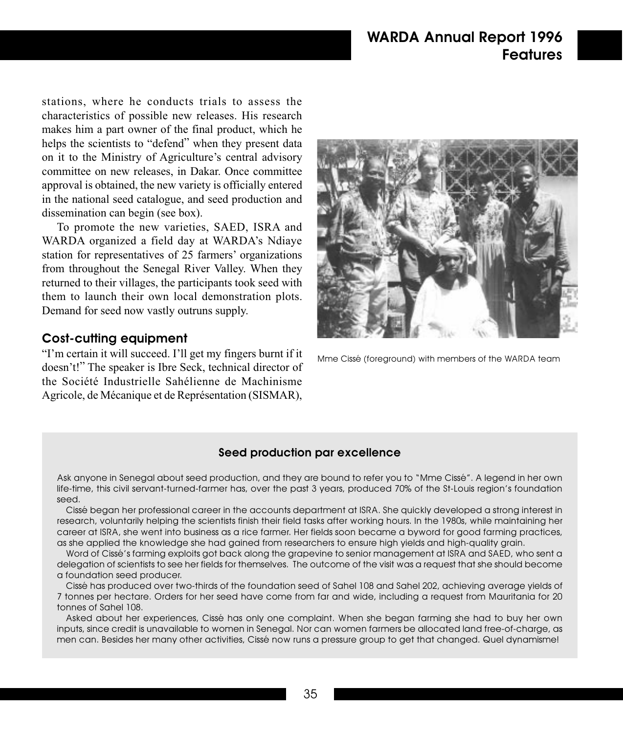stations, where he conducts trials to assess the characteristics of possible new releases. His research makes him a part owner of the final product, which he helps the scientists to "defend" when they present data on it to the Ministry of Agriculture's central advisory committee on new releases, in Dakar. Once committee approval is obtained, the new variety is officially entered in the national seed catalogue, and seed production and dissemination can begin (see box).

To promote the new varieties, SAED, ISRA and WARDA organized a field day at WARDA's Ndiaye station for representatives of 25 farmers' organizations from throughout the Senegal River Valley. When they returned to their villages, the participants took seed with them to launch their own local demonstration plots. Demand for seed now vastly outruns supply.

### Cost-cutting equipment

"I'm certain it will succeed. I'll get my fingers burnt if it doesn't!" The speaker is Ibre Seck, technical director of the Société Industrielle Sahélienne de Machinisme Agricole, de Mécanique et de Représentation (SISMAR),

Mme Cissé (foreground) with members of the WARDA team

#### Seed production par excellence

Ask anyone in Senegal about seed production, and they are bound to refer you to "Mme Cissé". A legend in her own life-time, this civil servant-turned-farmer has, over the past 3 years, produced 70% of the St-Louis region's foundation seed.

Cissé began her professional career in the accounts department at ISRA. She quickly developed a strong interest in research, voluntarily helping the scientists finish their field tasks after working hours. In the 1980s, while maintaining her career at ISRA, she went into business as a rice farmer. Her fields soon became a byword for good farming practices, as she applied the knowledge she had gained from researchers to ensure high yields and high-quality grain.

Word of Cissé's farming exploits got back along the grapevine to senior management at ISRA and SAED, who sent a delegation of scientists to see her fields for themselves. The outcome of the visit was a request that she should become a foundation seed producer.

Cissé has produced over two-thirds of the foundation seed of Sahel 108 and Sahel 202, achieving average yields of 7 tonnes per hectare. Orders for her seed have come from far and wide, including a request from Mauritania for 20 tonnes of Sahel 108.

Asked about her experiences, Cissé has only one complaint. When she began farming she had to buy her own inputs, since credit is unavailable to women in Senegal. Nor can women farmers be allocated land free-of-charge, as men can. Besides her many other activities, Cissé now runs a pressure group to get that changed. Quel dynamisme!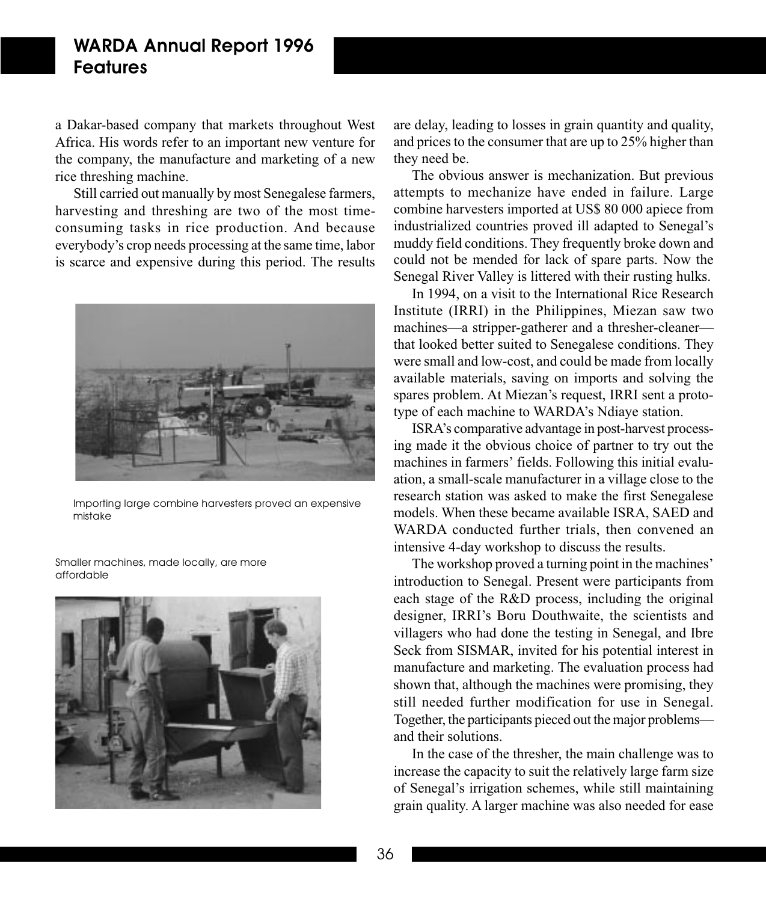a Dakar-based company that markets throughout West Africa. His words refer to an important new venture for the company, the manufacture and marketing of a new rice threshing machine.

Still carried out manually by most Senegalese farmers, harvesting and threshing are two of the most time-consuming tasks in rice production. And because everybody's crop needs processing at the same time, labor is scarce and expensive during this period. The results are delay, leading to losses in grain quantity and quality, and prices to the consumer that are up to 25% higher than they need be.

Importing large combine harvesters proved an expensive mistake

Smaller machines, made locally, are more affordable

The obvious answer is mechanization. But previous attempts to mechanize have ended in failure. Large combine harvesters imported at US$ 80 000 apiece from industrialized countries proved ill adapted to Senegal's muddy field conditions. They frequently broke down and could not be mended for lack of spare parts. Now the Senegal River Valley is littered with their rusting hulks.

In 1994, on a visit to the International Rice Research Institute (IRRI) in the Philippines, Miezan saw two machines—a stripper-gatherer and a thresher-cleaner—that looked better suited to Senegalese conditions. They were small and low-cost, and could be made from locally available materials, saving on imports and solving the spares problem. At Miezan's request, IRRI sent a prototype of each machine to WARDA's Ndiaye station.

ISRA's comparative advantage in post-harvest processing made it the obvious choice of partner to try out the machines in farmers' fields. Following this initial evaluation, a small-scale manufacturer in a village close to the research station was asked to make the first Senegalese models. When these became available ISRA, SAED and WARDA conducted further trials, then convened an intensive 4-day workshop to discuss the results.

The workshop proved a turning point in the machines' introduction to Senegal. Present were participants from each stage of the R&D process, including the original designer, IRRI's Boru Douthwaite, the scientists and villagers who had done the testing in Senegal, and Ibre Seck from SISMAR, invited for his potential interest in manufacture and marketing. The evaluation process had shown that, although the machines were promising, they still needed further modification for use in Senegal. Together, the participants pieced out the major problems—and their solutions.

In the case of the thresher, the main challenge was to increase the capacity to suit the relatively large farm size of Senegal's irrigation schemes, while still maintaining grain quality. A larger machine was also needed for ease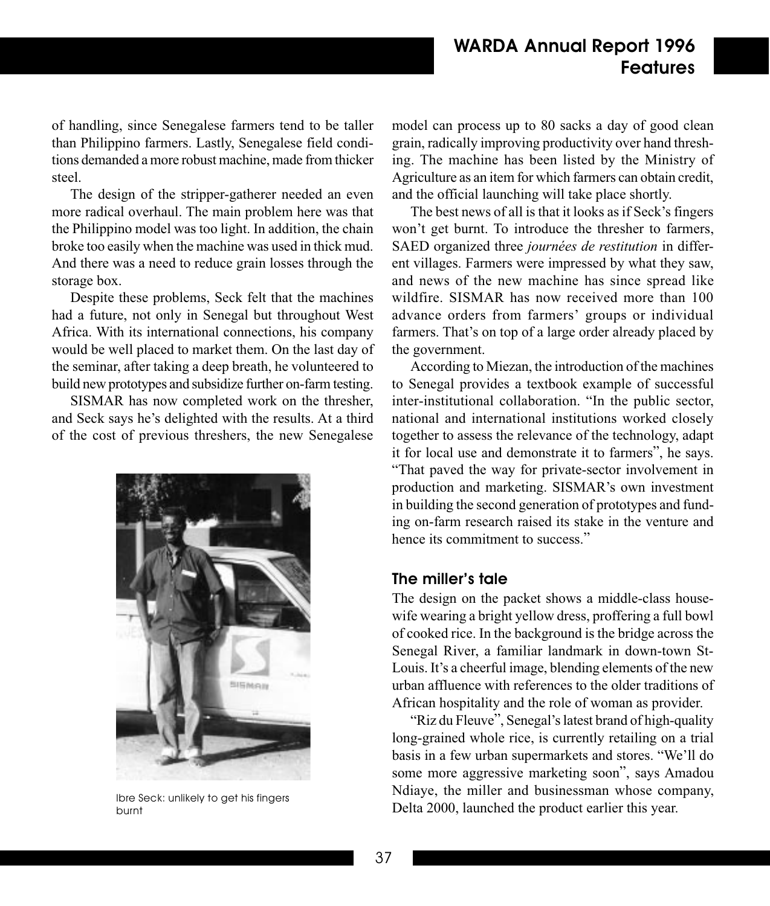of handling, since Senegalese farmers tend to be taller than Philippino farmers. Lastly, Senegalese field conditions demanded a more robust machine, made from thicker steel.

The design of the stripper-gatherer needed an even more radical overhaul. The main problem here was that the Philippino model was too light. In addition, the chain broke too easily when the machine was used in thick mud. And there was a need to reduce grain losses through the storage box.

Despite these problems, Seck felt that the machines had a future, not only in Senegal but throughout West Africa. With its international connections, his company would be well placed to market them. On the last day of the seminar, after taking a deep breath, he volunteered to build new prototypes and subsidize further on-farm testing.

SISMAR has now completed work on the thresher, and Seck says he's delighted with the results. At a third of the cost of previous threshers, the new Senegalese model can process up to 80 sacks a day of good clean grain, radically improving productivity over hand threshing. The machine has been listed by the Ministry of Agriculture as an item for which farmers can obtain credit, and the official launching will take place shortly.

Ibre Seck: unlikely to get his fingers burnt

The best news of all is that it looks as if Seck's fingers won't get burnt. To introduce the thresher to farmers, SAED organized three *journées de restitution* in different villages. Farmers were impressed by what they saw, and news of the new machine has since spread like wildfire. SISMAR has now received more than 100 advance orders from farmers' groups or individual farmers. That's on top of a large order already placed by the government.

According to Miezan, the introduction of the machines to Senegal provides a textbook example of successful inter-institutional collaboration. "In the public sector, national and international institutions worked closely together to assess the relevance of the technology, adapt it for local use and demonstrate it to farmers", he says. "That paved the way for private-sector involvement in production and marketing. SISMAR's own investment in building the second generation of prototypes and funding on-farm research raised its stake in the venture and hence its commitment to success."

## The miller's tale

The design on the packet shows a middle-class housewife wearing a bright yellow dress, proffering a full bowl of cooked rice. In the background is the bridge across the Senegal River, a familiar landmark in down-town St-Louis. It's a cheerful image, blending elements of the new urban affluence with references to the older traditions of African hospitality and the role of woman as provider.

"Riz du Fleuve", Senegal's latest brand of high-quality long-grained whole rice, is currently retailing on a trial basis in a few urban supermarkets and stores. "We'll do some more aggressive marketing soon", says Amadou Ndiaye, the miller and businessman whose company, Delta 2000, launched the product earlier this year.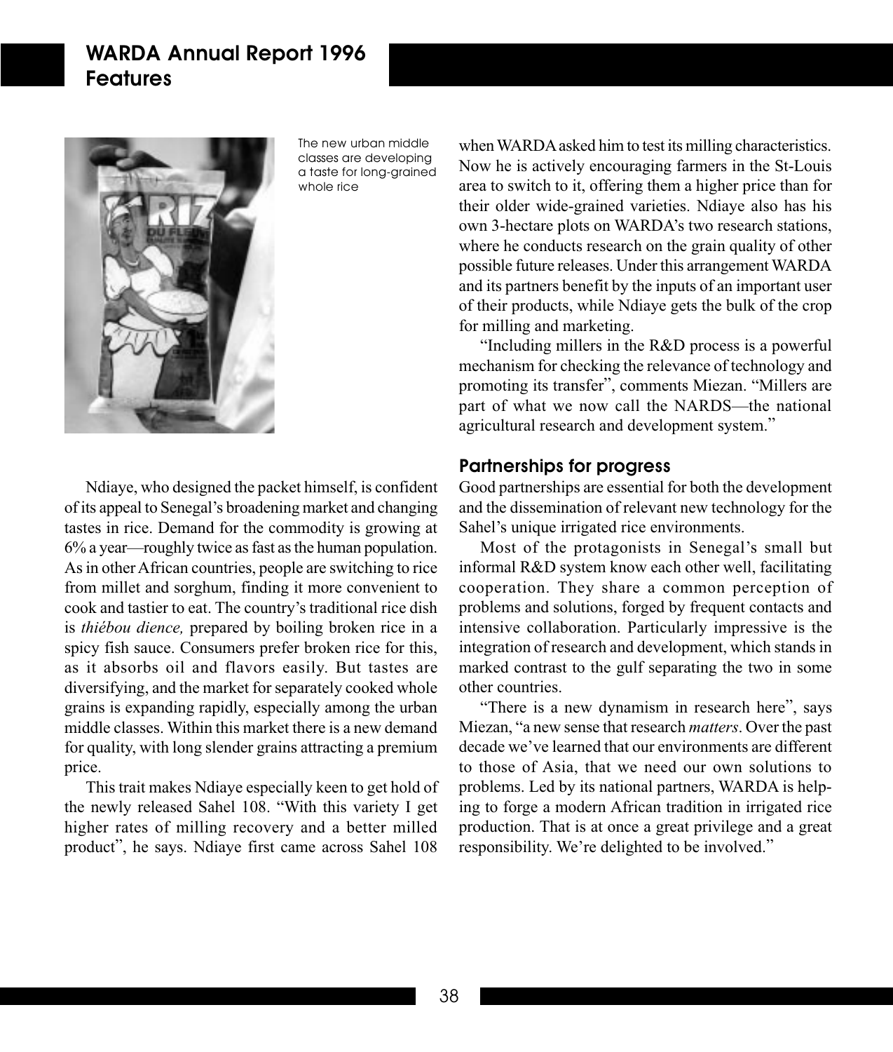The new urban middle classes are developing a taste for long-grained whole rice

Ndiaye, who designed the packet himself, is confident of its appeal to Senegal's broadening market and changing tastes in rice. Demand for the commodity is growing at 6% a year—roughly twice as fast as the human population. As in other African countries, people are switching to rice from millet and sorghum, finding it more convenient to cook and tastier to eat. The country's traditional rice dish is *thiébou dience,* prepared by boiling broken rice in a spicy fish sauce. Consumers prefer broken rice for this, as it absorbs oil and flavors easily. But tastes are diversifying, and the market for separately cooked whole grains is expanding rapidly, especially among the urban middle classes. Within this market there is a new demand for quality, with long slender grains attracting a premium price.

This trait makes Ndiaye especially keen to get hold of the newly released Sahel 108. "With this variety I get higher rates of milling recovery and a better milled product", he says. Ndiaye first came across Sahel 108 when WARDA asked him to test its milling characteristics. Now he is actively encouraging farmers in the St-Louis area to switch to it, offering them a higher price than for their older wide-grained varieties. Ndiaye also has his own 3-hectare plots on WARDA's two research stations, where he conducts research on the grain quality of other possible future releases. Under this arrangement WARDA and its partners benefit by the inputs of an important user of their products, while Ndiaye gets the bulk of the crop for milling and marketing.

"Including millers in the R&D process is a powerful mechanism for checking the relevance of technology and promoting its transfer", comments Miezan. "Millers are part of what we now call the NARDS—the national agricultural research and development system."

## Partnerships for progress

Good partnerships are essential for both the development and the dissemination of relevant new technology for the Sahel's unique irrigated rice environments.

Most of the protagonists in Senegal's small but informal R&D system know each other well, facilitating cooperation. They share a common perception of problems and solutions, forged by frequent contacts and intensive collaboration. Particularly impressive is the integration of research and development, which stands in marked contrast to the gulf separating the two in some other countries.

"There is a new dynamism in research here", says Miezan, "a new sense that research *matters*. Over the past decade we've learned that our environments are different to those of Asia, that we need our own solutions to problems. Led by its national partners, WARDA is helping to forge a modern African tradition in irrigated rice production. That is at once a great privilege and a great responsibility. We're delighted to be involved."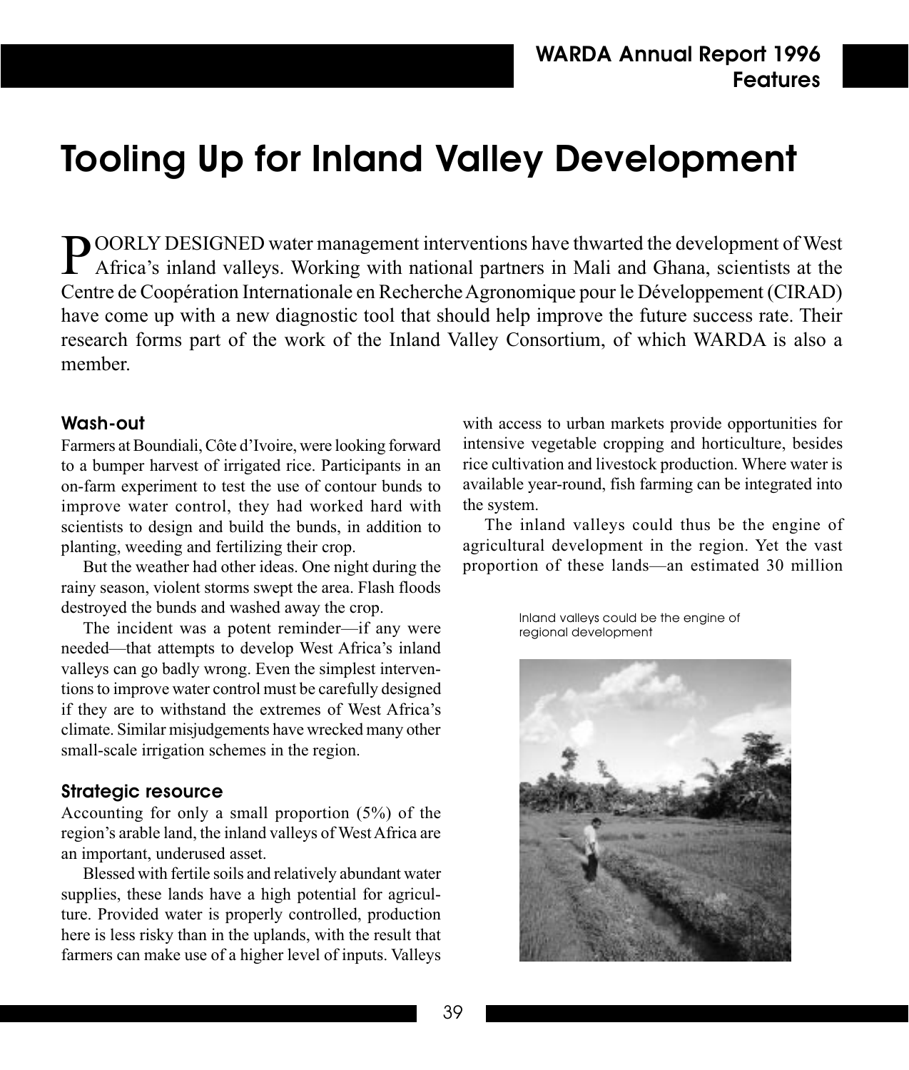# Tooling Up for Inland Valley Development

POORLY DESIGNED water management interventions have thwarted the development of West Africa's inland valleys. Working with national partners in Mali and Ghana, scientists at the Centre de Coopération Internationale en Recherche Agronomique pour le Développement (CIRAD) have come up with a new diagnostic tool that should help improve the future success rate. Their research forms part of the work of the Inland Valley Consortium, of which WARDA is also a member.

### Wash-out

Farmers at Boundiali, Côte d'Ivoire, were looking forward to a bumper harvest of irrigated rice. Participants in an on-farm experiment to test the use of contour bunds to improve water control, they had worked hard with scientists to design and build the bunds, in addition to planting, weeding and fertilizing their crop.

But the weather had other ideas. One night during the rainy season, violent storms swept the area. Flash floods destroyed the bunds and washed away the crop.

The incident was a potent reminder—if any were needed—that attempts to develop West Africa's inland valleys can go badly wrong. Even the simplest interventions to improve water control must be carefully designed if they are to withstand the extremes of West Africa's climate. Similar misjudgements have wrecked many other small-scale irrigation schemes in the region.

### Strategic resource

Accounting for only a small proportion (5%) of the region's arable land, the inland valleys of West Africa are an important, underused asset.

Blessed with fertile soils and relatively abundant water supplies, these lands have a high potential for agriculture. Provided water is properly controlled, production here is less risky than in the uplands, with the result that farmers can make use of a higher level of inputs. Valleys with access to urban markets provide opportunities for intensive vegetable cropping and horticulture, besides rice cultivation and livestock production. Where water is available year-round, fish farming can be integrated into the system.

The inland valleys could thus be the engine of agricultural development in the region. Yet the vast proportion of these lands—an estimated 30 million

Inland valleys could be the engine of regional development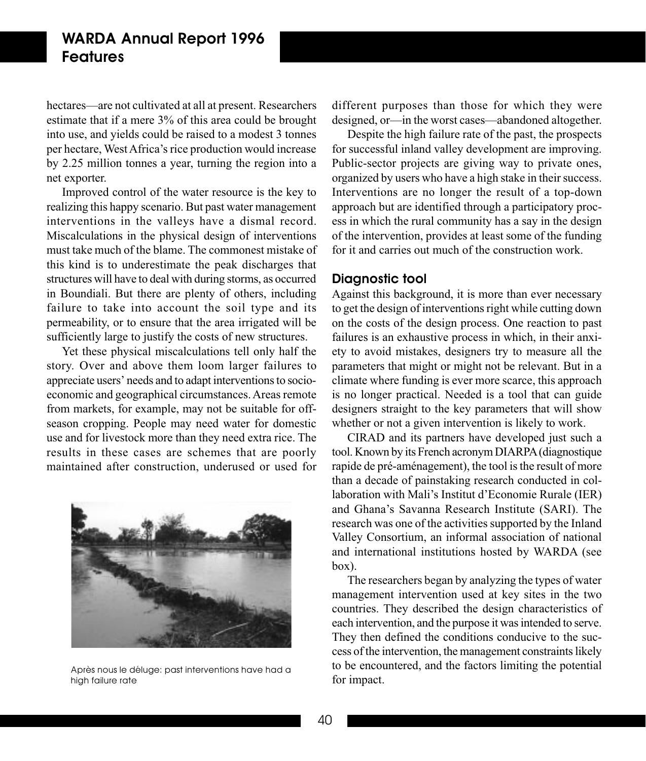hectares—are not cultivated at all at present. Researchers estimate that if a mere 3% of this area could be brought into use, and yields could be raised to a modest 3 tonnes per hectare, West Africa's rice production would increase by 2.25 million tonnes a year, turning the region into a net exporter.

Improved control of the water resource is the key to realizing this happy scenario. But past water management interventions in the valleys have a dismal record. Miscalculations in the physical design of interventions must take much of the blame. The commonest mistake of this kind is to underestimate the peak discharges that structures will have to deal with during storms, as occurred in Boundiali. But there are plenty of others, including failure to take into account the soil type and its permeability, or to ensure that the area irrigated will be sufficiently large to justify the costs of new structures.

Yet these physical miscalculations tell only half the story. Over and above them loom larger failures to appreciate users' needs and to adapt interventions to socio-economic and geographical circumstances. Areas remote from markets, for example, may not be suitable for off-season cropping. People may need water for domestic use and for livestock more than they need extra rice. The results in these cases are schemes that are poorly maintained after construction, underused or used for different purposes than those for which they were designed, or—in the worst cases—abandoned altogether.

Après nous le déluge: past interventions have had a high failure rate

Despite the high failure rate of the past, the prospects for successful inland valley development are improving. Public-sector projects are giving way to private ones, organized by users who have a high stake in their success. Interventions are no longer the result of a top-down approach but are identified through a participatory process in which the rural community has a say in the design of the intervention, provides at least some of the funding for it and carries out much of the construction work.

## Diagnostic tool

Against this background, it is more than ever necessary to get the design of interventions right while cutting down on the costs of the design process. One reaction to past failures is an exhaustive process in which, in their anxiety to avoid mistakes, designers try to measure all the parameters that might or might not be relevant. But in a climate where funding is ever more scarce, this approach is no longer practical. Needed is a tool that can guide designers straight to the key parameters that will show whether or not a given intervention is likely to work.

CIRAD and its partners have developed just such a tool. Known by its French acronym DIARPA (diagnostique rapide de pré-aménagement), the tool is the result of more than a decade of painstaking research conducted in collaboration with Mali's Institut d'Economie Rurale (IER) and Ghana's Savanna Research Institute (SARI). The research was one of the activities supported by the Inland Valley Consortium, an informal association of national and international institutions hosted by WARDA (see box).

The researchers began by analyzing the types of water management intervention used at key sites in the two countries. They described the design characteristics of each intervention, and the purpose it was intended to serve. They then defined the conditions conducive to the success of the intervention, the management constraints likely to be encountered, and the factors limiting the potential for impact.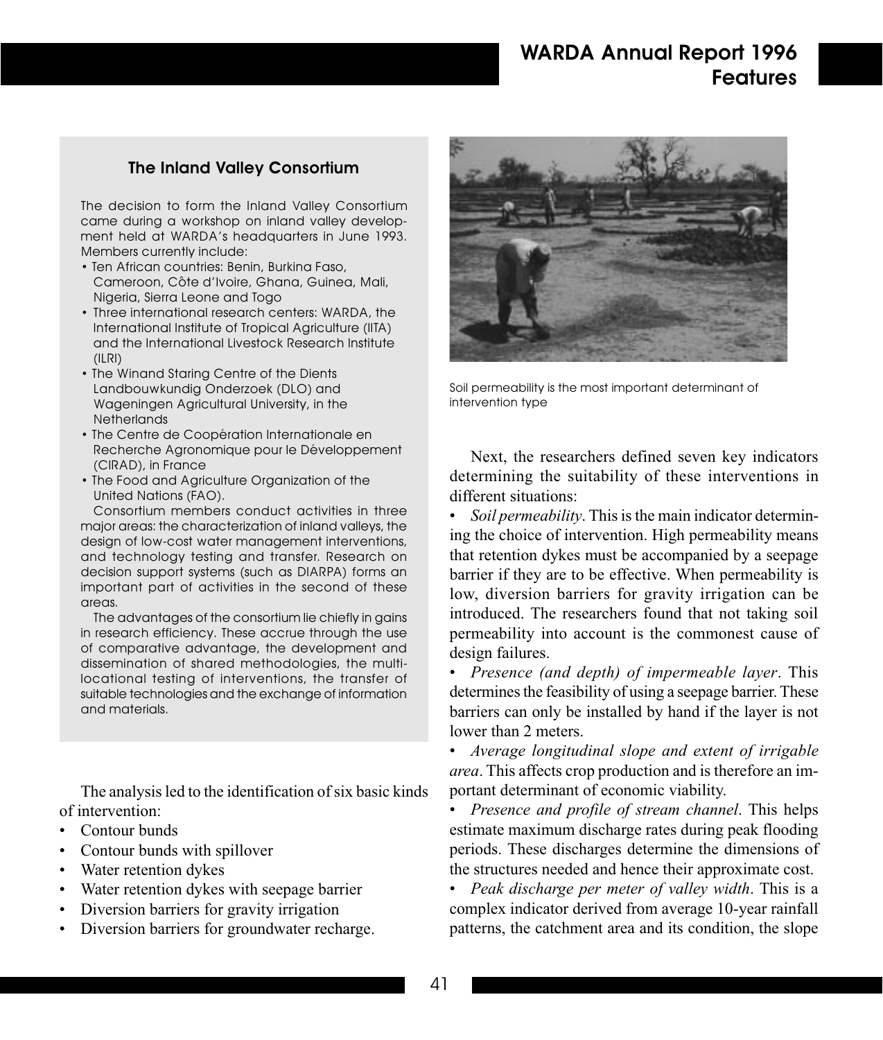### The Inland Valley Consortium

The decision to form the Inland Valley Consortium came during a workshop on inland valley development held at WARDA's headquarters in June 1993. Members currently include:

- Ten African countries: Benin, Burkina Faso, Cameroon, Côte d'Ivoire, Ghana, Guinea, Mali, Nigeria, Sierra Leone and Togo
- Three international research centers: WARDA, the International Institute of Tropical Agriculture (IITA) and the International Livestock Research Institute (ILRI)
- The Winand Staring Centre of the Dients Landbouwkundig Onderzoek (DLO) and Wageningen Agricultural University, in the Netherlands
- The Centre de Coopération Internationale en Recherche Agronomique pour le Développement (CIRAD), in France
- The Food and Agriculture Organization of the United Nations (FAO).

Consortium members conduct activities in three major areas: the characterization of inland valleys, the design of low-cost water management interventions, and technology testing and transfer. Research on decision support systems (such as DIARPA) forms an important part of activities in the second of these areas.

The advantages of the consortium lie chiefly in gains in research efficiency. These accrue through the use of comparative advantage, the development and dissemination of shared methodologies, the multi-locational testing of interventions, the transfer of suitable technologies and the exchange of information and materials.

The analysis led to the identification of six basic kinds of intervention:

- Contour bunds
- Contour bunds with spillover
- Water retention dykes
- Water retention dykes with seepage barrier
- Diversion barriers for gravity irrigation
- Diversion barriers for groundwater recharge.

Soil permeability is the most important determinant of intervention type

Next, the researchers defined seven key indicators determining the suitability of these interventions in different situations:

- *Soil permeability*. This is the main indicator determining the choice of intervention. High permeability means that retention dykes must be accompanied by a seepage barrier if they are to be effective. When permeability is low, diversion barriers for gravity irrigation can be introduced. The researchers found that not taking soil permeability into account is the commonest cause of design failures.
- *Presence (and depth) of impermeable layer*. This determines the feasibility of using a seepage barrier. These barriers can only be installed by hand if the layer is not lower than 2 meters.
- *Average longitudinal slope and extent of irrigable area*. This affects crop production and is therefore an important determinant of economic viability.
- *Presence and profile of stream channel*. This helps estimate maximum discharge rates during peak flooding periods. These discharges determine the dimensions of the structures needed and hence their approximate cost.
- *Peak discharge per meter of valley width*. This is a complex indicator derived from average 10-year rainfall patterns, the catchment area and its condition, the slope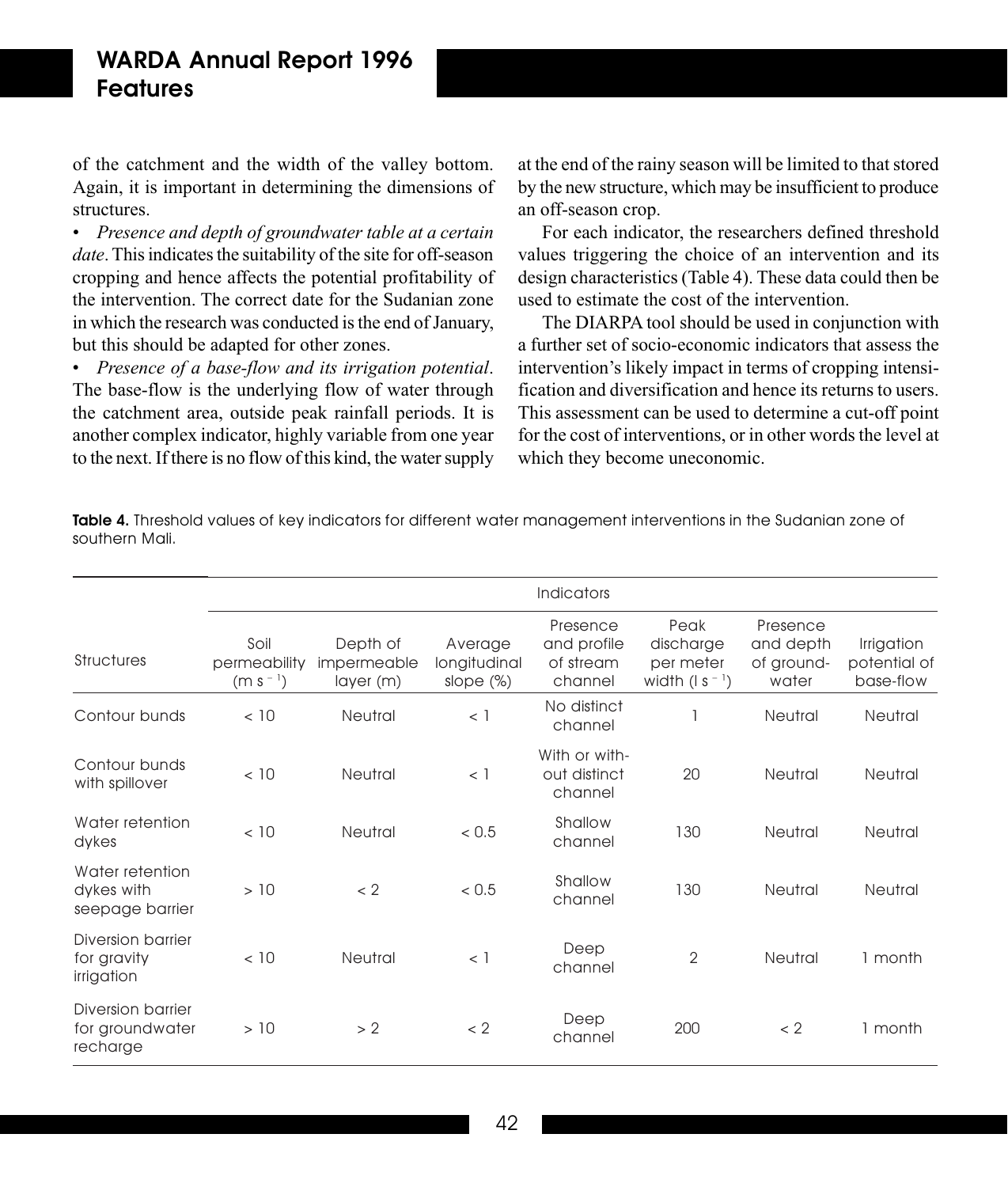of the catchment and the width of the valley bottom. Again, it is important in determining the dimensions of structures.

- *Presence and depth of groundwater table at a certain date*. This indicates the suitability of the site for off-season cropping and hence affects the potential profitability of the intervention. The correct date for the Sudanian zone in which the research was conducted is the end of January, but this should be adapted for other zones.
- *Presence of a base-flow and its irrigation potential*. The base-flow is the underlying flow of water through the catchment area, outside peak rainfall periods. It is another complex indicator, highly variable from one year to the next. If there is no flow of this kind, the water supply at the end of the rainy season will be limited to that stored by the new structure, which may be insufficient to produce an off-season crop.

For each indicator, the researchers defined threshold values triggering the choice of an intervention and its design characteristics (Table 4). These data could then be used to estimate the cost of the intervention.

The DIARPA tool should be used in conjunction with a further set of socio-economic indicators that assess the intervention's likely impact in terms of cropping intensification and diversification and hence its returns to users. This assessment can be used to determine a cut-off point for the cost of interventions, or in other words the level at which they become uneconomic.

**Table 4.** Threshold values of key indicators for different water management interventions in the Sudanian zone of southern Mali.

| | Indicators | | | | | | |
|---|---|---|---|---|---|---|---|
| Structures | Soil permeability (m $s^{-1}$) | Depth of impermeable layer (m) | Average longitudinal slope (%) | Presence and profile of stream channel | Peak discharge per meter width (l $s^{-1}$) | Presence and depth of groundwater | Irrigation potential of base-flow |
| Contour bunds | < 10 | Neutral | < 1 | No distinct channel | 1 | Neutral | Neutral |
| Contour bunds with spillover | < 10 | Neutral | < 1 | With or without distinct channel | 20 | Neutral | Neutral |
| Water retention dykes | < 10 | Neutral | < 0.5 | Shallow channel | 130 | Neutral | Neutral |
| Water retention dykes with seepage barrier | > 10 | < 2 | < 0.5 | Shallow channel | 130 | Neutral | Neutral |
| Diversion barrier for gravity irrigation | < 10 | Neutral | < 1 | Deep channel | 2 | Neutral | 1 month |
| Diversion barrier for groundwater recharge | > 10 | > 2 | < 2 | Deep channel | 200 | < 2 | 1 month |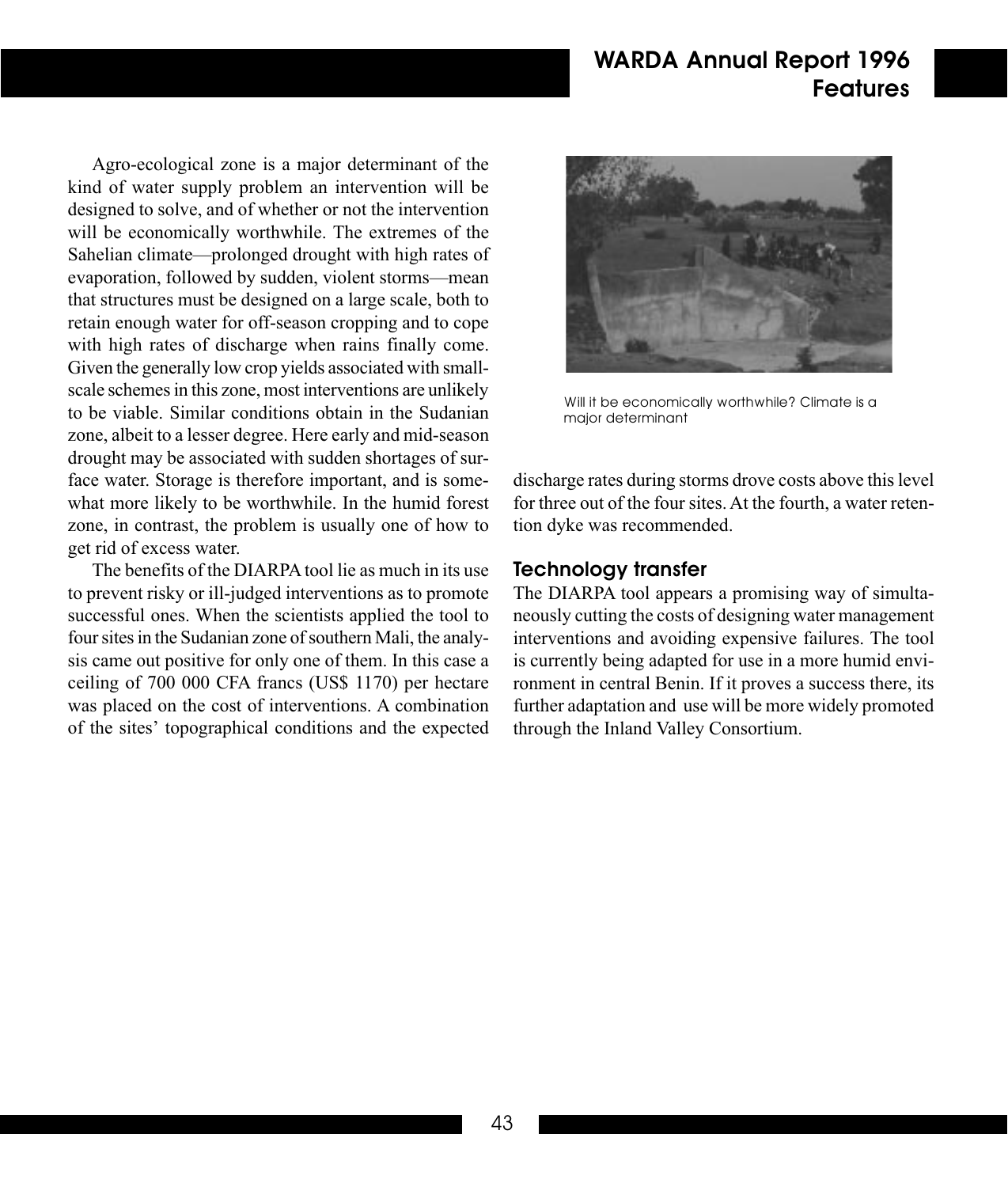Agro-ecological zone is a major determinant of the kind of water supply problem an intervention will be designed to solve, and of whether or not the intervention will be economically worthwhile. The extremes of the Sahelian climate—prolonged drought with high rates of evaporation, followed by sudden, violent storms—mean that structures must be designed on a large scale, both to retain enough water for off-season cropping and to cope with high rates of discharge when rains finally come. Given the generally low crop yields associated with small-scale schemes in this zone, most interventions are unlikely to be viable. Similar conditions obtain in the Sudanian zone, albeit to a lesser degree. Here early and mid-season drought may be associated with sudden shortages of surface water. Storage is therefore important, and is somewhat more likely to be worthwhile. In the humid forest zone, in contrast, the problem is usually one of how to get rid of excess water.

The benefits of the DIARPA tool lie as much in its use to prevent risky or ill-judged interventions as to promote successful ones. When the scientists applied the tool to four sites in the Sudanian zone of southern Mali, the analysis came out positive for only one of them. In this case a ceiling of 700 000 CFA francs (US$ 1170) per hectare was placed on the cost of interventions. A combination of the sites' topographical conditions and the expected discharge rates during storms drove costs above this level for three out of the four sites. At the fourth, a water retention dyke was recommended.

Will it be economically worthwhile? Climate is a major determinant

## Technology transfer

The DIARPA tool appears a promising way of simultaneously cutting the costs of designing water management interventions and avoiding expensive failures. The tool is currently being adapted for use in a more humid environment in central Benin. If it proves a success there, its further adaptation and use will be more widely promoted through the Inland Valley Consortium.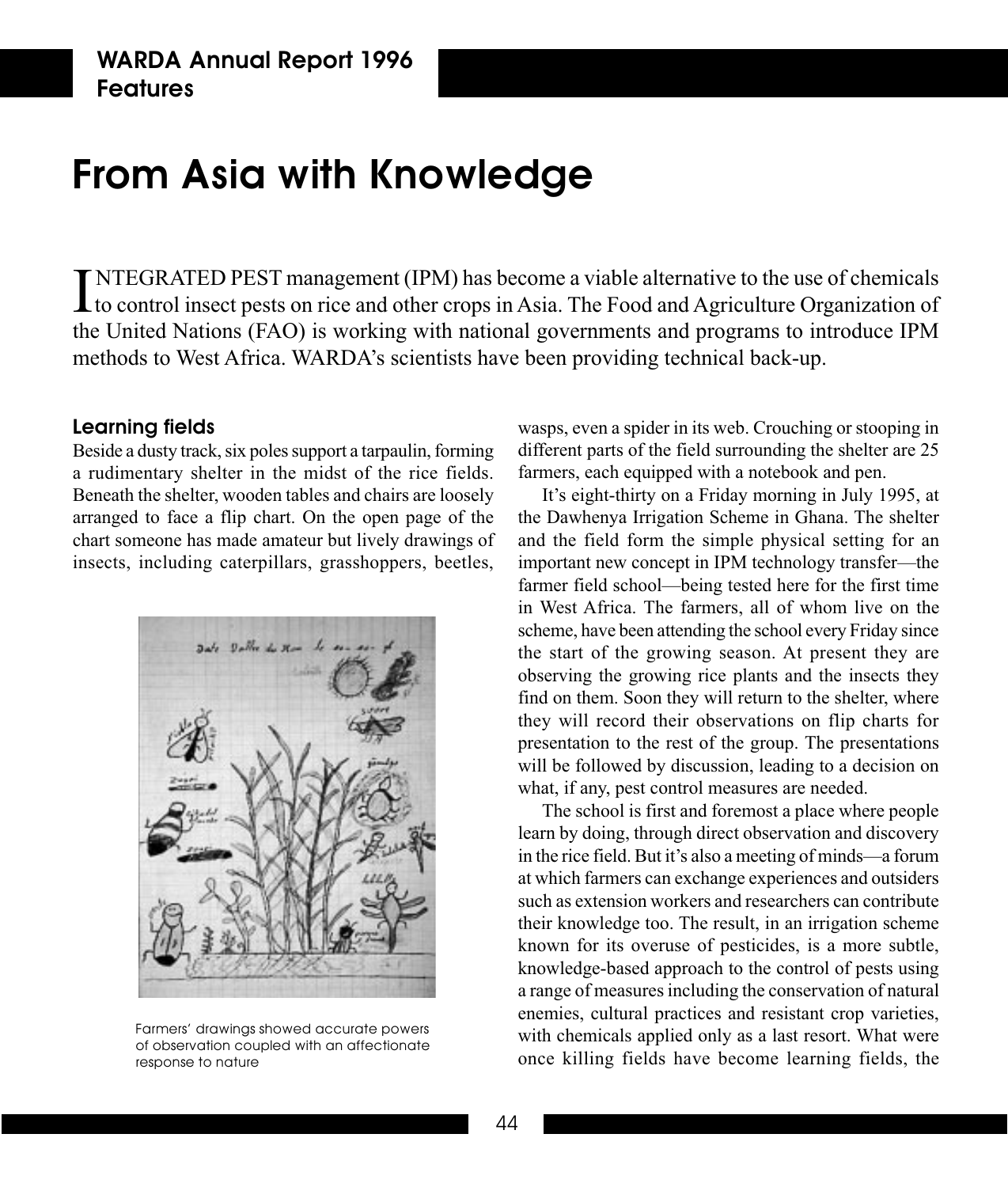# From Asia with Knowledge

INTEGRATED PEST management (IPM) has become a viable alternative to the use of chemicals to control insect pests on rice and other crops in Asia. The Food and Agriculture Organization of the United Nations (FAO) is working with national governments and programs to introduce IPM methods to West Africa. WARDA's scientists have been providing technical back-up.

### Learning fields

Beside a dusty track, six poles support a tarpaulin, forming a rudimentary shelter in the midst of the rice fields. Beneath the shelter, wooden tables and chairs are loosely arranged to face a flip chart. On the open page of the chart someone has made amateur but lively drawings of insects, including caterpillars, grasshoppers, beetles, wasps, even a spider in its web. Crouching or stooping in different parts of the field surrounding the shelter are 25 farmers, each equipped with a notebook and pen.

Farmers' drawings showed accurate powers of observation coupled with an affectionate response to nature

It's eight-thirty on a Friday morning in July 1995, at the Dawhenya Irrigation Scheme in Ghana. The shelter and the field form the simple physical setting for an important new concept in IPM technology transfer—the farmer field school—being tested here for the first time in West Africa. The farmers, all of whom live on the scheme, have been attending the school every Friday since the start of the growing season. At present they are observing the growing rice plants and the insects they find on them. Soon they will return to the shelter, where they will record their observations on flip charts for presentation to the rest of the group. The presentations will be followed by discussion, leading to a decision on what, if any, pest control measures are needed.

The school is first and foremost a place where people learn by doing, through direct observation and discovery in the rice field. But it's also a meeting of minds—a forum at which farmers can exchange experiences and outsiders such as extension workers and researchers can contribute their knowledge too. The result, in an irrigation scheme known for its overuse of pesticides, is a more subtle, knowledge-based approach to the control of pests using a range of measures including the conservation of natural enemies, cultural practices and resistant crop varieties, with chemicals applied only as a last resort. What were once killing fields have become learning fields, the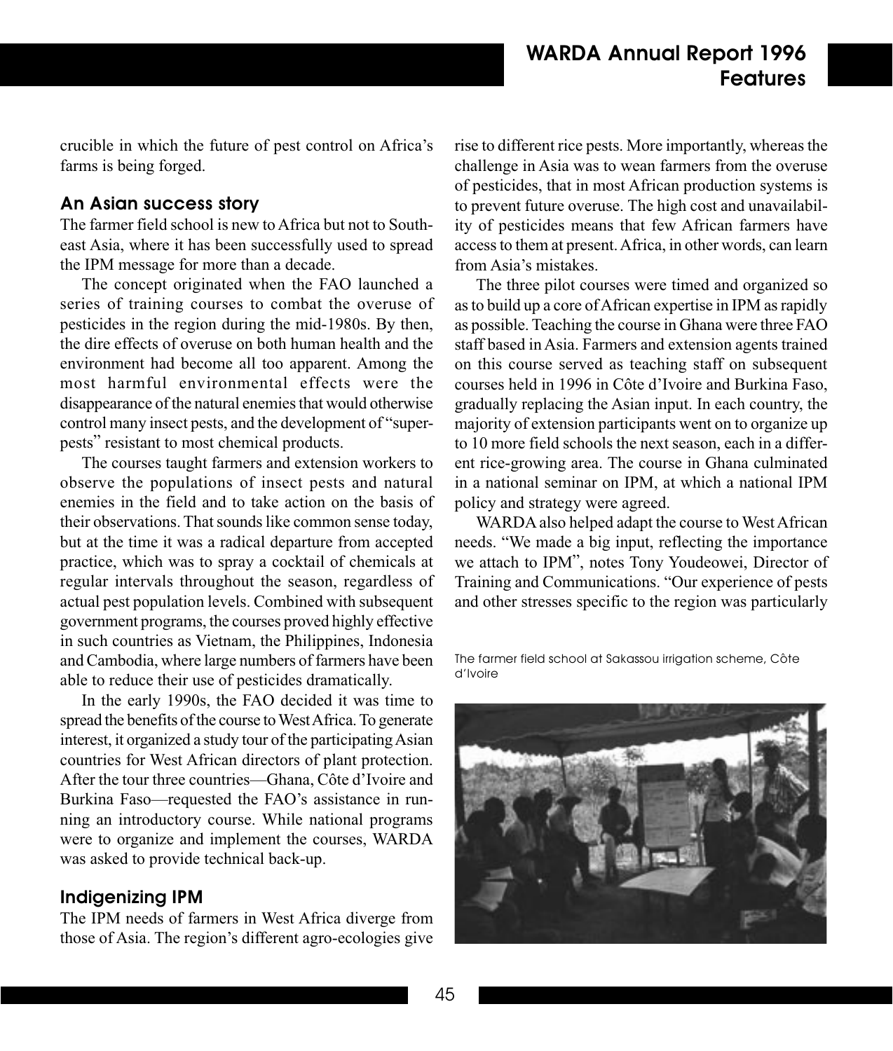crucible in which the future of pest control on Africa's farms is being forged.

### An Asian success story

The farmer field school is new to Africa but not to Southeast Asia, where it has been successfully used to spread the IPM message for more than a decade.

The concept originated when the FAO launched a series of training courses to combat the overuse of pesticides in the region during the mid-1980s. By then, the dire effects of overuse on both human health and the environment had become all too apparent. Among the most harmful environmental effects were the disappearance of the natural enemies that would otherwise control many insect pests, and the development of "super-pests" resistant to most chemical products.

The courses taught farmers and extension workers to observe the populations of insect pests and natural enemies in the field and to take action on the basis of their observations. That sounds like common sense today, but at the time it was a radical departure from accepted practice, which was to spray a cocktail of chemicals at regular intervals throughout the season, regardless of actual pest population levels. Combined with subsequent government programs, the courses proved highly effective in such countries as Vietnam, the Philippines, Indonesia and Cambodia, where large numbers of farmers have been able to reduce their use of pesticides dramatically.

In the early 1990s, the FAO decided it was time to spread the benefits of the course to West Africa. To generate interest, it organized a study tour of the participating Asian countries for West African directors of plant protection. After the tour three countries—Ghana, Côte d'Ivoire and Burkina Faso—requested the FAO's assistance in running an introductory course. While national programs were to organize and implement the courses, WARDA was asked to provide technical back-up.

### Indigenizing IPM

The IPM needs of farmers in West Africa diverge from those of Asia. The region's different agro-ecologies give rise to different rice pests. More importantly, whereas the challenge in Asia was to wean farmers from the overuse of pesticides, that in most African production systems is to prevent future overuse. The high cost and unavailability of pesticides means that few African farmers have access to them at present. Africa, in other words, can learn from Asia's mistakes.

The three pilot courses were timed and organized so as to build up a core of African expertise in IPM as rapidly as possible. Teaching the course in Ghana were three FAO staff based in Asia. Farmers and extension agents trained on this course served as teaching staff on subsequent courses held in 1996 in Côte d'Ivoire and Burkina Faso, gradually replacing the Asian input. In each country, the majority of extension participants went on to organize up to 10 more field schools the next season, each in a different rice-growing area. The course in Ghana culminated in a national seminar on IPM, at which a national IPM policy and strategy were agreed.

WARDA also helped adapt the course to West African needs. "We made a big input, reflecting the importance we attach to IPM", notes Tony Youdeowei, Director of Training and Communications. "Our experience of pests and other stresses specific to the region was particularly

The farmer field school at Sakassou irrigation scheme, Côte d'Ivoire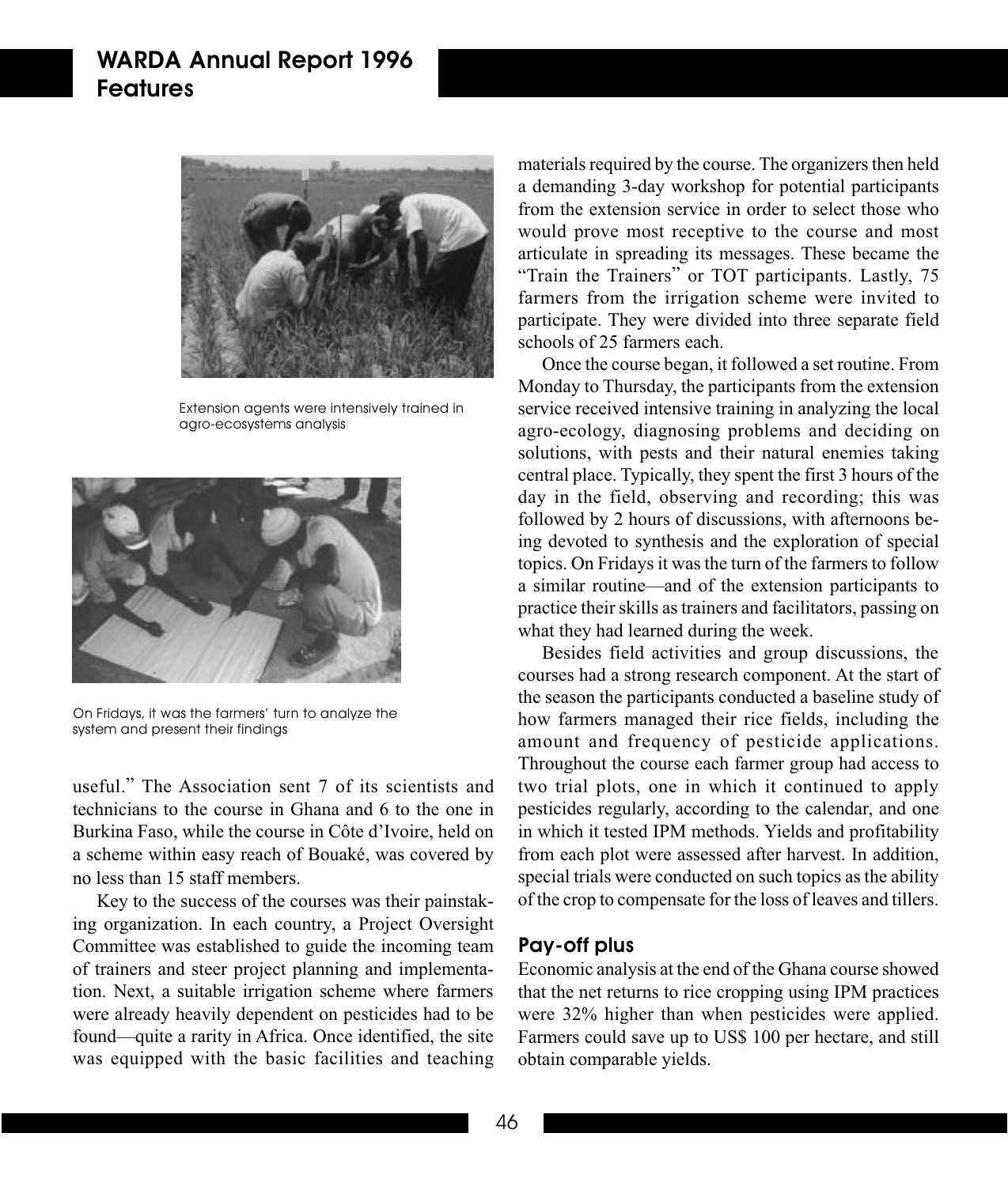Extension agents were intensively trained in agro-ecosystems analysis

On Fridays, it was the farmers' turn to analyze the system and present their findings

useful." The Association sent 7 of its scientists and technicians to the course in Ghana and 6 to the one in Burkina Faso, while the course in Côte d'Ivoire, held on a scheme within easy reach of Bouaké, was covered by no less than 15 staff members.

Key to the success of the courses was their painstaking organization. In each country, a Project Oversight Committee was established to guide the incoming team of trainers and steer project planning and implementation. Next, a suitable irrigation scheme where farmers were already heavily dependent on pesticides had to be found—quite a rarity in Africa. Once identified, the site was equipped with the basic facilities and teaching materials required by the course. The organizers then held a demanding 3-day workshop for potential participants from the extension service in order to select those who would prove most receptive to the course and most articulate in spreading its messages. These became the "Train the Trainers" or TOT participants. Lastly, 75 farmers from the irrigation scheme were invited to participate. They were divided into three separate field schools of 25 farmers each.

Once the course began, it followed a set routine. From Monday to Thursday, the participants from the extension service received intensive training in analyzing the local agro-ecology, diagnosing problems and deciding on solutions, with pests and their natural enemies taking central place. Typically, they spent the first 3 hours of the day in the field, observing and recording; this was followed by 2 hours of discussions, with afternoons being devoted to synthesis and the exploration of special topics. On Fridays it was the turn of the farmers to follow a similar routine—and of the extension participants to practice their skills as trainers and facilitators, passing on what they had learned during the week.

Besides field activities and group discussions, the courses had a strong research component. At the start of the season the participants conducted a baseline study of how farmers managed their rice fields, including the amount and frequency of pesticide applications. Throughout the course each farmer group had access to two trial plots, one in which it continued to apply pesticides regularly, according to the calendar, and one in which it tested IPM methods. Yields and profitability from each plot were assessed after harvest. In addition, special trials were conducted on such topics as the ability of the crop to compensate for the loss of leaves and tillers.

## Pay-off plus

Economic analysis at the end of the Ghana course showed that the net returns to rice cropping using IPM practices were 32% higher than when pesticides were applied. Farmers could save up to US$ 100 per hectare, and still obtain comparable yields.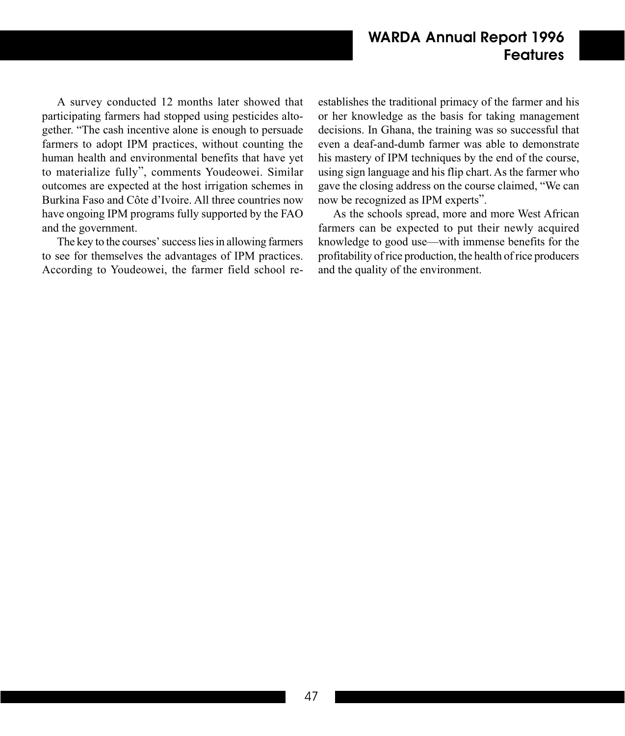A survey conducted 12 months later showed that participating farmers had stopped using pesticides altogether. “The cash incentive alone is enough to persuade farmers to adopt IPM practices, without counting the human health and environmental benefits that have yet to materialize fully”, comments Youdeowei. Similar outcomes are expected at the host irrigation schemes in Burkina Faso and Côte d’Ivoire. All three countries now have ongoing IPM programs fully supported by the FAO and the government.

The key to the courses’ success lies in allowing farmers to see for themselves the advantages of IPM practices. According to Youdeowei, the farmer field school re-establishes the traditional primacy of the farmer and his or her knowledge as the basis for taking management decisions. In Ghana, the training was so successful that even a deaf-and-dumb farmer was able to demonstrate his mastery of IPM techniques by the end of the course, using sign language and his flip chart. As the farmer who gave the closing address on the course claimed, “We can now be recognized as IPM experts”.

As the schools spread, more and more West African farmers can be expected to put their newly acquired knowledge to good use—with immense benefits for the profitability of rice production, the health of rice producers and the quality of the environment.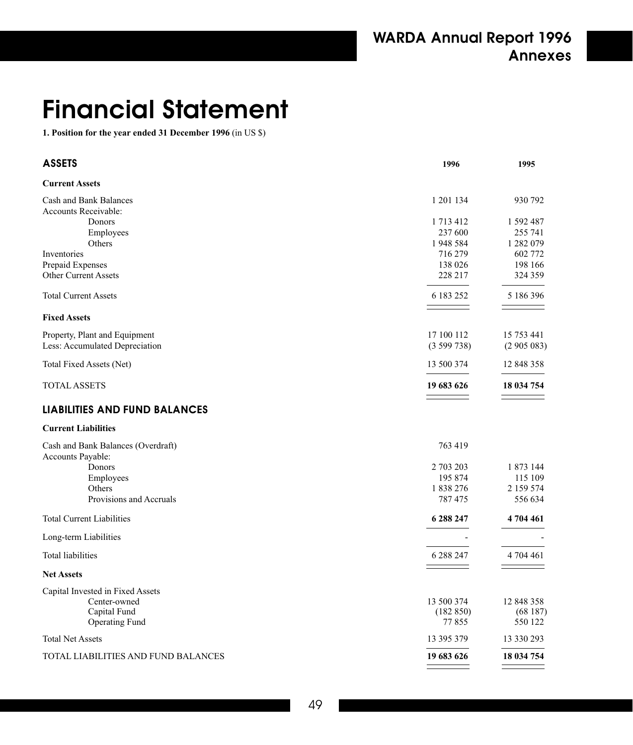# Financial Statement

**1. Position for the year ended 31 December 1996** (in US $)

| **ASSETS** | **1996** | **1995** |
|---|---|---|
| **Current Assets** | | |
| Cash and Bank Balances | 1 201 134 | 930 792 |
| Accounts Receivable: | | |
| Donors | 1 713 412 | 1 592 487 |
| Employees | 237 600 | 255 741 |
| Others | 1 948 584 | 1 282 079 |
| Inventories | 716 279 | 602 772 |
| Prepaid Expenses | 138 026 | 198 166 |
| Other Current Assets | 228 217 | 324 359 |
| Total Current Assets | 6 183 252 | 5 186 396 |
| **Fixed Assets** | | |
| Property, Plant and Equipment | 17 100 112 | 15 753 441 |
| Less: Accumulated Depreciation | (3 599 738) | (2 905 083) |
| Total Fixed Assets (Net) | 13 500 374 | 12 848 358 |
| TOTAL ASSETS | **19 683 626** | **18 034 754** |

## LIABILITIES AND FUND BALANCES

| | 1996 | 1995 |
|---|---|---|
| **Current Liabilities** | | |
| Cash and Bank Balances (Overdraft) | 763 419 | |
| Accounts Payable: | | |
| Donors | 2 703 203 | 1 873 144 |
| Employees | 195 874 | 115 109 |
| Others | 1 838 276 | 2 159 574 |
| Provisions and Accruals | 787 475 | 556 634 |
| Total Current Liabilities | **6 288 247** | **4 704 461** |
| Long-term Liabilities | - | - |
| Total liabilities | 6 288 247 | 4 704 461 |
| **Net Assets** | | |
| Capital Invested in Fixed Assets | | |
| Center-owned | 13 500 374 | 12 848 358 |
| Capital Fund | (182 850) | (68 187) |
| Operating Fund | 77 855 | 550 122 |
| Total Net Assets | 13 395 379 | 13 330 293 |
| TOTAL LIABILITIES AND FUND BALANCES | **19 683 626** | **18 034 754** |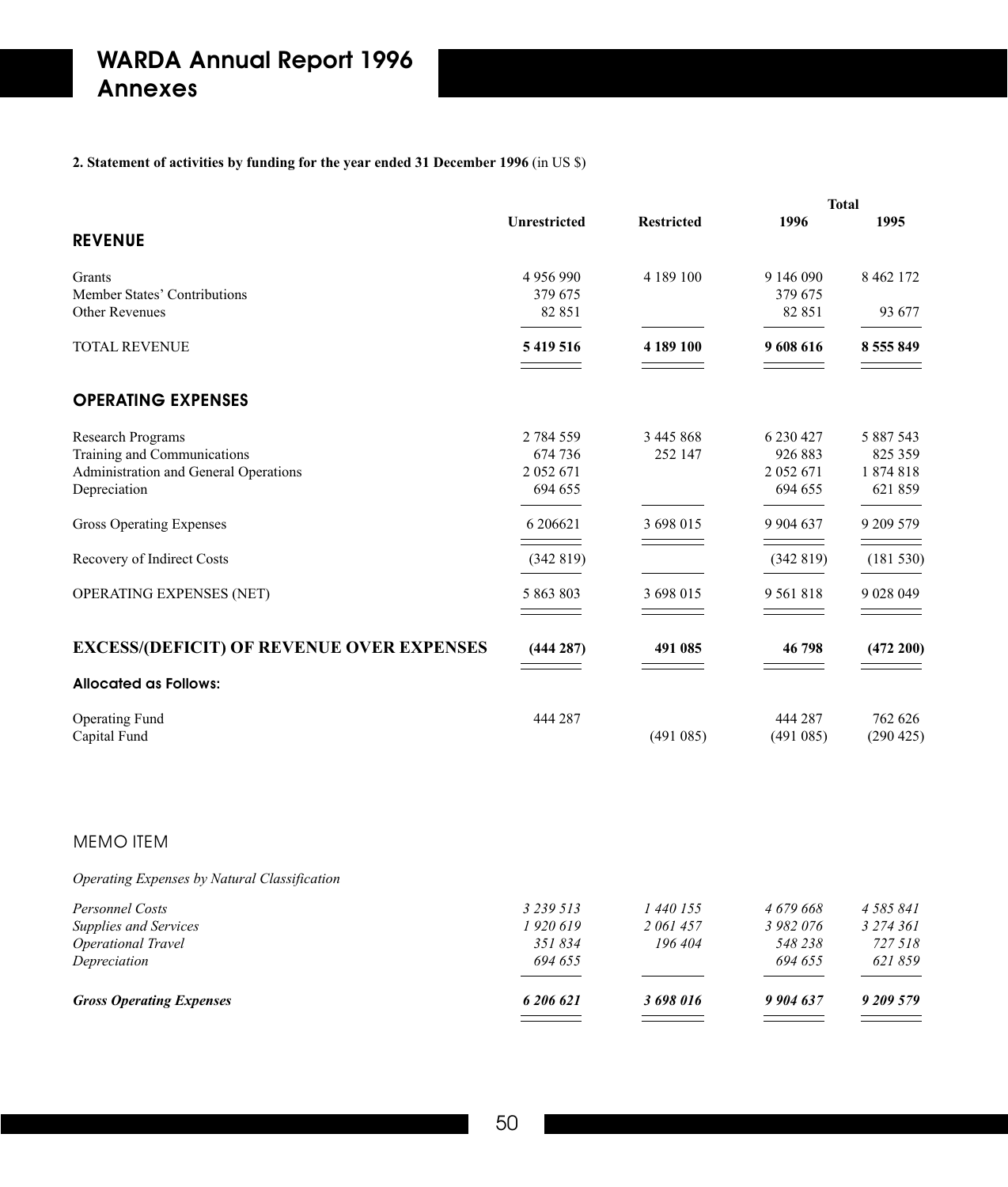**2. Statement of activities by funding for the year ended 31 December 1996** (in US $)

| | Unrestricted | Restricted | Total 1996 | Total 1995 |
|---|---|---|---|---|
| **REVENUE** | | | | |
| Grants | 4 956 990 | 4 189 100 | 9 146 090 | 8 462 172 |
| Member States' Contributions | 379 675 | | 379 675 | |
| Other Revenues | 82 851 | | 82 851 | 93 677 |
| TOTAL REVENUE | **5 419 516** | **4 189 100** | **9 608 616** | **8 555 849** |
| **OPERATING EXPENSES** | | | | |
| Research Programs | 2 784 559 | 3 445 868 | 6 230 427 | 5 887 543 |
| Training and Communications | 674 736 | 252 147 | 926 883 | 825 359 |
| Administration and General Operations | 2 052 671 | | 2 052 671 | 1 874 818 |
| Depreciation | 694 655 | | 694 655 | 621 859 |
| Gross Operating Expenses | 6 206621 | 3 698 015 | 9 904 637 | 9 209 579 |
| Recovery of Indirect Costs | (342 819) | | (342 819) | (181 530) |
| OPERATING EXPENSES (NET) | 5 863 803 | 3 698 015 | 9 561 818 | 9 028 049 |
| **EXCESS/(DEFICIT) OF REVENUE OVER EXPENSES** | **(444 287)** | **491 085** | **46 798** | **(472 200)** |
| **Allocated as Follows:** | | | | |
| Operating Fund | 444 287 | | 444 287 | 762 626 |
| Capital Fund | | (491 085) | (491 085) | (290 425) |

MEMO ITEM

*Operating Expenses by Natural Classification*

| | Unrestricted | Restricted | Total 1996 | Total 1995 |
|---|---|---|---|---|
| *Personnel Costs* | *3 239 513* | *1 440 155* | *4 679 668* | *4 585 841* |
| *Supplies and Services* | *1 920 619* | *2 061 457* | *3 982 076* | *3 274 361* |
| *Operational Travel* | *351 834* | *196 404* | *548 238* | *727 518* |
| *Depreciation* | *694 655* | | *694 655* | *621 859* |
| ***Gross Operating Expenses*** | ***6 206 621*** | ***3 698 016*** | ***9 904 637*** | ***9 209 579*** |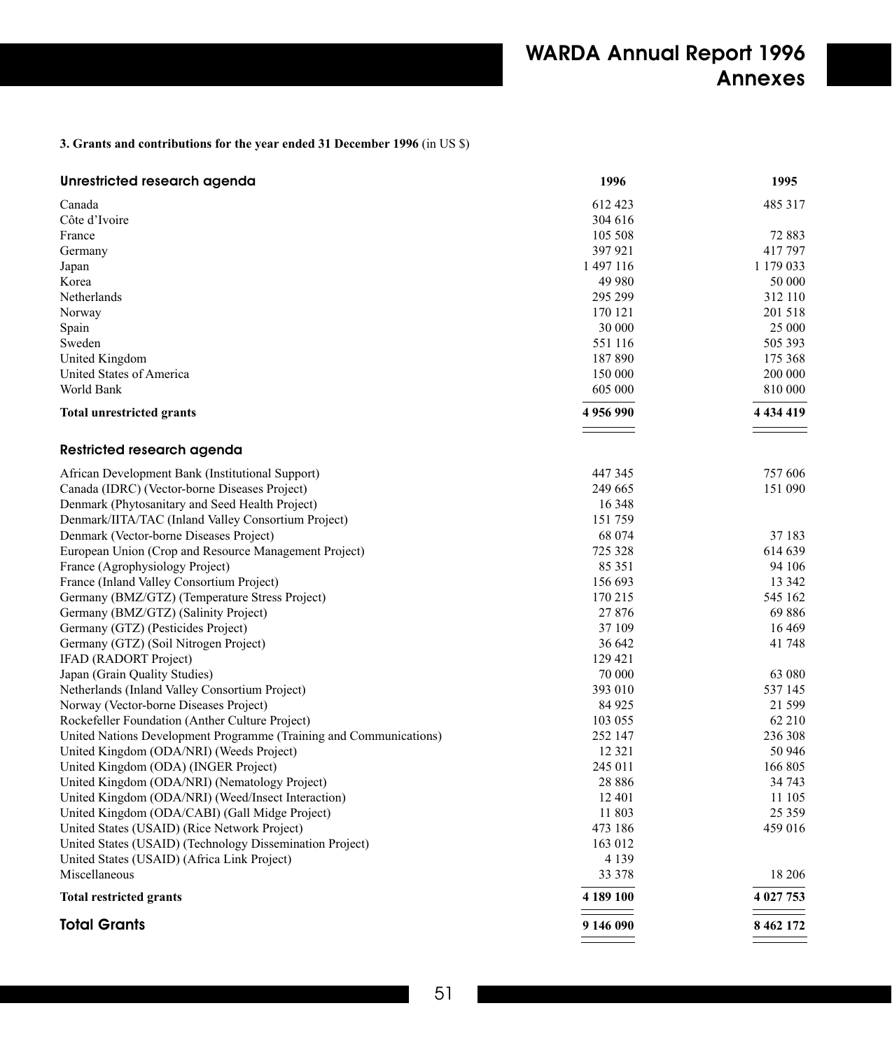**3. Grants and contributions for the year ended 31 December 1996** (in US $)

| Unrestricted research agenda | 1996 | 1995 |
|---|---|---|
| Canada | 612 423 | 485 317 |
| Côte d'Ivoire | 304 616 | |
| France | 105 508 | 72 883 |
| Germany | 397 921 | 417 797 |
| Japan | 1 497 116 | 1 179 033 |
| Korea | 49 980 | 50 000 |
| Netherlands | 295 299 | 312 110 |
| Norway | 170 121 | 201 518 |
| Spain | 30 000 | 25 000 |
| Sweden | 551 116 | 505 393 |
| United Kingdom | 187 890 | 175 368 |
| United States of America | 150 000 | 200 000 |
| World Bank | 605 000 | 810 000 |
| **Total unrestricted grants** | **4 956 990** | **4 434 419** |
| **Restricted research agenda** | | |
| African Development Bank (Institutional Support) | 447 345 | 757 606 |
| Canada (IDRC) (Vector-borne Diseases Project) | 249 665 | 151 090 |
| Denmark (Phytosanitary and Seed Health Project) | 16 348 | |
| Denmark/IITA/TAC (Inland Valley Consortium Project) | 151 759 | |
| Denmark (Vector-borne Diseases Project) | 68 074 | 37 183 |
| European Union (Crop and Resource Management Project) | 725 328 | 614 639 |
| France (Agrophysiology Project) | 85 351 | 94 106 |
| France (Inland Valley Consortium Project) | 156 693 | 13 342 |
| Germany (BMZ/GTZ) (Temperature Stress Project) | 170 215 | 545 162 |
| Germany (BMZ/GTZ) (Salinity Project) | 27 876 | 69 886 |
| Germany (GTZ) (Pesticides Project) | 37 109 | 16 469 |
| Germany (GTZ) (Soil Nitrogen Project) | 36 642 | 41 748 |
| IFAD (RADORT Project) | 129 421 | |
| Japan (Grain Quality Studies) | 70 000 | 63 080 |
| Netherlands (Inland Valley Consortium Project) | 393 010 | 537 145 |
| Norway (Vector-borne Diseases Project) | 84 925 | 21 599 |
| Rockefeller Foundation (Anther Culture Project) | 103 055 | 62 210 |
| United Nations Development Programme (Training and Communications) | 252 147 | 236 308 |
| United Kingdom (ODA/NRI) (Weeds Project) | 12 321 | 50 946 |
| United Kingdom (ODA) (INGER Project) | 245 011 | 166 805 |
| United Kingdom (ODA/NRI) (Nematology Project) | 28 886 | 34 743 |
| United Kingdom (ODA/NRI) (Weed/Insect Interaction) | 12 401 | 11 105 |
| United Kingdom (ODA/CABI) (Gall Midge Project) | 11 803 | 25 359 |
| United States (USAID) (Rice Network Project) | 473 186 | 459 016 |
| United States (USAID) (Technology Dissemination Project) | 163 012 | |
| United States (USAID) (Africa Link Project) | 4 139 | |
| Miscellaneous | 33 378 | 18 206 |
| **Total restricted grants** | **4 189 100** | **4 027 753** |
| **Total Grants** | **9 146 090** | **8 462 172** |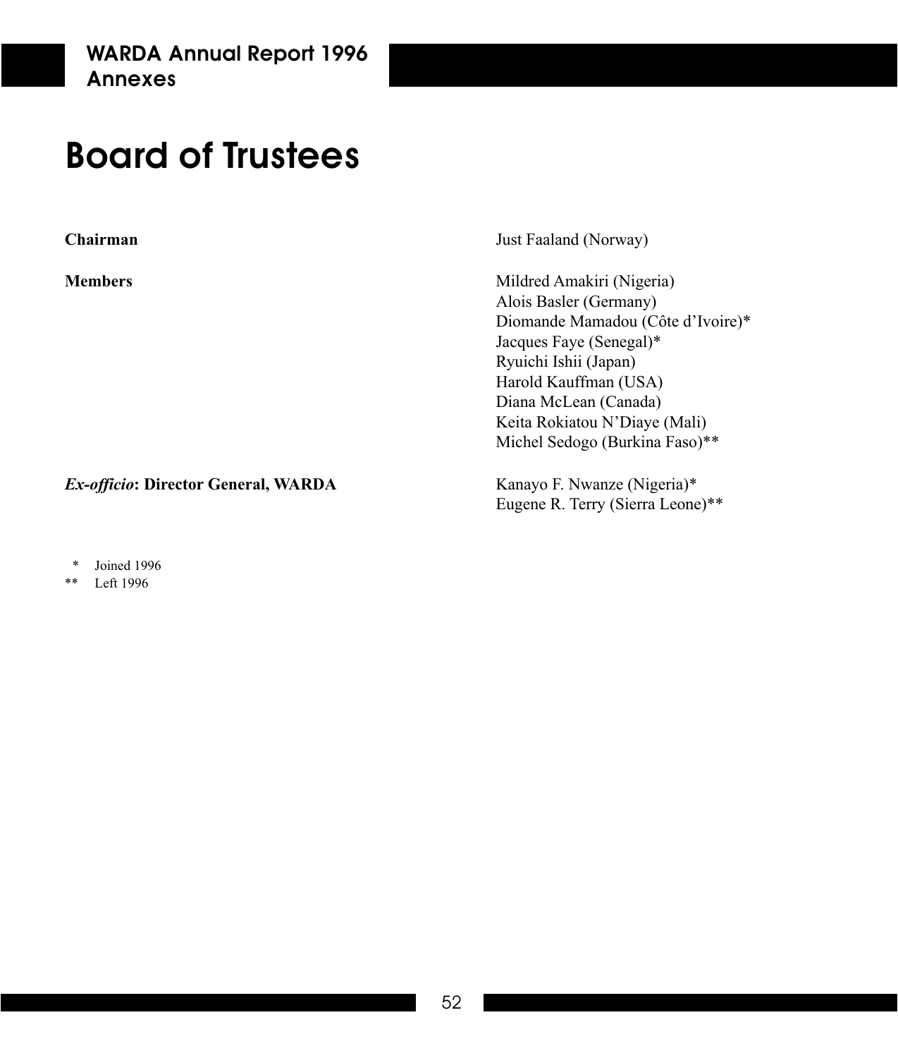# Board of Trustees

| | |
|---|---|
| **Chairman** | Just Faaland (Norway) |
| **Members** | Mildred Amakiri (Nigeria)<br>Alois Basler (Germany)<br>Diomande Mamadou (Côte d'Ivoire)*<br>Jacques Faye (Senegal)*<br>Ryuichi Ishii (Japan)<br>Harold Kauffman (USA)<br>Diana McLean (Canada)<br>Keita Rokiatou N'Diaye (Mali)<br>Michel Sedogo (Burkina Faso)** |
| ***Ex-officio*: Director General, WARDA** | Kanayo F. Nwanze (Nigeria)*<br>Eugene R. Terry (Sierra Leone)** |

\* Joined 1996

\*\* Left 1996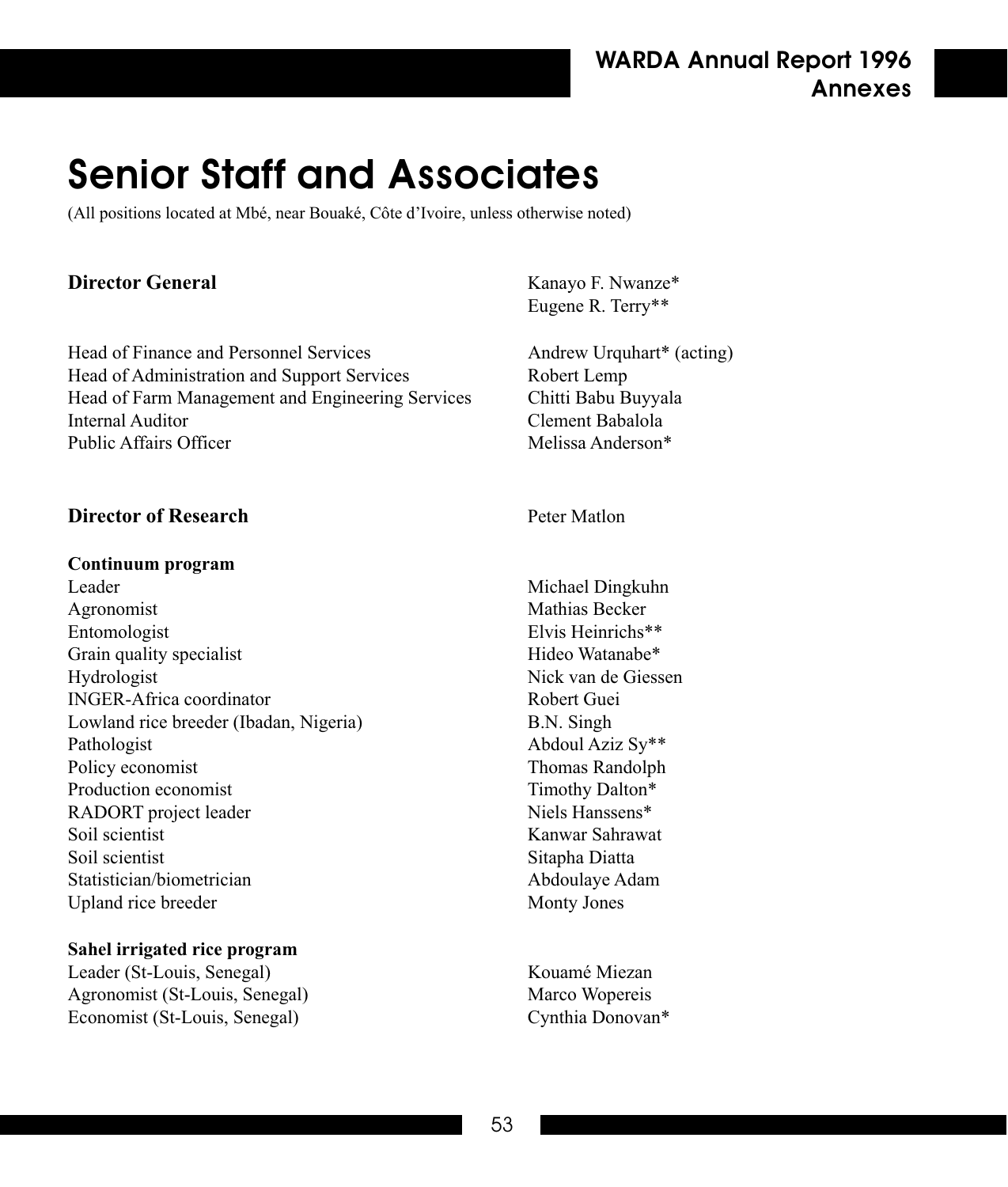# Senior Staff and Associates

(All positions located at Mbé, near Bouaké, Côte d'Ivoire, unless otherwise noted)

| | |
|---|---|
| **Director General** | Kanayo F. Nwanze* |
| | Eugene R. Terry** |
| Head of Finance and Personnel Services | Andrew Urquhart* (acting) |
| Head of Administration and Support Services | Robert Lemp |
| Head of Farm Management and Engineering Services | Chitti Babu Buyyala |
| Internal Auditor | Clement Babalola |
| Public Affairs Officer | Melissa Anderson* |

| | |
|---|---|
| **Director of Research** | Peter Matlon |

**Continuum program**

| | |
|---|---|
| Leader | Michael Dingkuhn |
| Agronomist | Mathias Becker |
| Entomologist | Elvis Heinrichs** |
| Grain quality specialist | Hideo Watanabe* |
| Hydrologist | Nick van de Giessen |
| INGER-Africa coordinator | Robert Guei |
| Lowland rice breeder (Ibadan, Nigeria) | B.N. Singh |
| Pathologist | Abdoul Aziz Sy** |
| Policy economist | Thomas Randolph |
| Production economist | Timothy Dalton* |
| RADORT project leader | Niels Hanssens* |
| Soil scientist | Kanwar Sahrawat |
| Soil scientist | Sitapha Diatta |
| Statistician/biometrician | Abdoulaye Adam |
| Upland rice breeder | Monty Jones |

**Sahel irrigated rice program**

| | |
|---|---|
| Leader (St-Louis, Senegal) | Kouamé Miezan |
| Agronomist (St-Louis, Senegal) | Marco Wopereis |
| Economist (St-Louis, Senegal) | Cynthia Donovan* |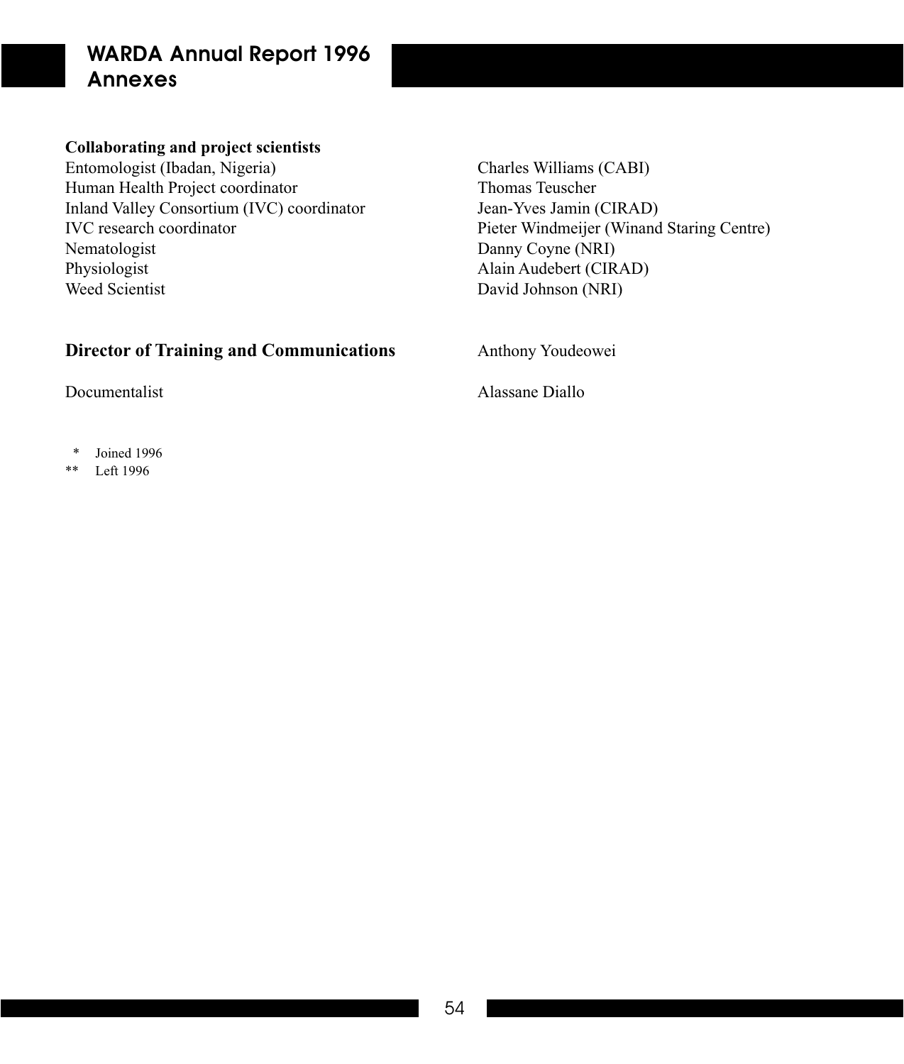**Collaborating and project scientists**

| | |
|---|---|
| Entomologist (Ibadan, Nigeria) | Charles Williams (CABI) |
| Human Health Project coordinator | Thomas Teuscher |
| Inland Valley Consortium (IVC) coordinator | Jean-Yves Jamin (CIRAD) |
| IVC research coordinator | Pieter Windmeijer (Winand Staring Centre) |
| Nematologist | Danny Coyne (NRI) |
| Physiologist | Alain Audebert (CIRAD) |
| Weed Scientist | David Johnson (NRI) |

**Director of Training and Communications** — Anthony Youdeowei

Documentalist — Alassane Diallo

\* Joined 1996
\** Left 1996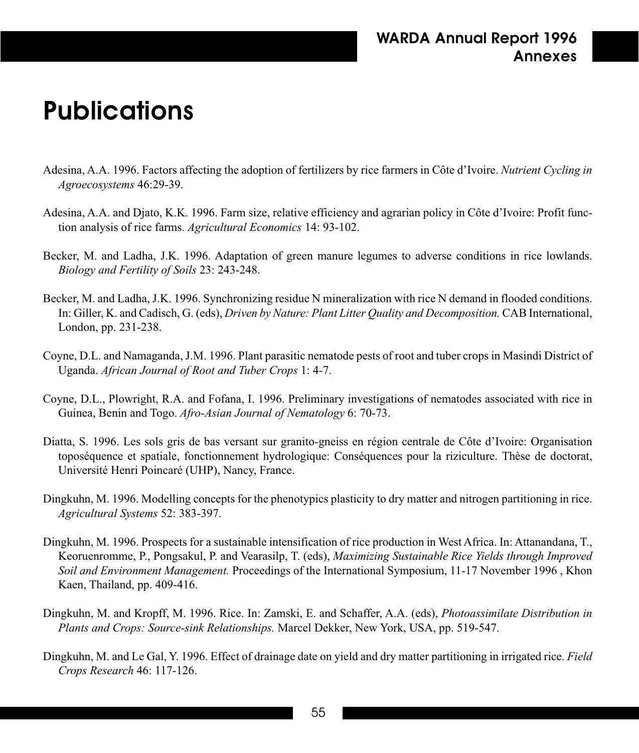# Publications

Adesina, A.A. 1996. Factors affecting the adoption of fertilizers by rice farmers in Côte d'Ivoire. *Nutrient Cycling in Agroecosystems* 46:29-39.

Adesina, A.A. and Djato, K.K. 1996. Farm size, relative efficiency and agrarian policy in Côte d'Ivoire: Profit function analysis of rice farms. *Agricultural Economics* 14: 93-102.

Becker, M. and Ladha, J.K. 1996. Adaptation of green manure legumes to adverse conditions in rice lowlands. *Biology and Fertility of Soils* 23: 243-248.

Becker, M. and Ladha, J.K. 1996. Synchronizing residue N mineralization with rice N demand in flooded conditions. In: Giller, K. and Cadisch, G. (eds), *Driven by Nature: Plant Litter Quality and Decomposition.* CAB International, London, pp. 231-238.

Coyne, D.L. and Namaganda, J.M. 1996. Plant parasitic nematode pests of root and tuber crops in Masindi District of Uganda. *African Journal of Root and Tuber Crops* 1: 4-7.

Coyne, D.L., Plowright, R.A. and Fofana, I. 1996. Preliminary investigations of nematodes associated with rice in Guinea, Benin and Togo. *Afro-Asian Journal of Nematology* 6: 70-73.

Diatta, S. 1996. Les sols gris de bas versant sur granito-gneiss en région centrale de Côte d'Ivoire: Organisation toposéquence et spatiale, fonctionnement hydrologique: Conséquences pour la riziculture. Thèse de doctorat, Université Henri Poincaré (UHP), Nancy, France.

Dingkuhn, M. 1996. Modelling concepts for the phenotypics plasticity to dry matter and nitrogen partitioning in rice. *Agricultural Systems* 52: 383-397.

Dingkuhn, M. 1996. Prospects for a sustainable intensification of rice production in West Africa. In: Attanandana, T., Keoruenromme, P., Pongsakul, P. and Vearasilp, T. (eds), *Maximizing Sustainable Rice Yields through Improved Soil and Environment Management.* Proceedings of the International Symposium, 11-17 November 1996 , Khon Kaen, Thailand, pp. 409-416.

Dingkuhn, M. and Kropff, M. 1996. Rice. In: Zamski, E. and Schaffer, A.A. (eds), *Photoassimilate Distribution in Plants and Crops: Source-sink Relationships.* Marcel Dekker, New York, USA, pp. 519-547.

Dingkuhn, M. and Le Gal, Y. 1996. Effect of drainage date on yield and dry matter partitioning in irrigated rice. *Field Crops Research* 46: 117-126.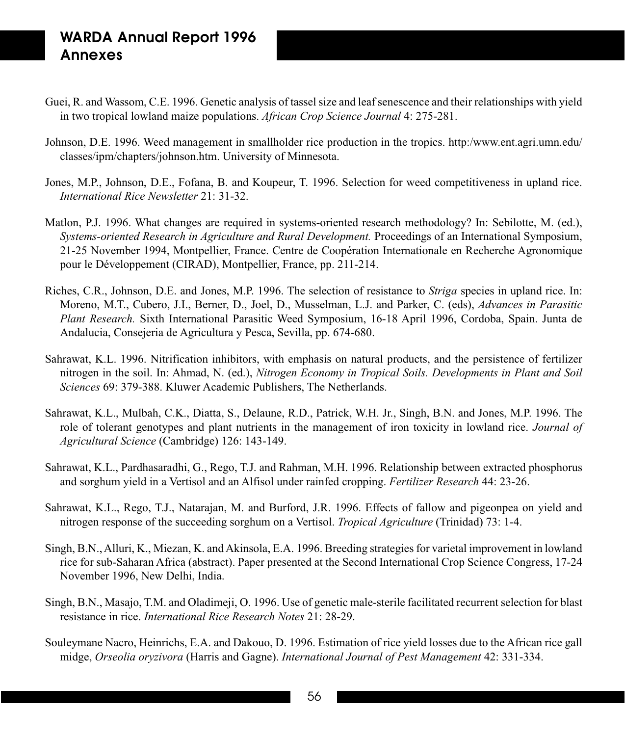Guei, R. and Wassom, C.E. 1996. Genetic analysis of tassel size and leaf senescence and their relationships with yield in two tropical lowland maize populations. *African Crop Science Journal* 4: 275-281.

Johnson, D.E. 1996. Weed management in smallholder rice production in the tropics. http:/www.ent.agri.umn.edu/classes/ipm/chapters/johnson.htm. University of Minnesota.

Jones, M.P., Johnson, D.E., Fofana, B. and Koupeur, T. 1996. Selection for weed competitiveness in upland rice. *International Rice Newsletter* 21: 31-32.

Matlon, P.J. 1996. What changes are required in systems-oriented research methodology? In: Sebilotte, M. (ed.), *Systems-oriented Research in Agriculture and Rural Development.* Proceedings of an International Symposium, 21-25 November 1994, Montpellier, France. Centre de Coopération Internationale en Recherche Agronomique pour le Développement (CIRAD), Montpellier, France, pp. 211-214.

Riches, C.R., Johnson, D.E. and Jones, M.P. 1996. The selection of resistance to *Striga* species in upland rice. In: Moreno, M.T., Cubero, J.I., Berner, D., Joel, D., Musselman, L.J. and Parker, C. (eds), *Advances in Parasitic Plant Research.* Sixth International Parasitic Weed Symposium, 16-18 April 1996, Cordoba, Spain. Junta de Andalucia, Consejeria de Agricultura y Pesca, Sevilla, pp. 674-680.

Sahrawat, K.L. 1996. Nitrification inhibitors, with emphasis on natural products, and the persistence of fertilizer nitrogen in the soil. In: Ahmad, N. (ed.), *Nitrogen Economy in Tropical Soils. Developments in Plant and Soil Sciences* 69: 379-388. Kluwer Academic Publishers, The Netherlands.

Sahrawat, K.L., Mulbah, C.K., Diatta, S., Delaune, R.D., Patrick, W.H. Jr., Singh, B.N. and Jones, M.P. 1996. The role of tolerant genotypes and plant nutrients in the management of iron toxicity in lowland rice. *Journal of Agricultural Science* (Cambridge) 126: 143-149.

Sahrawat, K.L., Pardhasaradhi, G., Rego, T.J. and Rahman, M.H. 1996. Relationship between extracted phosphorus and sorghum yield in a Vertisol and an Alfisol under rainfed cropping. *Fertilizer Research* 44: 23-26.

Sahrawat, K.L., Rego, T.J., Natarajan, M. and Burford, J.R. 1996. Effects of fallow and pigeonpea on yield and nitrogen response of the succeeding sorghum on a Vertisol. *Tropical Agriculture* (Trinidad) 73: 1-4.

Singh, B.N., Alluri, K., Miezan, K. and Akinsola, E.A. 1996. Breeding strategies for varietal improvement in lowland rice for sub-Saharan Africa (abstract). Paper presented at the Second International Crop Science Congress, 17-24 November 1996, New Delhi, India.

Singh, B.N., Masajo, T.M. and Oladimeji, O. 1996. Use of genetic male-sterile facilitated recurrent selection for blast resistance in rice. *International Rice Research Notes* 21: 28-29.

Souleymane Nacro, Heinrichs, E.A. and Dakouo, D. 1996. Estimation of rice yield losses due to the African rice gall midge, *Orseolia oryzivora* (Harris and Gagne). *International Journal of Pest Management* 42: 331-334.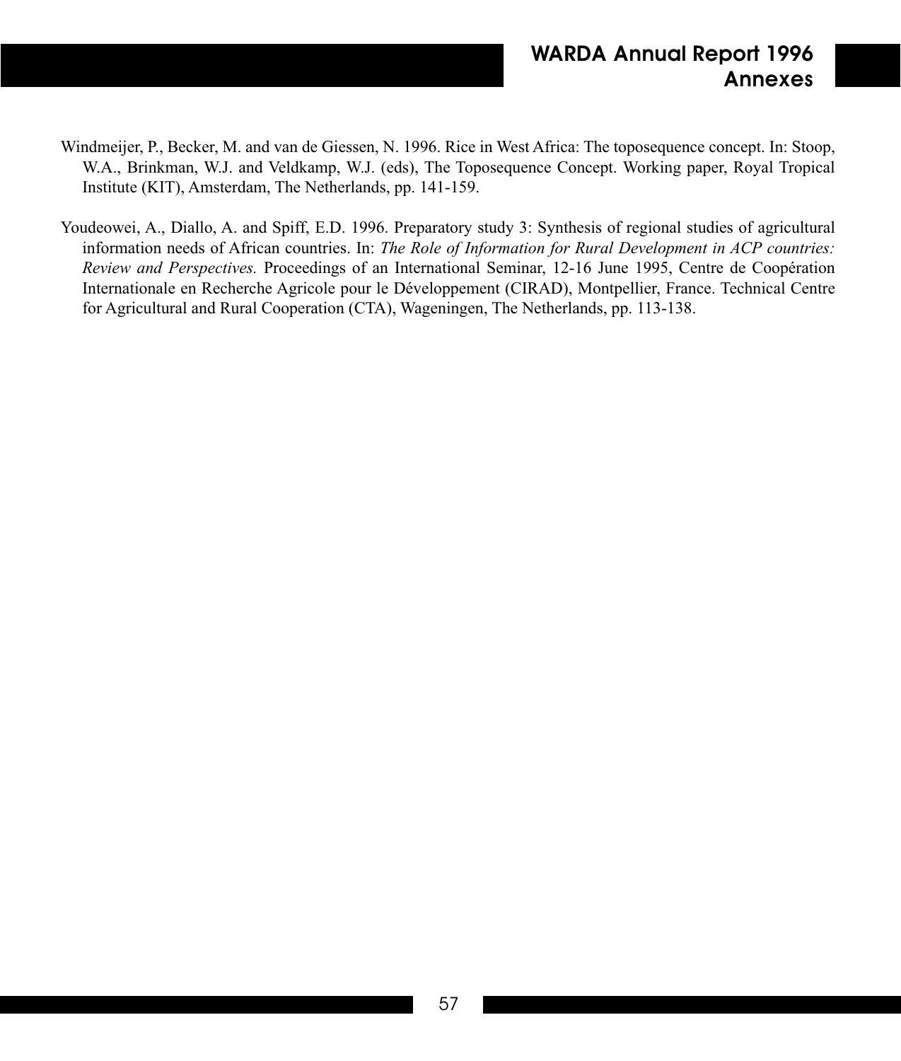Windmeijer, P., Becker, M. and van de Giessen, N. 1996. Rice in West Africa: The toposequence concept. In: Stoop, W.A., Brinkman, W.J. and Veldkamp, W.J. (eds), The Toposequence Concept. Working paper, Royal Tropical Institute (KIT), Amsterdam, The Netherlands, pp. 141-159.

Youdeowei, A., Diallo, A. and Spiff, E.D. 1996. Preparatory study 3: Synthesis of regional studies of agricultural information needs of African countries. In: *The Role of Information for Rural Development in ACP countries: Review and Perspectives.* Proceedings of an International Seminar, 12-16 June 1995, Centre de Coopération Internationale en Recherche Agricole pour le Développement (CIRAD), Montpellier, France. Technical Centre for Agricultural and Rural Cooperation (CTA), Wageningen, The Netherlands, pp. 113-138.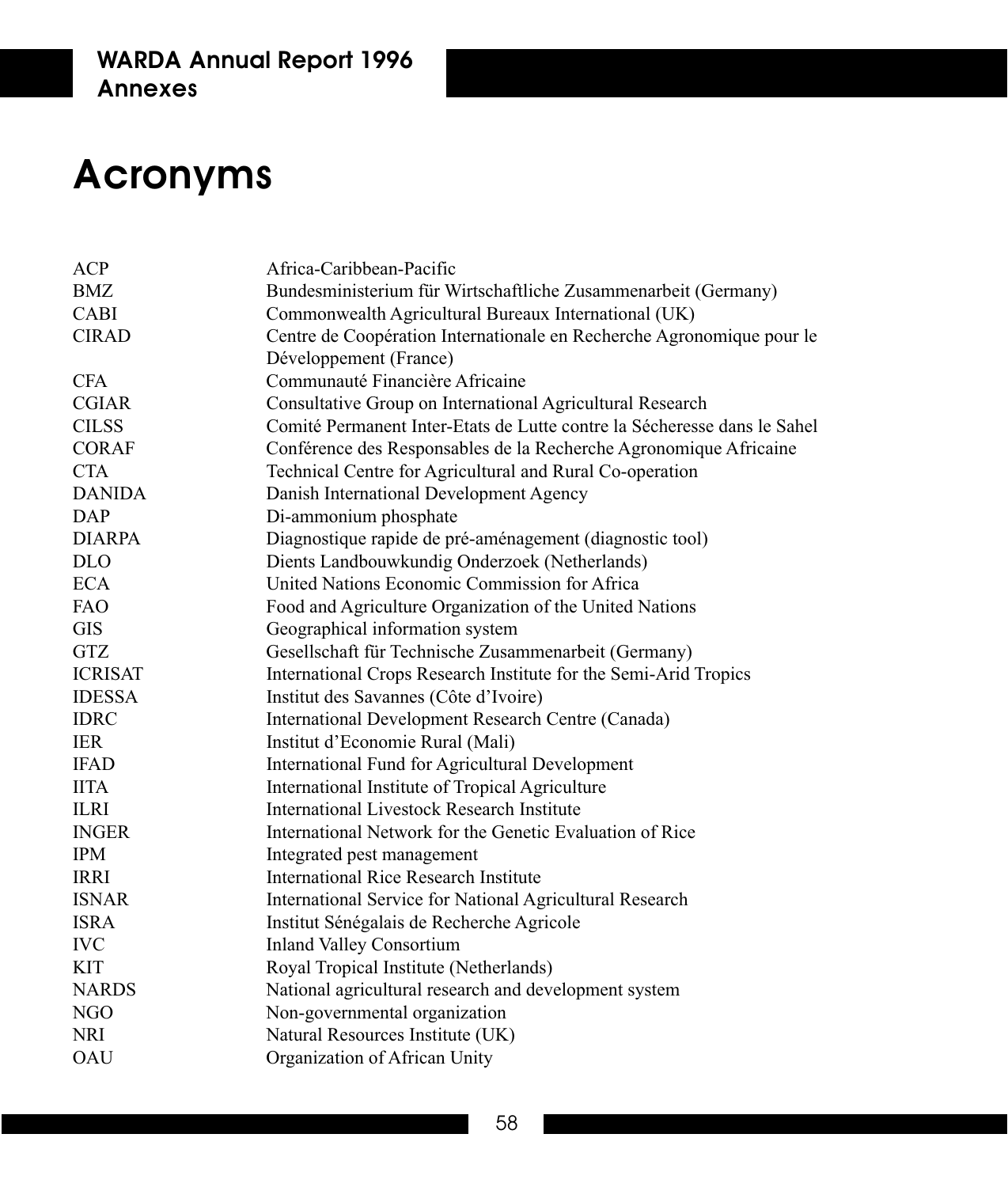# Acronyms

| | |
|---|---|
| ACP | Africa-Caribbean-Pacific |
| BMZ | Bundesministerium für Wirtschaftliche Zusammenarbeit (Germany) |
| CABI | Commonwealth Agricultural Bureaux International (UK) |
| CIRAD | Centre de Coopération Internationale en Recherche Agronomique pour le Développement (France) |
| CFA | Communauté Financière Africaine |
| CGIAR | Consultative Group on International Agricultural Research |
| CILSS | Comité Permanent Inter-Etats de Lutte contre la Sécheresse dans le Sahel |
| CORAF | Conférence des Responsables de la Recherche Agronomique Africaine |
| CTA | Technical Centre for Agricultural and Rural Co-operation |
| DANIDA | Danish International Development Agency |
| DAP | Di-ammonium phosphate |
| DIARPA | Diagnostique rapide de pré-aménagement (diagnostic tool) |
| DLO | Dients Landbouwkundig Onderzoek (Netherlands) |
| ECA | United Nations Economic Commission for Africa |
| FAO | Food and Agriculture Organization of the United Nations |
| GIS | Geographical information system |
| GTZ | Gesellschaft für Technische Zusammenarbeit (Germany) |
| ICRISAT | International Crops Research Institute for the Semi-Arid Tropics |
| IDESSA | Institut des Savannes (Côte d'Ivoire) |
| IDRC | International Development Research Centre (Canada) |
| IER | Institut d'Economie Rural (Mali) |
| IFAD | International Fund for Agricultural Development |
| IITA | International Institute of Tropical Agriculture |
| ILRI | International Livestock Research Institute |
| INGER | International Network for the Genetic Evaluation of Rice |
| IPM | Integrated pest management |
| IRRI | International Rice Research Institute |
| ISNAR | International Service for National Agricultural Research |
| ISRA | Institut Sénégalais de Recherche Agricole |
| IVC | Inland Valley Consortium |
| KIT | Royal Tropical Institute (Netherlands) |
| NARDS | National agricultural research and development system |
| NGO | Non-governmental organization |
| NRI | Natural Resources Institute (UK) |
| OAU | Organization of African Unity |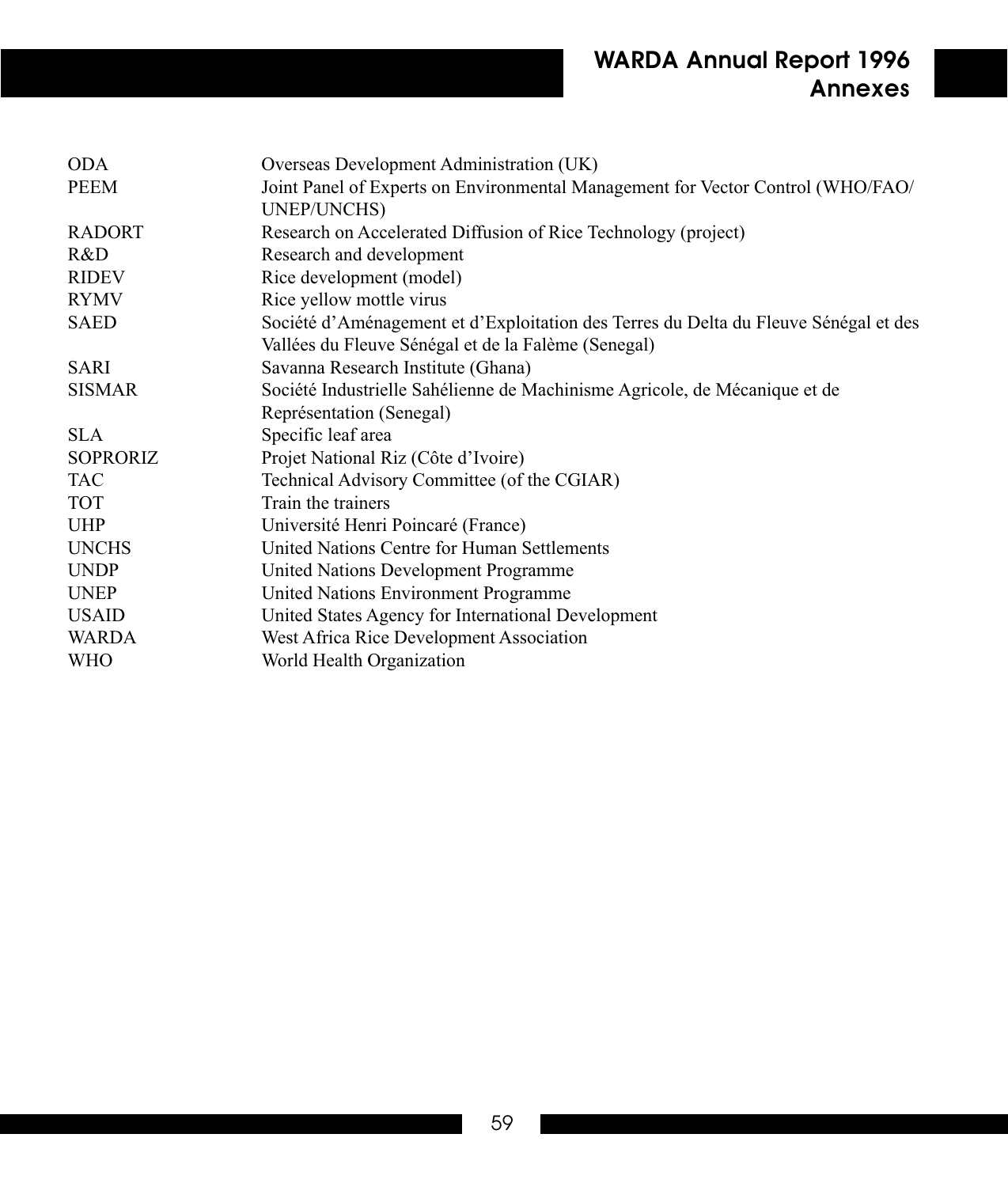| | |
|---|---|
| ODA | Overseas Development Administration (UK) |
| PEEM | Joint Panel of Experts on Environmental Management for Vector Control (WHO/FAO/UNEP/UNCHS) |
| RADORT | Research on Accelerated Diffusion of Rice Technology (project) |
| R&D | Research and development |
| RIDEV | Rice development (model) |
| RYMV | Rice yellow mottle virus |
| SAED | Société d'Aménagement et d'Exploitation des Terres du Delta du Fleuve Sénégal et des Vallées du Fleuve Sénégal et de la Falème (Senegal) |
| SARI | Savanna Research Institute (Ghana) |
| SISMAR | Société Industrielle Sahélienne de Machinisme Agricole, de Mécanique et de Représentation (Senegal) |
| SLA | Specific leaf area |
| SOPRORIZ | Projet National Riz (Côte d'Ivoire) |
| TAC | Technical Advisory Committee (of the CGIAR) |
| TOT | Train the trainers |
| UHP | Université Henri Poincaré (France) |
| UNCHS | United Nations Centre for Human Settlements |
| UNDP | United Nations Development Programme |
| UNEP | United Nations Environment Programme |
| USAID | United States Agency for International Development |
| WARDA | West Africa Rice Development Association |
| WHO | World Health Organization |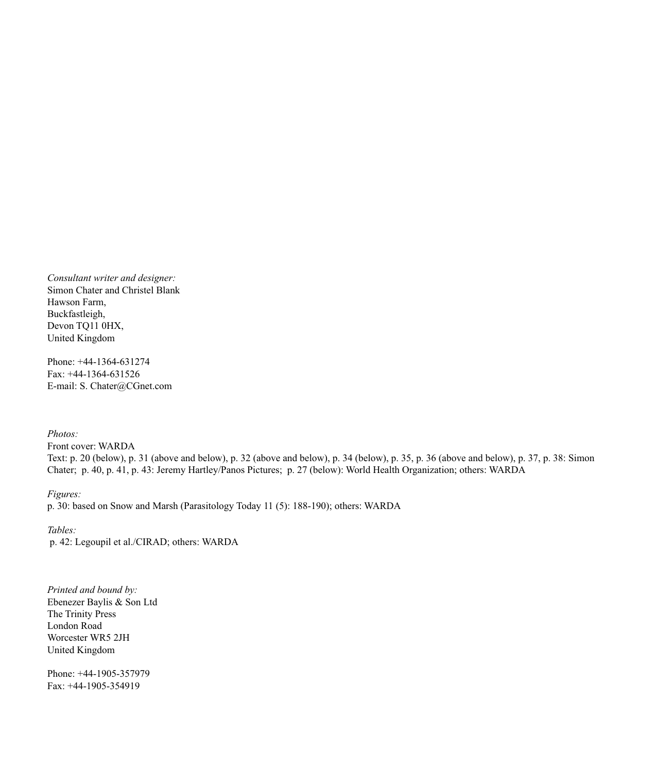*Consultant writer and designer:*
Simon Chater and Christel Blank
Hawson Farm,
Buckfastleigh,
Devon TQ11 0HX,
United Kingdom

Phone: +44-1364-631274
Fax: +44-1364-631526
E-mail: S. Chater@CGnet.com

*Photos:*
Front cover: WARDA
Text: p. 20 (below), p. 31 (above and below), p. 32 (above and below), p. 34 (below), p. 35, p. 36 (above and below), p. 37, p. 38: Simon Chater; p. 40, p. 41, p. 43: Jeremy Hartley/Panos Pictures; p. 27 (below): World Health Organization; others: WARDA

*Figures:*
p. 30: based on Snow and Marsh (Parasitology Today 11 (5): 188-190); others: WARDA

*Tables:*
p. 42: Legoupil et al./CIRAD; others: WARDA

*Printed and bound by:*
Ebenezer Baylis & Son Ltd
The Trinity Press
London Road
Worcester WR5 2JH
United Kingdom

Phone: +44-1905-357979
Fax: +44-1905-354919